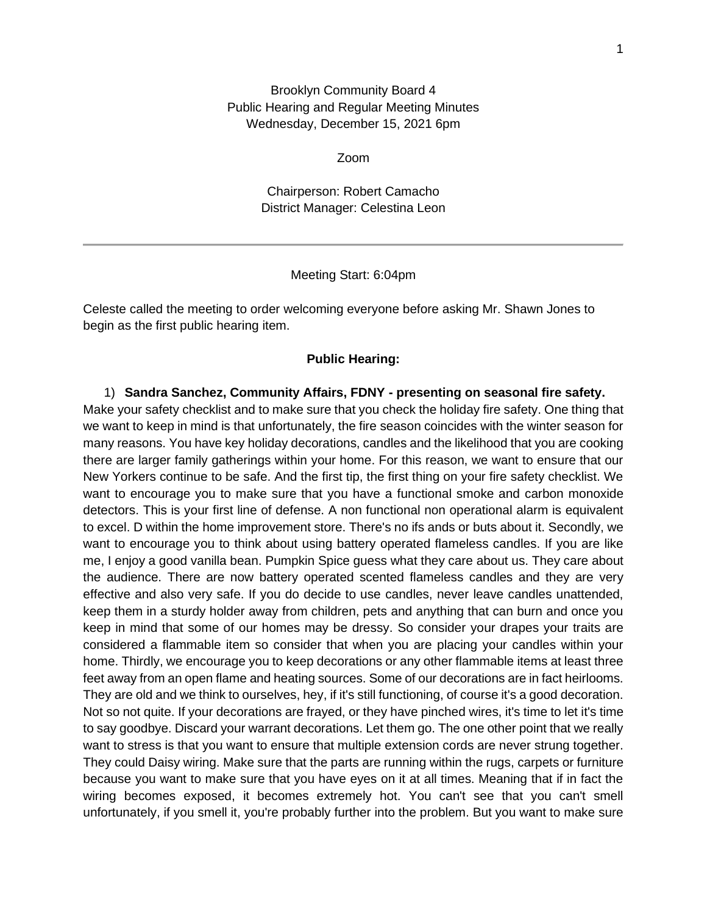Brooklyn Community Board 4
Public Hearing and Regular Meeting Minutes
Wednesday, December 15, 2021 6pm

Zoom

Chairperson: Robert Camacho
District Manager: Celestina Leon

---

Meeting Start: 6:04pm

Celeste called the meeting to order welcoming everyone before asking Mr. Shawn Jones to begin as the first public hearing item.

**Public Hearing:**

1) **Sandra Sanchez, Community Affairs, FDNY - presenting on seasonal fire safety.**

Make your safety checklist and to make sure that you check the holiday fire safety. One thing that we want to keep in mind is that unfortunately, the fire season coincides with the winter season for many reasons. You have key holiday decorations, candles and the likelihood that you are cooking there are larger family gatherings within your home. For this reason, we want to ensure that our New Yorkers continue to be safe. And the first tip, the first thing on your fire safety checklist. We want to encourage you to make sure that you have a functional smoke and carbon monoxide detectors. This is your first line of defense. A non functional non operational alarm is equivalent to excel. D within the home improvement store. There's no ifs ands or buts about it. Secondly, we want to encourage you to think about using battery operated flameless candles. If you are like me, I enjoy a good vanilla bean. Pumpkin Spice guess what they care about us. They care about the audience. There are now battery operated scented flameless candles and they are very effective and also very safe. If you do decide to use candles, never leave candles unattended, keep them in a sturdy holder away from children, pets and anything that can burn and once you keep in mind that some of our homes may be dressy. So consider your drapes your traits are considered a flammable item so consider that when you are placing your candles within your home. Thirdly, we encourage you to keep decorations or any other flammable items at least three feet away from an open flame and heating sources. Some of our decorations are in fact heirlooms. They are old and we think to ourselves, hey, if it's still functioning, of course it's a good decoration. Not so not quite. If your decorations are frayed, or they have pinched wires, it's time to let it's time to say goodbye. Discard your warrant decorations. Let them go. The one other point that we really want to stress is that you want to ensure that multiple extension cords are never strung together. They could Daisy wiring. Make sure that the parts are running within the rugs, carpets or furniture because you want to make sure that you have eyes on it at all times. Meaning that if in fact the wiring becomes exposed, it becomes extremely hot. You can't see that you can't smell unfortunately, if you smell it, you're probably further into the problem. But you want to make sure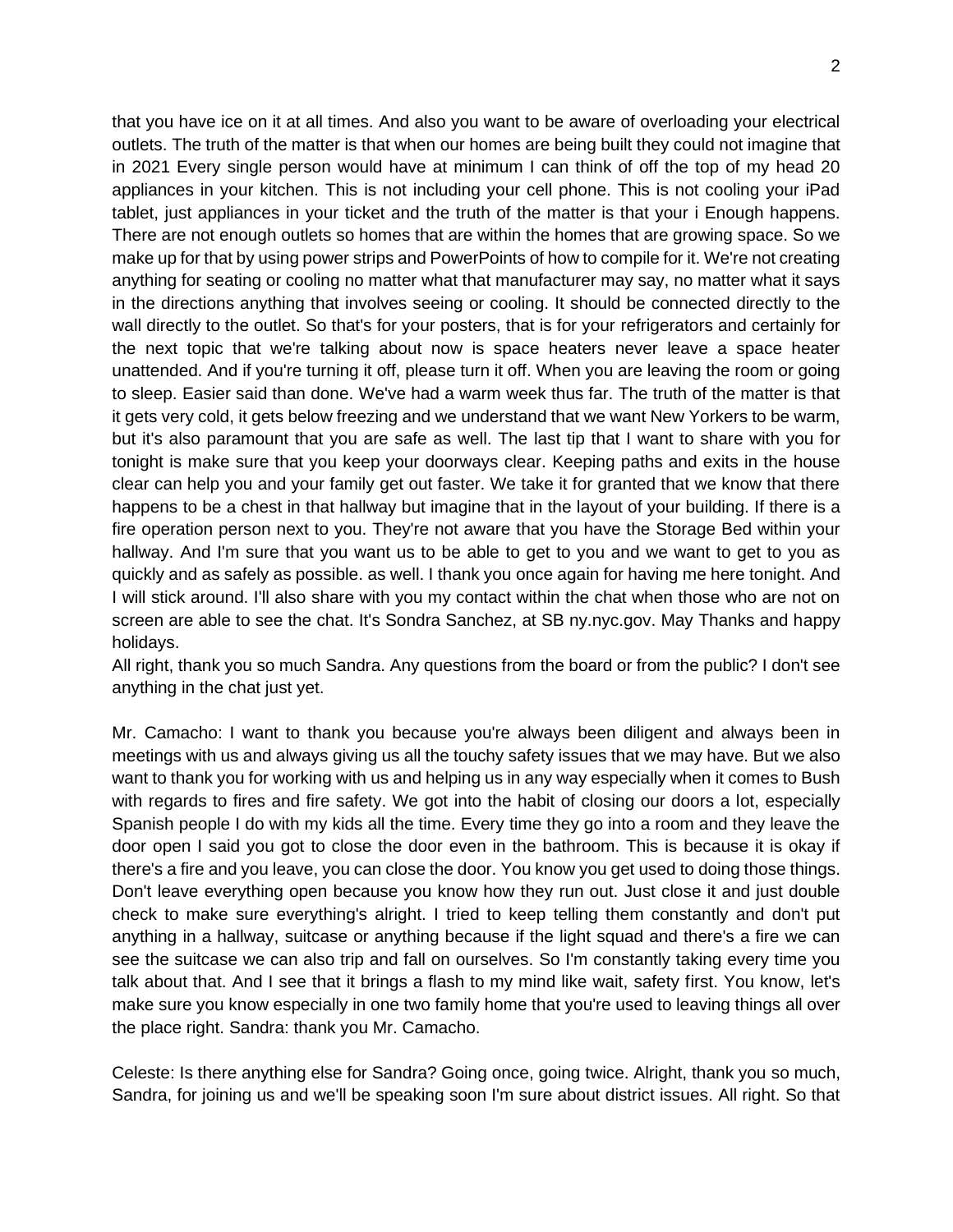that you have ice on it at all times. And also you want to be aware of overloading your electrical outlets. The truth of the matter is that when our homes are being built they could not imagine that in 2021 Every single person would have at minimum I can think of off the top of my head 20 appliances in your kitchen. This is not including your cell phone. This is not cooling your iPad tablet, just appliances in your ticket and the truth of the matter is that your i Enough happens. There are not enough outlets so homes that are within the homes that are growing space. So we make up for that by using power strips and PowerPoints of how to compile for it. We're not creating anything for seating or cooling no matter what that manufacturer may say, no matter what it says in the directions anything that involves seeing or cooling. It should be connected directly to the wall directly to the outlet. So that's for your posters, that is for your refrigerators and certainly for the next topic that we're talking about now is space heaters never leave a space heater unattended. And if you're turning it off, please turn it off. When you are leaving the room or going to sleep. Easier said than done. We've had a warm week thus far. The truth of the matter is that it gets very cold, it gets below freezing and we understand that we want New Yorkers to be warm, but it's also paramount that you are safe as well. The last tip that I want to share with you for tonight is make sure that you keep your doorways clear. Keeping paths and exits in the house clear can help you and your family get out faster. We take it for granted that we know that there happens to be a chest in that hallway but imagine that in the layout of your building. If there is a fire operation person next to you. They're not aware that you have the Storage Bed within your hallway. And I'm sure that you want us to be able to get to you and we want to get to you as quickly and as safely as possible. as well. I thank you once again for having me here tonight. And I will stick around. I'll also share with you my contact within the chat when those who are not on screen are able to see the chat. It's Sondra Sanchez, at SB ny.nyc.gov. May Thanks and happy holidays.
All right, thank you so much Sandra. Any questions from the board or from the public? I don't see anything in the chat just yet.

Mr. Camacho: I want to thank you because you're always been diligent and always been in meetings with us and always giving us all the touchy safety issues that we may have. But we also want to thank you for working with us and helping us in any way especially when it comes to Bush with regards to fires and fire safety. We got into the habit of closing our doors a lot, especially Spanish people I do with my kids all the time. Every time they go into a room and they leave the door open I said you got to close the door even in the bathroom. This is because it is okay if there's a fire and you leave, you can close the door. You know you get used to doing those things. Don't leave everything open because you know how they run out. Just close it and just double check to make sure everything's alright. I tried to keep telling them constantly and don't put anything in a hallway, suitcase or anything because if the light squad and there's a fire we can see the suitcase we can also trip and fall on ourselves. So I'm constantly taking every time you talk about that. And I see that it brings a flash to my mind like wait, safety first. You know, let's make sure you know especially in one two family home that you're used to leaving things all over the place right. Sandra: thank you Mr. Camacho.

Celeste: Is there anything else for Sandra? Going once, going twice. Alright, thank you so much, Sandra, for joining us and we'll be speaking soon I'm sure about district issues. All right. So that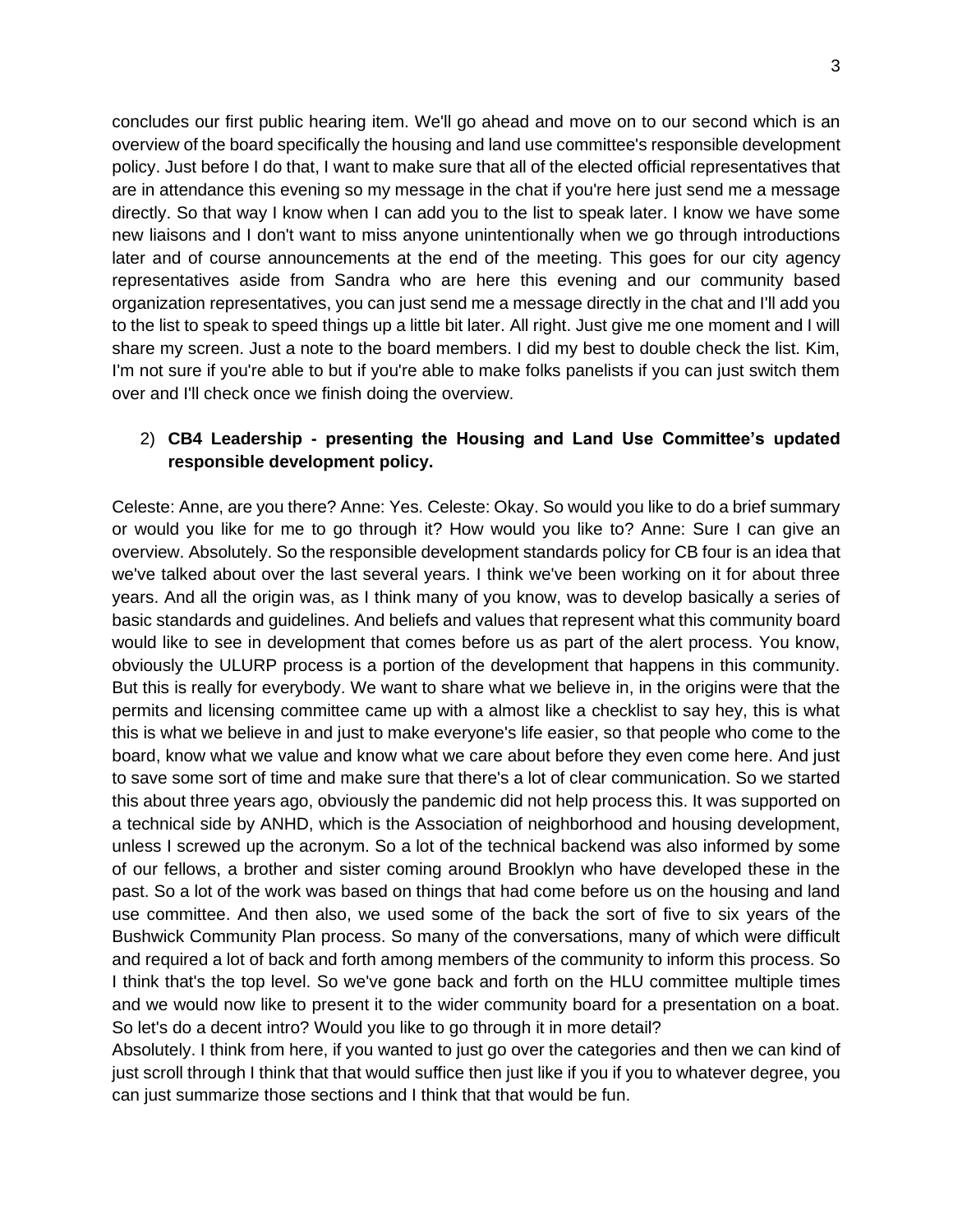concludes our first public hearing item. We'll go ahead and move on to our second which is an overview of the board specifically the housing and land use committee's responsible development policy. Just before I do that, I want to make sure that all of the elected official representatives that are in attendance this evening so my message in the chat if you're here just send me a message directly. So that way I know when I can add you to the list to speak later. I know we have some new liaisons and I don't want to miss anyone unintentionally when we go through introductions later and of course announcements at the end of the meeting. This goes for our city agency representatives aside from Sandra who are here this evening and our community based organization representatives, you can just send me a message directly in the chat and I'll add you to the list to speak to speed things up a little bit later. All right. Just give me one moment and I will share my screen. Just a note to the board members. I did my best to double check the list. Kim, I'm not sure if you're able to but if you're able to make folks panelists if you can just switch them over and I'll check once we finish doing the overview.

2) **CB4 Leadership - presenting the Housing and Land Use Committee's updated responsible development policy.**

Celeste: Anne, are you there? Anne: Yes. Celeste: Okay. So would you like to do a brief summary or would you like for me to go through it? How would you like to? Anne: Sure I can give an overview. Absolutely. So the responsible development standards policy for CB four is an idea that we've talked about over the last several years. I think we've been working on it for about three years. And all the origin was, as I think many of you know, was to develop basically a series of basic standards and guidelines. And beliefs and values that represent what this community board would like to see in development that comes before us as part of the alert process. You know, obviously the ULURP process is a portion of the development that happens in this community. But this is really for everybody. We want to share what we believe in, in the origins were that the permits and licensing committee came up with a almost like a checklist to say hey, this is what this is what we believe in and just to make everyone's life easier, so that people who come to the board, know what we value and know what we care about before they even come here. And just to save some sort of time and make sure that there's a lot of clear communication. So we started this about three years ago, obviously the pandemic did not help process this. It was supported on a technical side by ANHD, which is the Association of neighborhood and housing development, unless I screwed up the acronym. So a lot of the technical backend was also informed by some of our fellows, a brother and sister coming around Brooklyn who have developed these in the past. So a lot of the work was based on things that had come before us on the housing and land use committee. And then also, we used some of the back the sort of five to six years of the Bushwick Community Plan process. So many of the conversations, many of which were difficult and required a lot of back and forth among members of the community to inform this process. So I think that's the top level. So we've gone back and forth on the HLU committee multiple times and we would now like to present it to the wider community board for a presentation on a boat. So let's do a decent intro? Would you like to go through it in more detail?

Absolutely. I think from here, if you wanted to just go over the categories and then we can kind of just scroll through I think that that would suffice then just like if you if you to whatever degree, you can just summarize those sections and I think that that would be fun.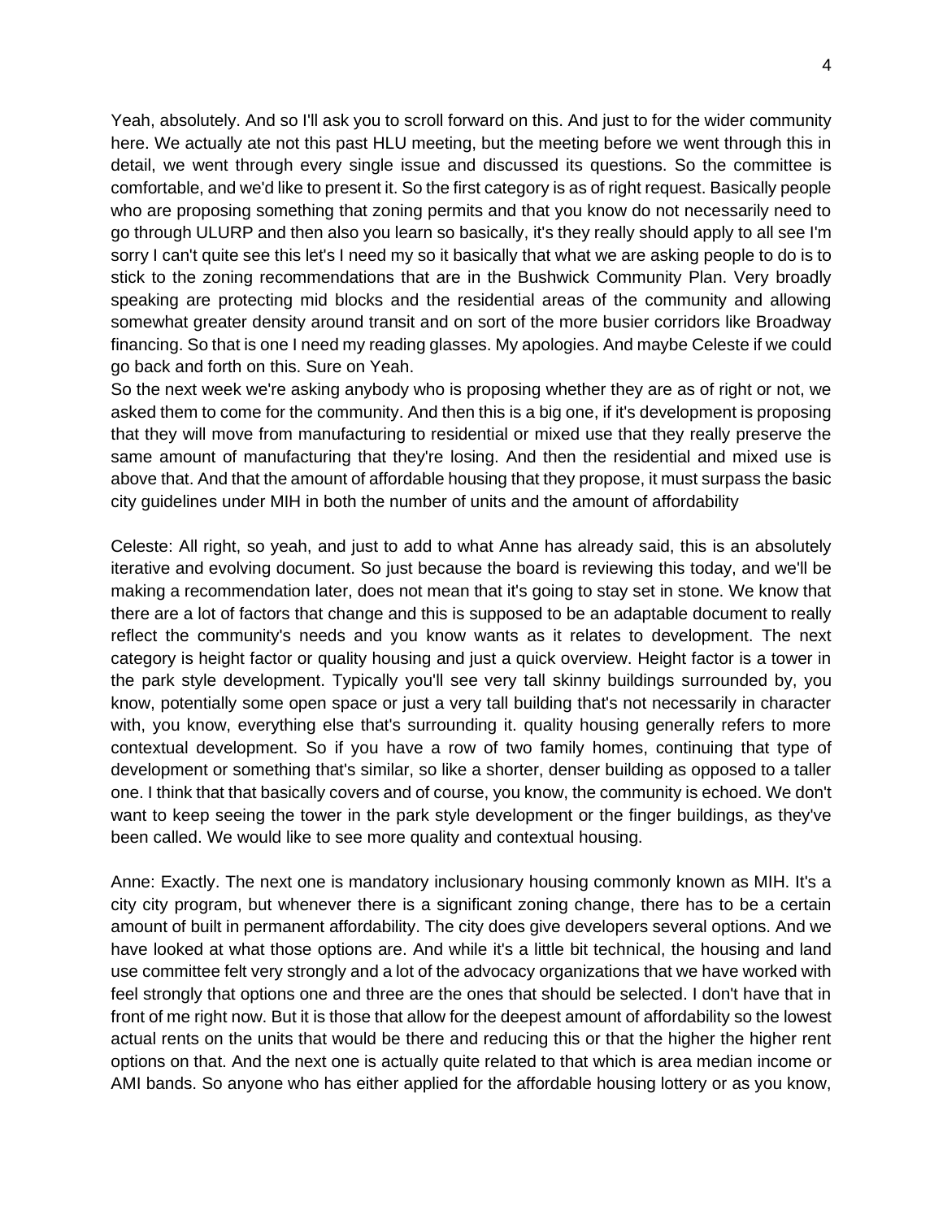Yeah, absolutely. And so I'll ask you to scroll forward on this. And just to for the wider community here. We actually ate not this past HLU meeting, but the meeting before we went through this in detail, we went through every single issue and discussed its questions. So the committee is comfortable, and we'd like to present it. So the first category is as of right request. Basically people who are proposing something that zoning permits and that you know do not necessarily need to go through ULURP and then also you learn so basically, it's they really should apply to all see I'm sorry I can't quite see this let's I need my so it basically that what we are asking people to do is to stick to the zoning recommendations that are in the Bushwick Community Plan. Very broadly speaking are protecting mid blocks and the residential areas of the community and allowing somewhat greater density around transit and on sort of the more busier corridors like Broadway financing. So that is one I need my reading glasses. My apologies. And maybe Celeste if we could go back and forth on this. Sure on Yeah.

So the next week we're asking anybody who is proposing whether they are as of right or not, we asked them to come for the community. And then this is a big one, if it's development is proposing that they will move from manufacturing to residential or mixed use that they really preserve the same amount of manufacturing that they're losing. And then the residential and mixed use is above that. And that the amount of affordable housing that they propose, it must surpass the basic city guidelines under MIH in both the number of units and the amount of affordability

Celeste: All right, so yeah, and just to add to what Anne has already said, this is an absolutely iterative and evolving document. So just because the board is reviewing this today, and we'll be making a recommendation later, does not mean that it's going to stay set in stone. We know that there are a lot of factors that change and this is supposed to be an adaptable document to really reflect the community's needs and you know wants as it relates to development. The next category is height factor or quality housing and just a quick overview. Height factor is a tower in the park style development. Typically you'll see very tall skinny buildings surrounded by, you know, potentially some open space or just a very tall building that's not necessarily in character with, you know, everything else that's surrounding it. quality housing generally refers to more contextual development. So if you have a row of two family homes, continuing that type of development or something that's similar, so like a shorter, denser building as opposed to a taller one. I think that that basically covers and of course, you know, the community is echoed. We don't want to keep seeing the tower in the park style development or the finger buildings, as they've been called. We would like to see more quality and contextual housing.

Anne: Exactly. The next one is mandatory inclusionary housing commonly known as MIH. It's a city city program, but whenever there is a significant zoning change, there has to be a certain amount of built in permanent affordability. The city does give developers several options. And we have looked at what those options are. And while it's a little bit technical, the housing and land use committee felt very strongly and a lot of the advocacy organizations that we have worked with feel strongly that options one and three are the ones that should be selected. I don't have that in front of me right now. But it is those that allow for the deepest amount of affordability so the lowest actual rents on the units that would be there and reducing this or that the higher the higher rent options on that. And the next one is actually quite related to that which is area median income or AMI bands. So anyone who has either applied for the affordable housing lottery or as you know,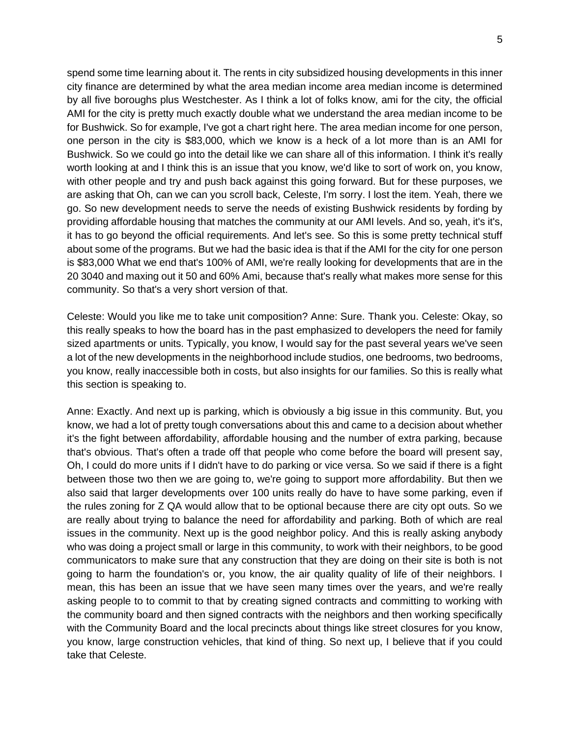spend some time learning about it. The rents in city subsidized housing developments in this inner city finance are determined by what the area median income area median income is determined by all five boroughs plus Westchester. As I think a lot of folks know, ami for the city, the official AMI for the city is pretty much exactly double what we understand the area median income to be for Bushwick. So for example, I've got a chart right here. The area median income for one person, one person in the city is $83,000, which we know is a heck of a lot more than is an AMI for Bushwick. So we could go into the detail like we can share all of this information. I think it's really worth looking at and I think this is an issue that you know, we'd like to sort of work on, you know, with other people and try and push back against this going forward. But for these purposes, we are asking that Oh, can we can you scroll back, Celeste, I'm sorry. I lost the item. Yeah, there we go. So new development needs to serve the needs of existing Bushwick residents by fording by providing affordable housing that matches the community at our AMI levels. And so, yeah, it's it's, it has to go beyond the official requirements. And let's see. So this is some pretty technical stuff about some of the programs. But we had the basic idea is that if the AMI for the city for one person is $83,000 What we end that's 100% of AMI, we're really looking for developments that are in the 20 3040 and maxing out it 50 and 60% Ami, because that's really what makes more sense for this community. So that's a very short version of that.

Celeste: Would you like me to take unit composition? Anne: Sure. Thank you. Celeste: Okay, so this really speaks to how the board has in the past emphasized to developers the need for family sized apartments or units. Typically, you know, I would say for the past several years we've seen a lot of the new developments in the neighborhood include studios, one bedrooms, two bedrooms, you know, really inaccessible both in costs, but also insights for our families. So this is really what this section is speaking to.

Anne: Exactly. And next up is parking, which is obviously a big issue in this community. But, you know, we had a lot of pretty tough conversations about this and came to a decision about whether it's the fight between affordability, affordable housing and the number of extra parking, because that's obvious. That's often a trade off that people who come before the board will present say, Oh, I could do more units if I didn't have to do parking or vice versa. So we said if there is a fight between those two then we are going to, we're going to support more affordability. But then we also said that larger developments over 100 units really do have to have some parking, even if the rules zoning for Z QA would allow that to be optional because there are city opt outs. So we are really about trying to balance the need for affordability and parking. Both of which are real issues in the community. Next up is the good neighbor policy. And this is really asking anybody who was doing a project small or large in this community, to work with their neighbors, to be good communicators to make sure that any construction that they are doing on their site is both is not going to harm the foundation's or, you know, the air quality quality of life of their neighbors. I mean, this has been an issue that we have seen many times over the years, and we're really asking people to to commit to that by creating signed contracts and committing to working with the community board and then signed contracts with the neighbors and then working specifically with the Community Board and the local precincts about things like street closures for you know, you know, large construction vehicles, that kind of thing. So next up, I believe that if you could take that Celeste.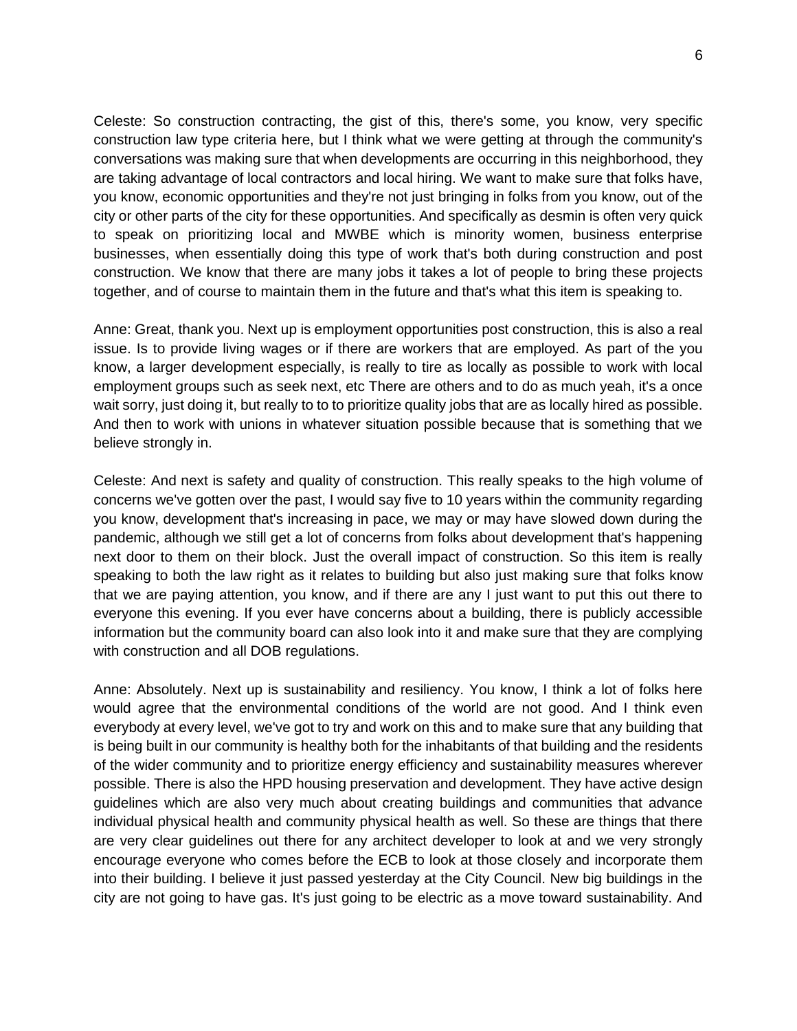Celeste: So construction contracting, the gist of this, there's some, you know, very specific construction law type criteria here, but I think what we were getting at through the community's conversations was making sure that when developments are occurring in this neighborhood, they are taking advantage of local contractors and local hiring. We want to make sure that folks have, you know, economic opportunities and they're not just bringing in folks from you know, out of the city or other parts of the city for these opportunities. And specifically as desmin is often very quick to speak on prioritizing local and MWBE which is minority women, business enterprise businesses, when essentially doing this type of work that's both during construction and post construction. We know that there are many jobs it takes a lot of people to bring these projects together, and of course to maintain them in the future and that's what this item is speaking to.

Anne: Great, thank you. Next up is employment opportunities post construction, this is also a real issue. Is to provide living wages or if there are workers that are employed. As part of the you know, a larger development especially, is really to tire as locally as possible to work with local employment groups such as seek next, etc There are others and to do as much yeah, it's a once wait sorry, just doing it, but really to to to prioritize quality jobs that are as locally hired as possible. And then to work with unions in whatever situation possible because that is something that we believe strongly in.

Celeste: And next is safety and quality of construction. This really speaks to the high volume of concerns we've gotten over the past, I would say five to 10 years within the community regarding you know, development that's increasing in pace, we may or may have slowed down during the pandemic, although we still get a lot of concerns from folks about development that's happening next door to them on their block. Just the overall impact of construction. So this item is really speaking to both the law right as it relates to building but also just making sure that folks know that we are paying attention, you know, and if there are any I just want to put this out there to everyone this evening. If you ever have concerns about a building, there is publicly accessible information but the community board can also look into it and make sure that they are complying with construction and all DOB regulations.

Anne: Absolutely. Next up is sustainability and resiliency. You know, I think a lot of folks here would agree that the environmental conditions of the world are not good. And I think even everybody at every level, we've got to try and work on this and to make sure that any building that is being built in our community is healthy both for the inhabitants of that building and the residents of the wider community and to prioritize energy efficiency and sustainability measures wherever possible. There is also the HPD housing preservation and development. They have active design guidelines which are also very much about creating buildings and communities that advance individual physical health and community physical health as well. So these are things that there are very clear guidelines out there for any architect developer to look at and we very strongly encourage everyone who comes before the ECB to look at those closely and incorporate them into their building. I believe it just passed yesterday at the City Council. New big buildings in the city are not going to have gas. It's just going to be electric as a move toward sustainability. And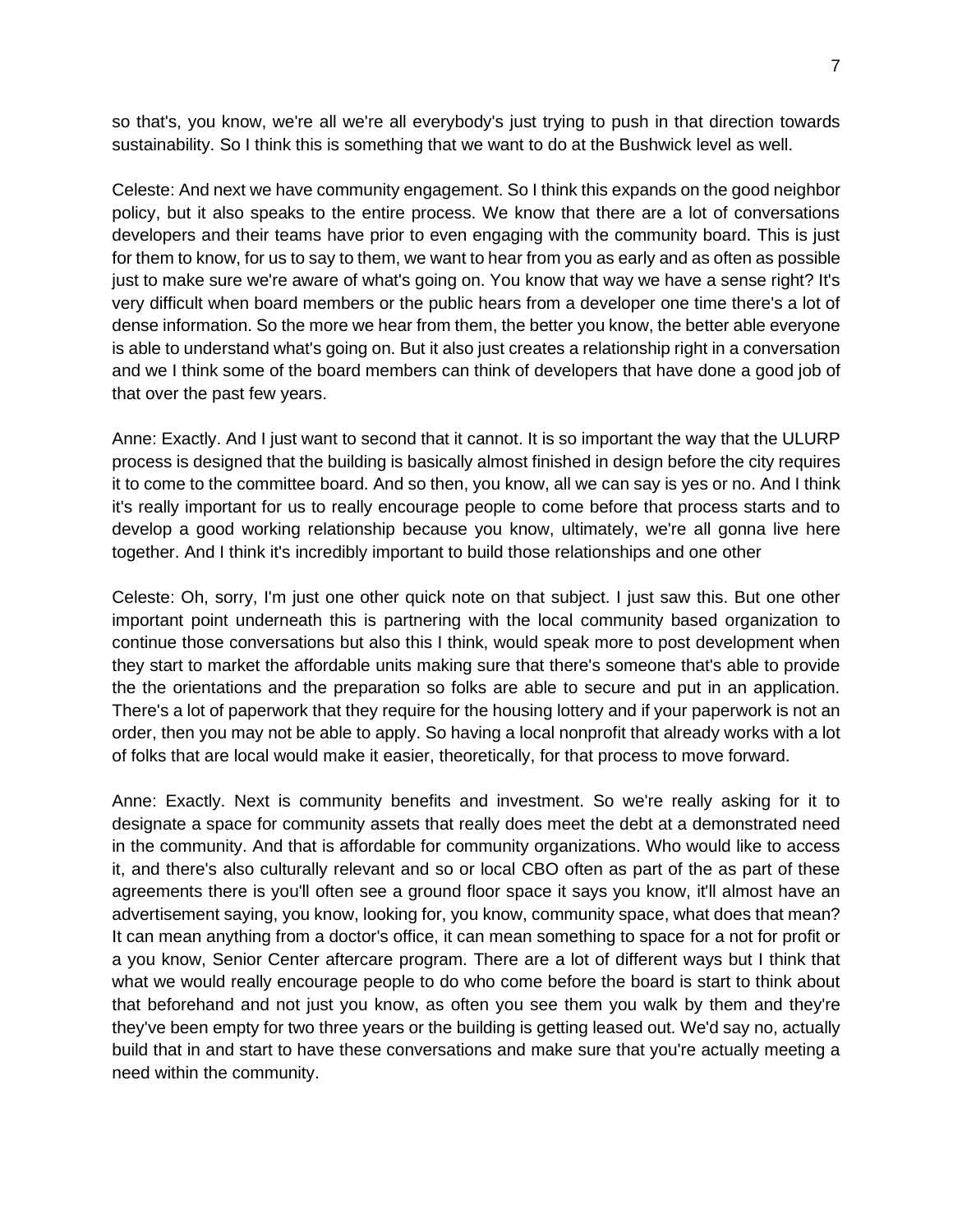so that's, you know, we're all we're all everybody's just trying to push in that direction towards sustainability. So I think this is something that we want to do at the Bushwick level as well.

Celeste: And next we have community engagement. So I think this expands on the good neighbor policy, but it also speaks to the entire process. We know that there are a lot of conversations developers and their teams have prior to even engaging with the community board. This is just for them to know, for us to say to them, we want to hear from you as early and as often as possible just to make sure we're aware of what's going on. You know that way we have a sense right? It's very difficult when board members or the public hears from a developer one time there's a lot of dense information. So the more we hear from them, the better you know, the better able everyone is able to understand what's going on. But it also just creates a relationship right in a conversation and we I think some of the board members can think of developers that have done a good job of that over the past few years.

Anne: Exactly. And I just want to second that it cannot. It is so important the way that the ULURP process is designed that the building is basically almost finished in design before the city requires it to come to the committee board. And so then, you know, all we can say is yes or no. And I think it's really important for us to really encourage people to come before that process starts and to develop a good working relationship because you know, ultimately, we're all gonna live here together. And I think it's incredibly important to build those relationships and one other

Celeste: Oh, sorry, I'm just one other quick note on that subject. I just saw this. But one other important point underneath this is partnering with the local community based organization to continue those conversations but also this I think, would speak more to post development when they start to market the affordable units making sure that there's someone that's able to provide the the orientations and the preparation so folks are able to secure and put in an application. There's a lot of paperwork that they require for the housing lottery and if your paperwork is not an order, then you may not be able to apply. So having a local nonprofit that already works with a lot of folks that are local would make it easier, theoretically, for that process to move forward.

Anne: Exactly. Next is community benefits and investment. So we're really asking for it to designate a space for community assets that really does meet the debt at a demonstrated need in the community. And that is affordable for community organizations. Who would like to access it, and there's also culturally relevant and so or local CBO often as part of the as part of these agreements there is you'll often see a ground floor space it says you know, it'll almost have an advertisement saying, you know, looking for, you know, community space, what does that mean? It can mean anything from a doctor's office, it can mean something to space for a not for profit or a you know, Senior Center aftercare program. There are a lot of different ways but I think that what we would really encourage people to do who come before the board is start to think about that beforehand and not just you know, as often you see them you walk by them and they're they've been empty for two three years or the building is getting leased out. We'd say no, actually build that in and start to have these conversations and make sure that you're actually meeting a need within the community.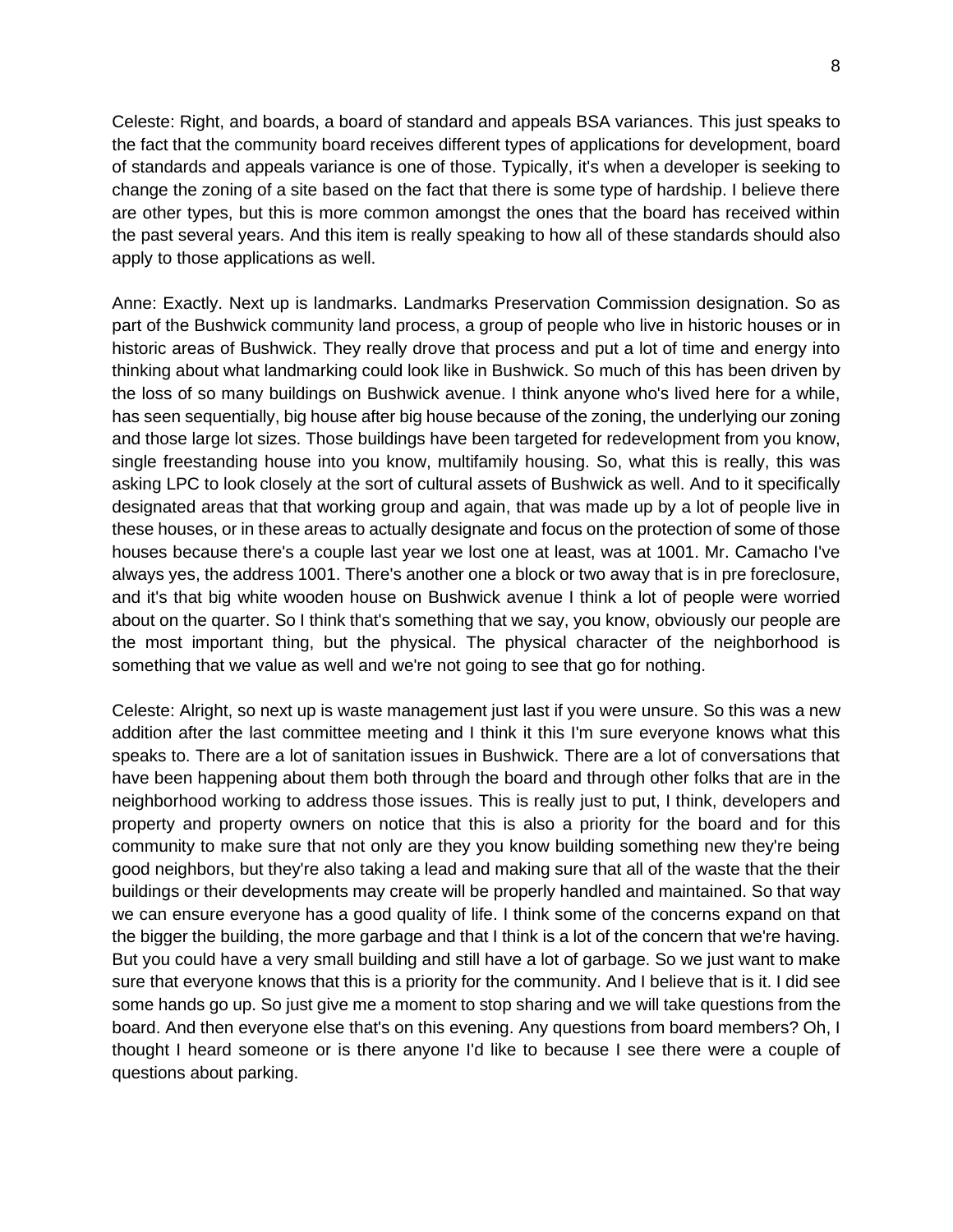Celeste: Right, and boards, a board of standard and appeals BSA variances. This just speaks to the fact that the community board receives different types of applications for development, board of standards and appeals variance is one of those. Typically, it's when a developer is seeking to change the zoning of a site based on the fact that there is some type of hardship. I believe there are other types, but this is more common amongst the ones that the board has received within the past several years. And this item is really speaking to how all of these standards should also apply to those applications as well.

Anne: Exactly. Next up is landmarks. Landmarks Preservation Commission designation. So as part of the Bushwick community land process, a group of people who live in historic houses or in historic areas of Bushwick. They really drove that process and put a lot of time and energy into thinking about what landmarking could look like in Bushwick. So much of this has been driven by the loss of so many buildings on Bushwick avenue. I think anyone who's lived here for a while, has seen sequentially, big house after big house because of the zoning, the underlying our zoning and those large lot sizes. Those buildings have been targeted for redevelopment from you know, single freestanding house into you know, multifamily housing. So, what this is really, this was asking LPC to look closely at the sort of cultural assets of Bushwick as well. And to it specifically designated areas that that working group and again, that was made up by a lot of people live in these houses, or in these areas to actually designate and focus on the protection of some of those houses because there's a couple last year we lost one at least, was at 1001. Mr. Camacho I've always yes, the address 1001. There's another one a block or two away that is in pre foreclosure, and it's that big white wooden house on Bushwick avenue I think a lot of people were worried about on the quarter. So I think that's something that we say, you know, obviously our people are the most important thing, but the physical. The physical character of the neighborhood is something that we value as well and we're not going to see that go for nothing.

Celeste: Alright, so next up is waste management just last if you were unsure. So this was a new addition after the last committee meeting and I think it this I'm sure everyone knows what this speaks to. There are a lot of sanitation issues in Bushwick. There are a lot of conversations that have been happening about them both through the board and through other folks that are in the neighborhood working to address those issues. This is really just to put, I think, developers and property and property owners on notice that this is also a priority for the board and for this community to make sure that not only are they you know building something new they're being good neighbors, but they're also taking a lead and making sure that all of the waste that the their buildings or their developments may create will be properly handled and maintained. So that way we can ensure everyone has a good quality of life. I think some of the concerns expand on that the bigger the building, the more garbage and that I think is a lot of the concern that we're having. But you could have a very small building and still have a lot of garbage. So we just want to make sure that everyone knows that this is a priority for the community. And I believe that is it. I did see some hands go up. So just give me a moment to stop sharing and we will take questions from the board. And then everyone else that's on this evening. Any questions from board members? Oh, I thought I heard someone or is there anyone I'd like to because I see there were a couple of questions about parking.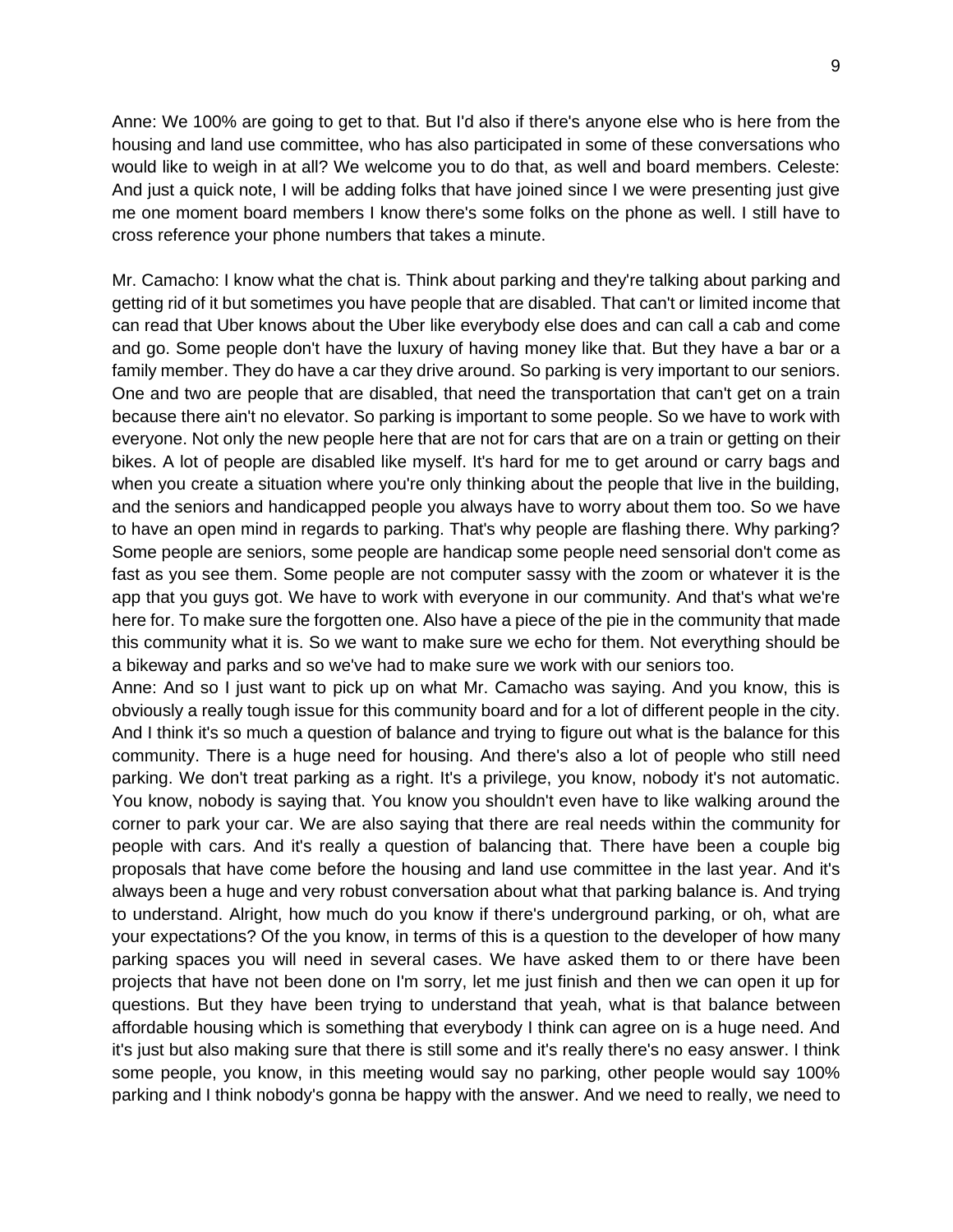Anne: We 100% are going to get to that. But I'd also if there's anyone else who is here from the housing and land use committee, who has also participated in some of these conversations who would like to weigh in at all? We welcome you to do that, as well and board members. Celeste: And just a quick note, I will be adding folks that have joined since I we were presenting just give me one moment board members I know there's some folks on the phone as well. I still have to cross reference your phone numbers that takes a minute.

Mr. Camacho: I know what the chat is. Think about parking and they're talking about parking and getting rid of it but sometimes you have people that are disabled. That can't or limited income that can read that Uber knows about the Uber like everybody else does and can call a cab and come and go. Some people don't have the luxury of having money like that. But they have a bar or a family member. They do have a car they drive around. So parking is very important to our seniors. One and two are people that are disabled, that need the transportation that can't get on a train because there ain't no elevator. So parking is important to some people. So we have to work with everyone. Not only the new people here that are not for cars that are on a train or getting on their bikes. A lot of people are disabled like myself. It's hard for me to get around or carry bags and when you create a situation where you're only thinking about the people that live in the building, and the seniors and handicapped people you always have to worry about them too. So we have to have an open mind in regards to parking. That's why people are flashing there. Why parking? Some people are seniors, some people are handicap some people need sensorial don't come as fast as you see them. Some people are not computer sassy with the zoom or whatever it is the app that you guys got. We have to work with everyone in our community. And that's what we're here for. To make sure the forgotten one. Also have a piece of the pie in the community that made this community what it is. So we want to make sure we echo for them. Not everything should be a bikeway and parks and so we've had to make sure we work with our seniors too.

Anne: And so I just want to pick up on what Mr. Camacho was saying. And you know, this is obviously a really tough issue for this community board and for a lot of different people in the city. And I think it's so much a question of balance and trying to figure out what is the balance for this community. There is a huge need for housing. And there's also a lot of people who still need parking. We don't treat parking as a right. It's a privilege, you know, nobody it's not automatic. You know, nobody is saying that. You know you shouldn't even have to like walking around the corner to park your car. We are also saying that there are real needs within the community for people with cars. And it's really a question of balancing that. There have been a couple big proposals that have come before the housing and land use committee in the last year. And it's always been a huge and very robust conversation about what that parking balance is. And trying to understand. Alright, how much do you know if there's underground parking, or oh, what are your expectations? Of the you know, in terms of this is a question to the developer of how many parking spaces you will need in several cases. We have asked them to or there have been projects that have not been done on I'm sorry, let me just finish and then we can open it up for questions. But they have been trying to understand that yeah, what is that balance between affordable housing which is something that everybody I think can agree on is a huge need. And it's just but also making sure that there is still some and it's really there's no easy answer. I think some people, you know, in this meeting would say no parking, other people would say 100% parking and I think nobody's gonna be happy with the answer. And we need to really, we need to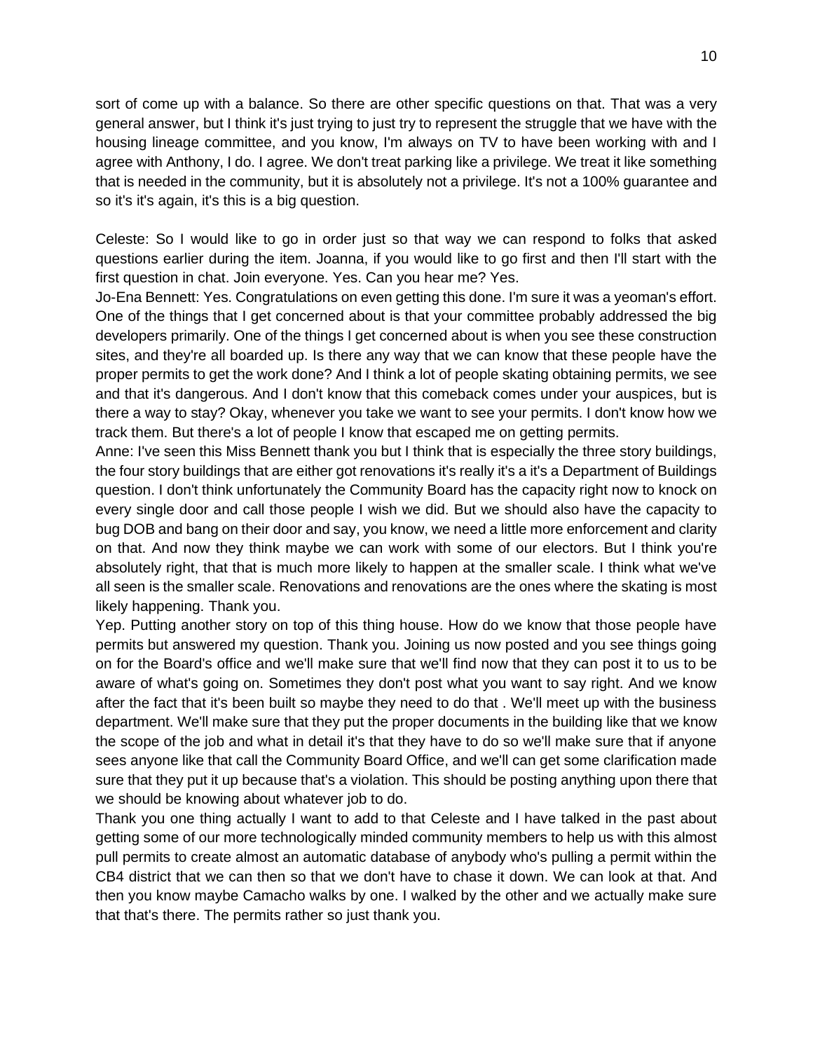sort of come up with a balance. So there are other specific questions on that. That was a very general answer, but I think it's just trying to just try to represent the struggle that we have with the housing lineage committee, and you know, I'm always on TV to have been working with and I agree with Anthony, I do. I agree. We don't treat parking like a privilege. We treat it like something that is needed in the community, but it is absolutely not a privilege. It's not a 100% guarantee and so it's it's again, it's this is a big question.

Celeste: So I would like to go in order just so that way we can respond to folks that asked questions earlier during the item. Joanna, if you would like to go first and then I'll start with the first question in chat. Join everyone. Yes. Can you hear me? Yes.

Jo-Ena Bennett: Yes. Congratulations on even getting this done. I'm sure it was a yeoman's effort. One of the things that I get concerned about is that your committee probably addressed the big developers primarily. One of the things I get concerned about is when you see these construction sites, and they're all boarded up. Is there any way that we can know that these people have the proper permits to get the work done? And I think a lot of people skating obtaining permits, we see and that it's dangerous. And I don't know that this comeback comes under your auspices, but is there a way to stay? Okay, whenever you take we want to see your permits. I don't know how we track them. But there's a lot of people I know that escaped me on getting permits.

Anne: I've seen this Miss Bennett thank you but I think that is especially the three story buildings, the four story buildings that are either got renovations it's really it's a it's a Department of Buildings question. I don't think unfortunately the Community Board has the capacity right now to knock on every single door and call those people I wish we did. But we should also have the capacity to bug DOB and bang on their door and say, you know, we need a little more enforcement and clarity on that. And now they think maybe we can work with some of our electors. But I think you're absolutely right, that that is much more likely to happen at the smaller scale. I think what we've all seen is the smaller scale. Renovations and renovations are the ones where the skating is most likely happening. Thank you.

Yep. Putting another story on top of this thing house. How do we know that those people have permits but answered my question. Thank you. Joining us now posted and you see things going on for the Board's office and we'll make sure that we'll find now that they can post it to us to be aware of what's going on. Sometimes they don't post what you want to say right. And we know after the fact that it's been built so maybe they need to do that . We'll meet up with the business department. We'll make sure that they put the proper documents in the building like that we know the scope of the job and what in detail it's that they have to do so we'll make sure that if anyone sees anyone like that call the Community Board Office, and we'll can get some clarification made sure that they put it up because that's a violation. This should be posting anything upon there that we should be knowing about whatever job to do.

Thank you one thing actually I want to add to that Celeste and I have talked in the past about getting some of our more technologically minded community members to help us with this almost pull permits to create almost an automatic database of anybody who's pulling a permit within the CB4 district that we can then so that we don't have to chase it down. We can look at that. And then you know maybe Camacho walks by one. I walked by the other and we actually make sure that that's there. The permits rather so just thank you.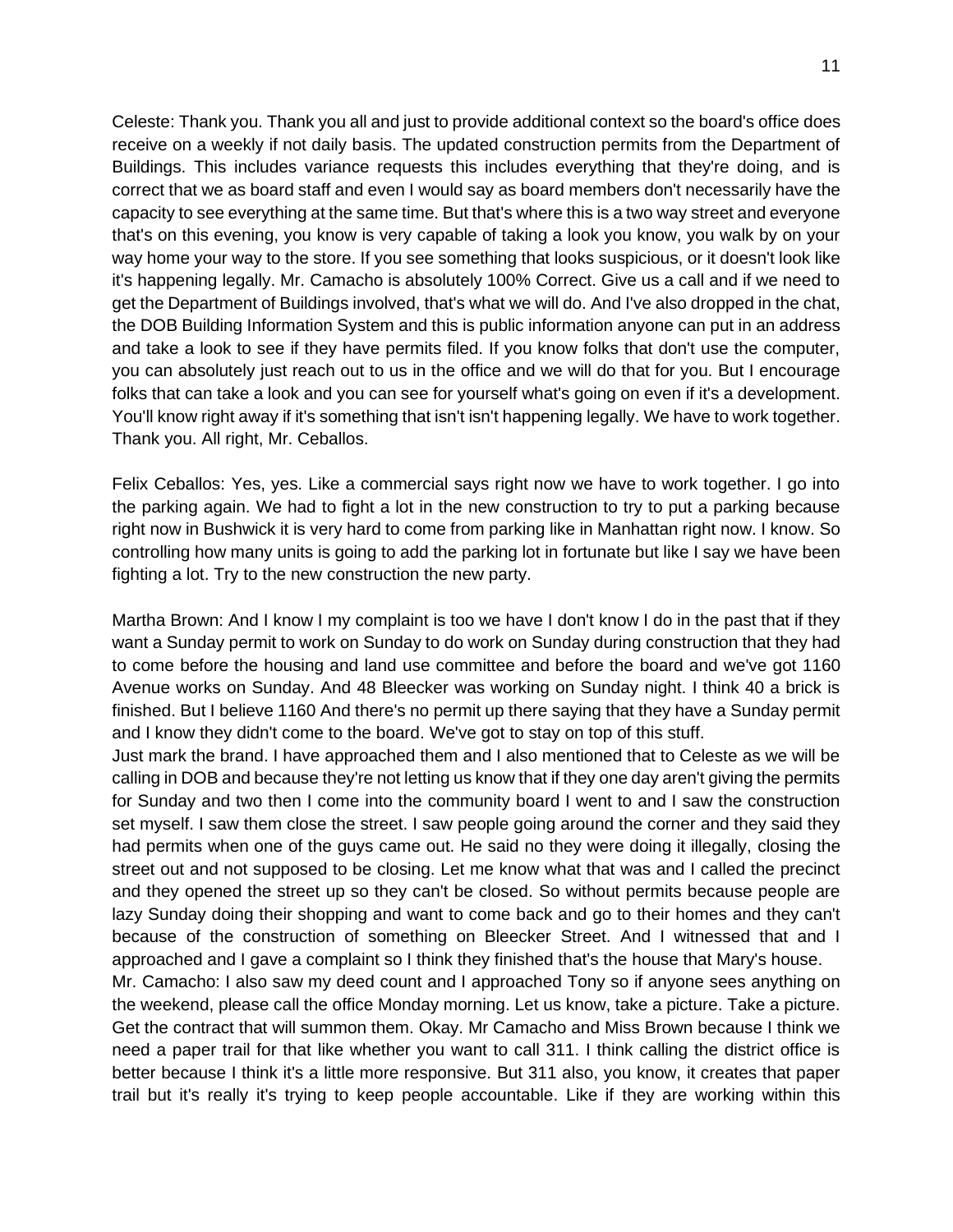Celeste: Thank you. Thank you all and just to provide additional context so the board's office does receive on a weekly if not daily basis. The updated construction permits from the Department of Buildings. This includes variance requests this includes everything that they're doing, and is correct that we as board staff and even I would say as board members don't necessarily have the capacity to see everything at the same time. But that's where this is a two way street and everyone that's on this evening, you know is very capable of taking a look you know, you walk by on your way home your way to the store. If you see something that looks suspicious, or it doesn't look like it's happening legally. Mr. Camacho is absolutely 100% Correct. Give us a call and if we need to get the Department of Buildings involved, that's what we will do. And I've also dropped in the chat, the DOB Building Information System and this is public information anyone can put in an address and take a look to see if they have permits filed. If you know folks that don't use the computer, you can absolutely just reach out to us in the office and we will do that for you. But I encourage folks that can take a look and you can see for yourself what's going on even if it's a development. You'll know right away if it's something that isn't isn't happening legally. We have to work together. Thank you. All right, Mr. Ceballos.

Felix Ceballos: Yes, yes. Like a commercial says right now we have to work together. I go into the parking again. We had to fight a lot in the new construction to try to put a parking because right now in Bushwick it is very hard to come from parking like in Manhattan right now. I know. So controlling how many units is going to add the parking lot in fortunate but like I say we have been fighting a lot. Try to the new construction the new party.

Martha Brown: And I know I my complaint is too we have I don't know I do in the past that if they want a Sunday permit to work on Sunday to do work on Sunday during construction that they had to come before the housing and land use committee and before the board and we've got 1160 Avenue works on Sunday. And 48 Bleecker was working on Sunday night. I think 40 a brick is finished. But I believe 1160 And there's no permit up there saying that they have a Sunday permit and I know they didn't come to the board. We've got to stay on top of this stuff.
Just mark the brand. I have approached them and I also mentioned that to Celeste as we will be calling in DOB and because they're not letting us know that if they one day aren't giving the permits for Sunday and two then I come into the community board I went to and I saw the construction set myself. I saw them close the street. I saw people going around the corner and they said they had permits when one of the guys came out. He said no they were doing it illegally, closing the street out and not supposed to be closing. Let me know what that was and I called the precinct and they opened the street up so they can't be closed. So without permits because people are lazy Sunday doing their shopping and want to come back and go to their homes and they can't because of the construction of something on Bleecker Street. And I witnessed that and I approached and I gave a complaint so I think they finished that's the house that Mary's house.
Mr. Camacho: I also saw my deed count and I approached Tony so if anyone sees anything on the weekend, please call the office Monday morning. Let us know, take a picture. Take a picture. Get the contract that will summon them. Okay. Mr Camacho and Miss Brown because I think we need a paper trail for that like whether you want to call 311. I think calling the district office is better because I think it's a little more responsive. But 311 also, you know, it creates that paper trail but it's really it's trying to keep people accountable. Like if they are working within this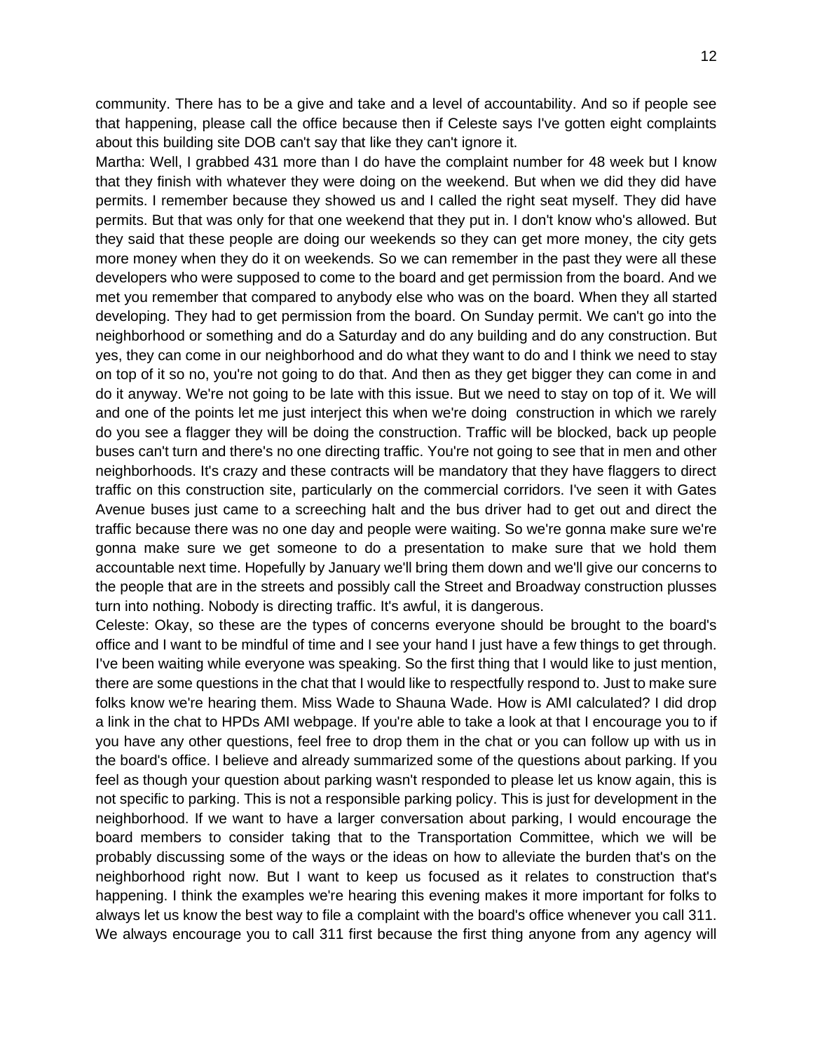community. There has to be a give and take and a level of accountability. And so if people see that happening, please call the office because then if Celeste says I've gotten eight complaints about this building site DOB can't say that like they can't ignore it.

Martha: Well, I grabbed 431 more than I do have the complaint number for 48 week but I know that they finish with whatever they were doing on the weekend. But when we did they did have permits. I remember because they showed us and I called the right seat myself. They did have permits. But that was only for that one weekend that they put in. I don't know who's allowed. But they said that these people are doing our weekends so they can get more money, the city gets more money when they do it on weekends. So we can remember in the past they were all these developers who were supposed to come to the board and get permission from the board. And we met you remember that compared to anybody else who was on the board. When they all started developing. They had to get permission from the board. On Sunday permit. We can't go into the neighborhood or something and do a Saturday and do any building and do any construction. But yes, they can come in our neighborhood and do what they want to do and I think we need to stay on top of it so no, you're not going to do that. And then as they get bigger they can come in and do it anyway. We're not going to be late with this issue. But we need to stay on top of it. We will and one of the points let me just interject this when we're doing construction in which we rarely do you see a flagger they will be doing the construction. Traffic will be blocked, back up people buses can't turn and there's no one directing traffic. You're not going to see that in men and other neighborhoods. It's crazy and these contracts will be mandatory that they have flaggers to direct traffic on this construction site, particularly on the commercial corridors. I've seen it with Gates Avenue buses just came to a screeching halt and the bus driver had to get out and direct the traffic because there was no one day and people were waiting. So we're gonna make sure we're gonna make sure we get someone to do a presentation to make sure that we hold them accountable next time. Hopefully by January we'll bring them down and we'll give our concerns to the people that are in the streets and possibly call the Street and Broadway construction plusses turn into nothing. Nobody is directing traffic. It's awful, it is dangerous.

Celeste: Okay, so these are the types of concerns everyone should be brought to the board's office and I want to be mindful of time and I see your hand I just have a few things to get through. I've been waiting while everyone was speaking. So the first thing that I would like to just mention, there are some questions in the chat that I would like to respectfully respond to. Just to make sure folks know we're hearing them. Miss Wade to Shauna Wade. How is AMI calculated? I did drop a link in the chat to HPDs AMI webpage. If you're able to take a look at that I encourage you to if you have any other questions, feel free to drop them in the chat or you can follow up with us in the board's office. I believe and already summarized some of the questions about parking. If you feel as though your question about parking wasn't responded to please let us know again, this is not specific to parking. This is not a responsible parking policy. This is just for development in the neighborhood. If we want to have a larger conversation about parking, I would encourage the board members to consider taking that to the Transportation Committee, which we will be probably discussing some of the ways or the ideas on how to alleviate the burden that's on the neighborhood right now. But I want to keep us focused as it relates to construction that's happening. I think the examples we're hearing this evening makes it more important for folks to always let us know the best way to file a complaint with the board's office whenever you call 311. We always encourage you to call 311 first because the first thing anyone from any agency will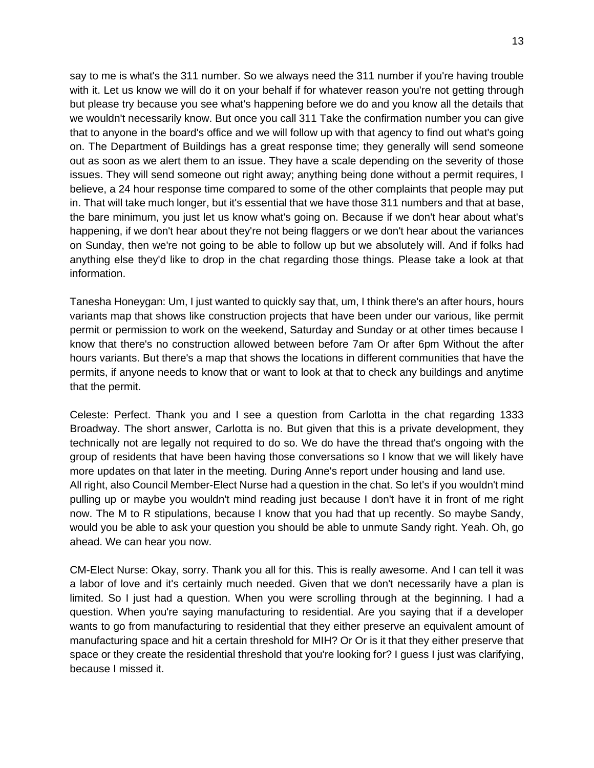say to me is what's the 311 number. So we always need the 311 number if you're having trouble with it. Let us know we will do it on your behalf if for whatever reason you're not getting through but please try because you see what's happening before we do and you know all the details that we wouldn't necessarily know. But once you call 311 Take the confirmation number you can give that to anyone in the board's office and we will follow up with that agency to find out what's going on. The Department of Buildings has a great response time; they generally will send someone out as soon as we alert them to an issue. They have a scale depending on the severity of those issues. They will send someone out right away; anything being done without a permit requires, I believe, a 24 hour response time compared to some of the other complaints that people may put in. That will take much longer, but it's essential that we have those 311 numbers and that at base, the bare minimum, you just let us know what's going on. Because if we don't hear about what's happening, if we don't hear about they're not being flaggers or we don't hear about the variances on Sunday, then we're not going to be able to follow up but we absolutely will. And if folks had anything else they'd like to drop in the chat regarding those things. Please take a look at that information.

Tanesha Honeygan: Um, I just wanted to quickly say that, um, I think there's an after hours, hours variants map that shows like construction projects that have been under our various, like permit permit or permission to work on the weekend, Saturday and Sunday or at other times because I know that there's no construction allowed between before 7am Or after 6pm Without the after hours variants. But there's a map that shows the locations in different communities that have the permits, if anyone needs to know that or want to look at that to check any buildings and anytime that the permit.

Celeste: Perfect. Thank you and I see a question from Carlotta in the chat regarding 1333 Broadway. The short answer, Carlotta is no. But given that this is a private development, they technically not are legally not required to do so. We do have the thread that's ongoing with the group of residents that have been having those conversations so I know that we will likely have more updates on that later in the meeting. During Anne's report under housing and land use.
All right, also Council Member-Elect Nurse had a question in the chat. So let's if you wouldn't mind pulling up or maybe you wouldn't mind reading just because I don't have it in front of me right now. The M to R stipulations, because I know that you had that up recently. So maybe Sandy, would you be able to ask your question you should be able to unmute Sandy right. Yeah. Oh, go ahead. We can hear you now.

CM-Elect Nurse: Okay, sorry. Thank you all for this. This is really awesome. And I can tell it was a labor of love and it's certainly much needed. Given that we don't necessarily have a plan is limited. So I just had a question. When you were scrolling through at the beginning. I had a question. When you're saying manufacturing to residential. Are you saying that if a developer wants to go from manufacturing to residential that they either preserve an equivalent amount of manufacturing space and hit a certain threshold for MIH? Or Or is it that they either preserve that space or they create the residential threshold that you're looking for? I guess I just was clarifying, because I missed it.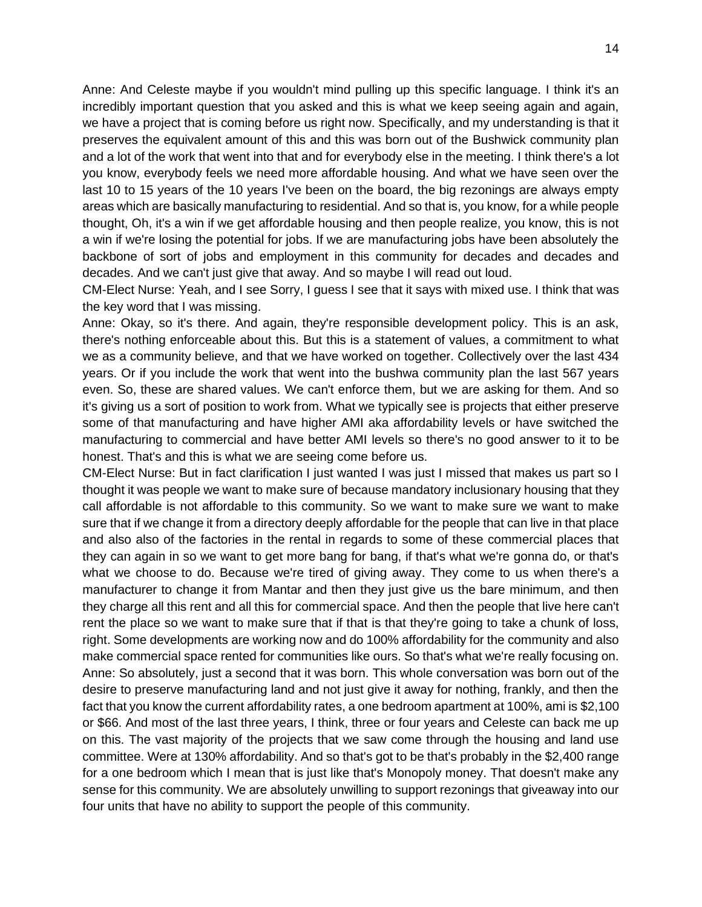Anne: And Celeste maybe if you wouldn't mind pulling up this specific language. I think it's an incredibly important question that you asked and this is what we keep seeing again and again, we have a project that is coming before us right now. Specifically, and my understanding is that it preserves the equivalent amount of this and this was born out of the Bushwick community plan and a lot of the work that went into that and for everybody else in the meeting. I think there's a lot you know, everybody feels we need more affordable housing. And what we have seen over the last 10 to 15 years of the 10 years I've been on the board, the big rezonings are always empty areas which are basically manufacturing to residential. And so that is, you know, for a while people thought, Oh, it's a win if we get affordable housing and then people realize, you know, this is not a win if we're losing the potential for jobs. If we are manufacturing jobs have been absolutely the backbone of sort of jobs and employment in this community for decades and decades and decades. And we can't just give that away. And so maybe I will read out loud.

CM-Elect Nurse: Yeah, and I see Sorry, I guess I see that it says with mixed use. I think that was the key word that I was missing.

Anne: Okay, so it's there. And again, they're responsible development policy. This is an ask, there's nothing enforceable about this. But this is a statement of values, a commitment to what we as a community believe, and that we have worked on together. Collectively over the last 434 years. Or if you include the work that went into the bushwa community plan the last 567 years even. So, these are shared values. We can't enforce them, but we are asking for them. And so it's giving us a sort of position to work from. What we typically see is projects that either preserve some of that manufacturing and have higher AMI aka affordability levels or have switched the manufacturing to commercial and have better AMI levels so there's no good answer to it to be honest. That's and this is what we are seeing come before us.

CM-Elect Nurse: But in fact clarification I just wanted I was just I missed that makes us part so I thought it was people we want to make sure of because mandatory inclusionary housing that they call affordable is not affordable to this community. So we want to make sure we want to make sure that if we change it from a directory deeply affordable for the people that can live in that place and also also of the factories in the rental in regards to some of these commercial places that they can again in so we want to get more bang for bang, if that's what we're gonna do, or that's what we choose to do. Because we're tired of giving away. They come to us when there's a manufacturer to change it from Mantar and then they just give us the bare minimum, and then they charge all this rent and all this for commercial space. And then the people that live here can't rent the place so we want to make sure that if that is that they're going to take a chunk of loss, right. Some developments are working now and do 100% affordability for the community and also make commercial space rented for communities like ours. So that's what we're really focusing on.

Anne: So absolutely, just a second that it was born. This whole conversation was born out of the desire to preserve manufacturing land and not just give it away for nothing, frankly, and then the fact that you know the current affordability rates, a one bedroom apartment at 100%, ami is $2,100 or $66. And most of the last three years, I think, three or four years and Celeste can back me up on this. The vast majority of the projects that we saw come through the housing and land use committee. Were at 130% affordability. And so that's got to be that's probably in the $2,400 range for a one bedroom which I mean that is just like that's Monopoly money. That doesn't make any sense for this community. We are absolutely unwilling to support rezonings that giveaway into our four units that have no ability to support the people of this community.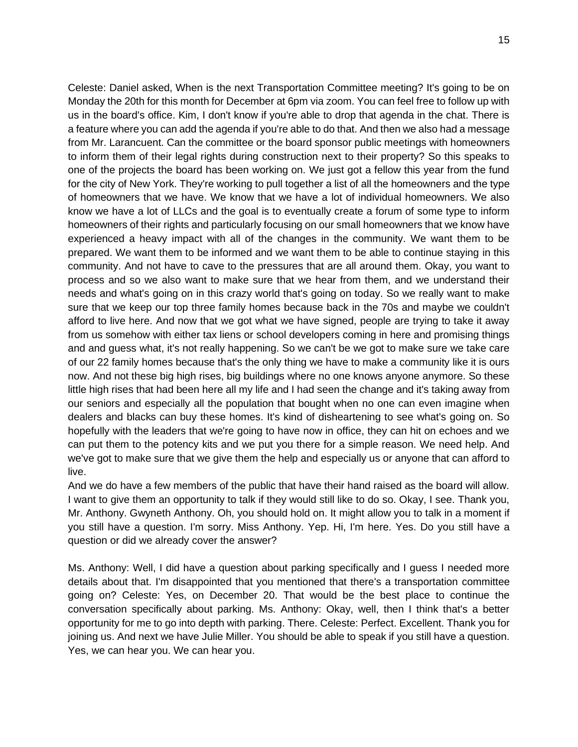Celeste: Daniel asked, When is the next Transportation Committee meeting? It's going to be on Monday the 20th for this month for December at 6pm via zoom. You can feel free to follow up with us in the board's office. Kim, I don't know if you're able to drop that agenda in the chat. There is a feature where you can add the agenda if you're able to do that. And then we also had a message from Mr. Larancuent. Can the committee or the board sponsor public meetings with homeowners to inform them of their legal rights during construction next to their property? So this speaks to one of the projects the board has been working on. We just got a fellow this year from the fund for the city of New York. They're working to pull together a list of all the homeowners and the type of homeowners that we have. We know that we have a lot of individual homeowners. We also know we have a lot of LLCs and the goal is to eventually create a forum of some type to inform homeowners of their rights and particularly focusing on our small homeowners that we know have experienced a heavy impact with all of the changes in the community. We want them to be prepared. We want them to be informed and we want them to be able to continue staying in this community. And not have to cave to the pressures that are all around them. Okay, you want to process and so we also want to make sure that we hear from them, and we understand their needs and what's going on in this crazy world that's going on today. So we really want to make sure that we keep our top three family homes because back in the 70s and maybe we couldn't afford to live here. And now that we got what we have signed, people are trying to take it away from us somehow with either tax liens or school developers coming in here and promising things and and guess what, it's not really happening. So we can't be we got to make sure we take care of our 22 family homes because that's the only thing we have to make a community like it is ours now. And not these big high rises, big buildings where no one knows anyone anymore. So these little high rises that had been here all my life and I had seen the change and it's taking away from our seniors and especially all the population that bought when no one can even imagine when dealers and blacks can buy these homes. It's kind of disheartening to see what's going on. So hopefully with the leaders that we're going to have now in office, they can hit on echoes and we can put them to the potency kits and we put you there for a simple reason. We need help. And we've got to make sure that we give them the help and especially us or anyone that can afford to live.

And we do have a few members of the public that have their hand raised as the board will allow. I want to give them an opportunity to talk if they would still like to do so. Okay, I see. Thank you, Mr. Anthony. Gwyneth Anthony. Oh, you should hold on. It might allow you to talk in a moment if you still have a question. I'm sorry. Miss Anthony. Yep. Hi, I'm here. Yes. Do you still have a question or did we already cover the answer?

Ms. Anthony: Well, I did have a question about parking specifically and I guess I needed more details about that. I'm disappointed that you mentioned that there's a transportation committee going on? Celeste: Yes, on December 20. That would be the best place to continue the conversation specifically about parking. Ms. Anthony: Okay, well, then I think that's a better opportunity for me to go into depth with parking. There. Celeste: Perfect. Excellent. Thank you for joining us. And next we have Julie Miller. You should be able to speak if you still have a question. Yes, we can hear you. We can hear you.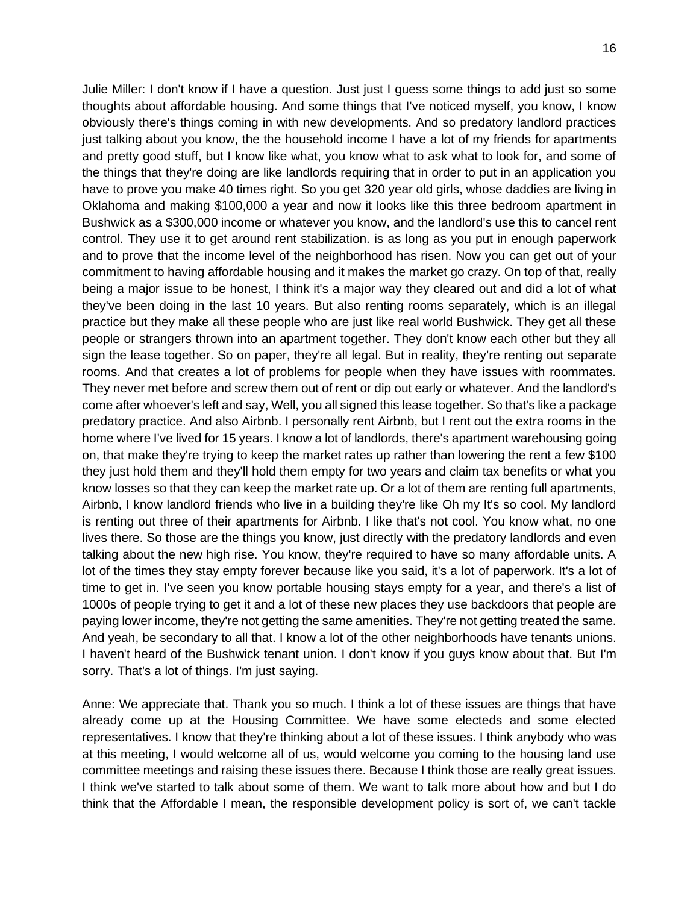Julie Miller: I don't know if I have a question. Just just I guess some things to add just so some thoughts about affordable housing. And some things that I've noticed myself, you know, I know obviously there's things coming in with new developments. And so predatory landlord practices just talking about you know, the the household income I have a lot of my friends for apartments and pretty good stuff, but I know like what, you know what to ask what to look for, and some of the things that they're doing are like landlords requiring that in order to put in an application you have to prove you make 40 times right. So you get 320 year old girls, whose daddies are living in Oklahoma and making $100,000 a year and now it looks like this three bedroom apartment in Bushwick as a $300,000 income or whatever you know, and the landlord's use this to cancel rent control. They use it to get around rent stabilization. is as long as you put in enough paperwork and to prove that the income level of the neighborhood has risen. Now you can get out of your commitment to having affordable housing and it makes the market go crazy. On top of that, really being a major issue to be honest, I think it's a major way they cleared out and did a lot of what they've been doing in the last 10 years. But also renting rooms separately, which is an illegal practice but they make all these people who are just like real world Bushwick. They get all these people or strangers thrown into an apartment together. They don't know each other but they all sign the lease together. So on paper, they're all legal. But in reality, they're renting out separate rooms. And that creates a lot of problems for people when they have issues with roommates. They never met before and screw them out of rent or dip out early or whatever. And the landlord's come after whoever's left and say, Well, you all signed this lease together. So that's like a package predatory practice. And also Airbnb. I personally rent Airbnb, but I rent out the extra rooms in the home where I've lived for 15 years. I know a lot of landlords, there's apartment warehousing going on, that make they're trying to keep the market rates up rather than lowering the rent a few $100 they just hold them and they'll hold them empty for two years and claim tax benefits or what you know losses so that they can keep the market rate up. Or a lot of them are renting full apartments, Airbnb, I know landlord friends who live in a building they're like Oh my It's so cool. My landlord is renting out three of their apartments for Airbnb. I like that's not cool. You know what, no one lives there. So those are the things you know, just directly with the predatory landlords and even talking about the new high rise. You know, they're required to have so many affordable units. A lot of the times they stay empty forever because like you said, it's a lot of paperwork. It's a lot of time to get in. I've seen you know portable housing stays empty for a year, and there's a list of 1000s of people trying to get it and a lot of these new places they use backdoors that people are paying lower income, they're not getting the same amenities. They're not getting treated the same. And yeah, be secondary to all that. I know a lot of the other neighborhoods have tenants unions. I haven't heard of the Bushwick tenant union. I don't know if you guys know about that. But I'm sorry. That's a lot of things. I'm just saying.

Anne: We appreciate that. Thank you so much. I think a lot of these issues are things that have already come up at the Housing Committee. We have some electeds and some elected representatives. I know that they're thinking about a lot of these issues. I think anybody who was at this meeting, I would welcome all of us, would welcome you coming to the housing land use committee meetings and raising these issues there. Because I think those are really great issues. I think we've started to talk about some of them. We want to talk more about how and but I do think that the Affordable I mean, the responsible development policy is sort of, we can't tackle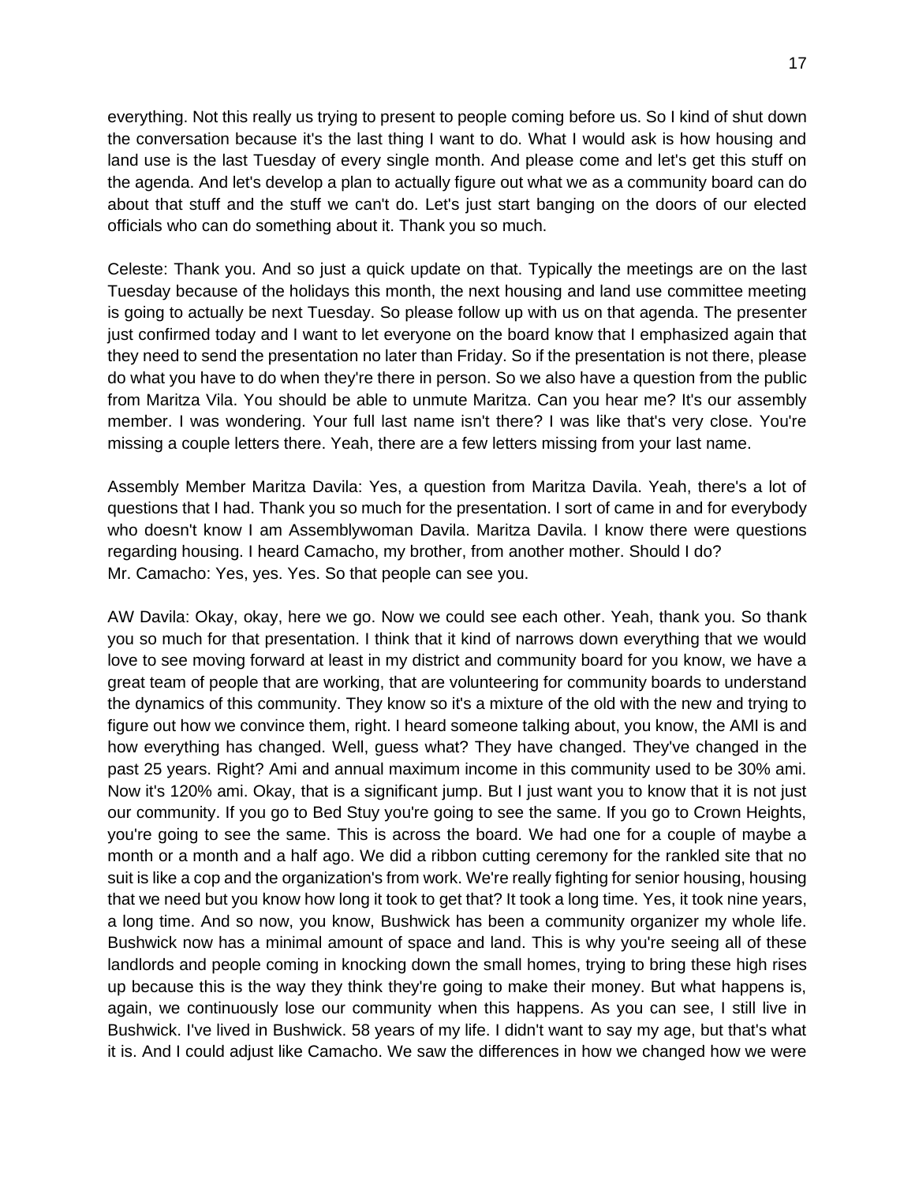everything. Not this really us trying to present to people coming before us. So I kind of shut down the conversation because it's the last thing I want to do. What I would ask is how housing and land use is the last Tuesday of every single month. And please come and let's get this stuff on the agenda. And let's develop a plan to actually figure out what we as a community board can do about that stuff and the stuff we can't do. Let's just start banging on the doors of our elected officials who can do something about it. Thank you so much.

Celeste: Thank you. And so just a quick update on that. Typically the meetings are on the last Tuesday because of the holidays this month, the next housing and land use committee meeting is going to actually be next Tuesday. So please follow up with us on that agenda. The presenter just confirmed today and I want to let everyone on the board know that I emphasized again that they need to send the presentation no later than Friday. So if the presentation is not there, please do what you have to do when they're there in person. So we also have a question from the public from Maritza Vila. You should be able to unmute Maritza. Can you hear me? It's our assembly member. I was wondering. Your full last name isn't there? I was like that's very close. You're missing a couple letters there. Yeah, there are a few letters missing from your last name.

Assembly Member Maritza Davila: Yes, a question from Maritza Davila. Yeah, there's a lot of questions that I had. Thank you so much for the presentation. I sort of came in and for everybody who doesn't know I am Assemblywoman Davila. Maritza Davila. I know there were questions regarding housing. I heard Camacho, my brother, from another mother. Should I do?
Mr. Camacho: Yes, yes. Yes. So that people can see you.

AW Davila: Okay, okay, here we go. Now we could see each other. Yeah, thank you. So thank you so much for that presentation. I think that it kind of narrows down everything that we would love to see moving forward at least in my district and community board for you know, we have a great team of people that are working, that are volunteering for community boards to understand the dynamics of this community. They know so it's a mixture of the old with the new and trying to figure out how we convince them, right. I heard someone talking about, you know, the AMI is and how everything has changed. Well, guess what? They have changed. They've changed in the past 25 years. Right? Ami and annual maximum income in this community used to be 30% ami. Now it's 120% ami. Okay, that is a significant jump. But I just want you to know that it is not just our community. If you go to Bed Stuy you're going to see the same. If you go to Crown Heights, you're going to see the same. This is across the board. We had one for a couple of maybe a month or a month and a half ago. We did a ribbon cutting ceremony for the rankled site that no suit is like a cop and the organization's from work. We're really fighting for senior housing, housing that we need but you know how long it took to get that? It took a long time. Yes, it took nine years, a long time. And so now, you know, Bushwick has been a community organizer my whole life. Bushwick now has a minimal amount of space and land. This is why you're seeing all of these landlords and people coming in knocking down the small homes, trying to bring these high rises up because this is the way they think they're going to make their money. But what happens is, again, we continuously lose our community when this happens. As you can see, I still live in Bushwick. I've lived in Bushwick. 58 years of my life. I didn't want to say my age, but that's what it is. And I could adjust like Camacho. We saw the differences in how we changed how we were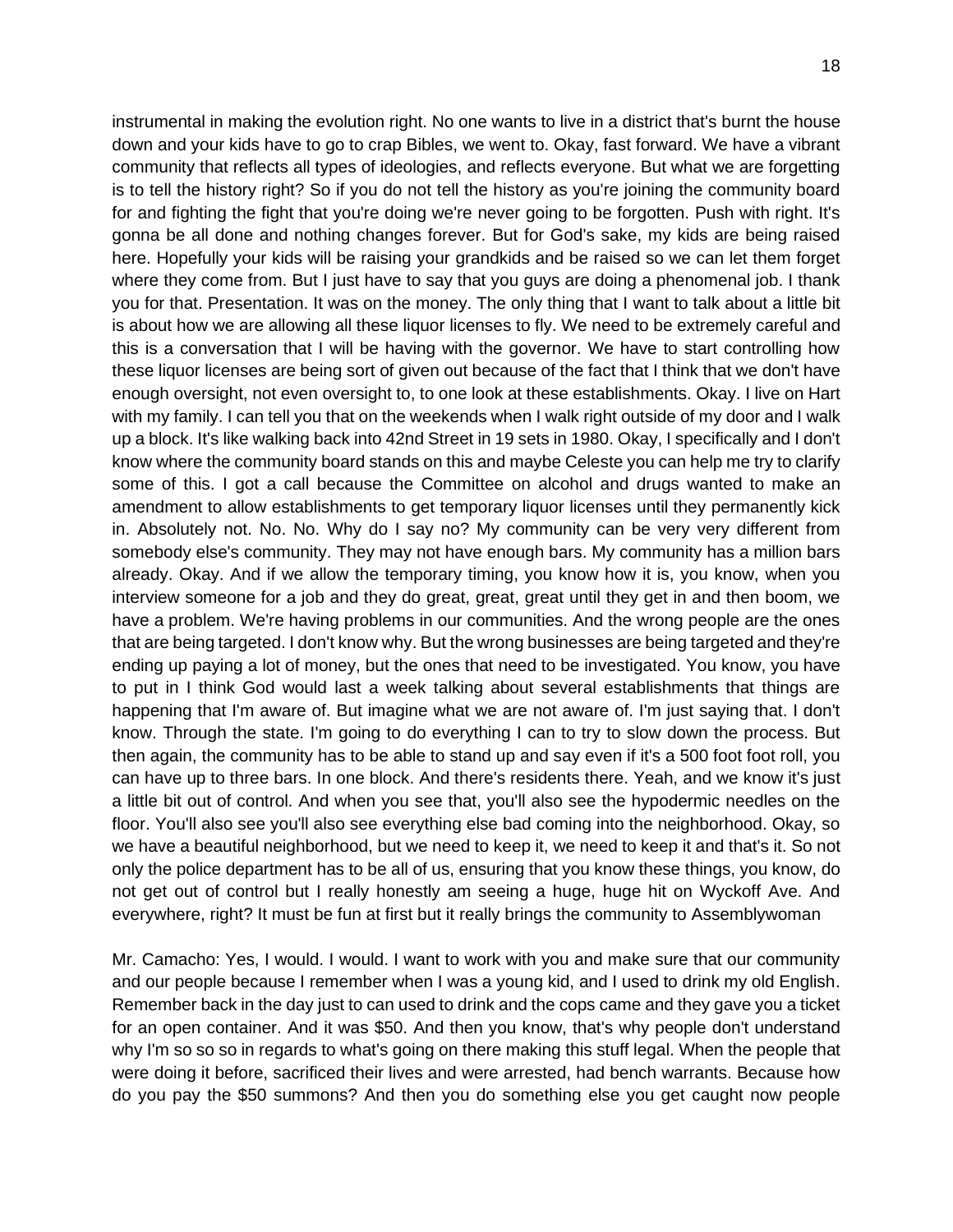instrumental in making the evolution right. No one wants to live in a district that's burnt the house down and your kids have to go to crap Bibles, we went to. Okay, fast forward. We have a vibrant community that reflects all types of ideologies, and reflects everyone. But what we are forgetting is to tell the history right? So if you do not tell the history as you're joining the community board for and fighting the fight that you're doing we're never going to be forgotten. Push with right. It's gonna be all done and nothing changes forever. But for God's sake, my kids are being raised here. Hopefully your kids will be raising your grandkids and be raised so we can let them forget where they come from. But I just have to say that you guys are doing a phenomenal job. I thank you for that. Presentation. It was on the money. The only thing that I want to talk about a little bit is about how we are allowing all these liquor licenses to fly. We need to be extremely careful and this is a conversation that I will be having with the governor. We have to start controlling how these liquor licenses are being sort of given out because of the fact that I think that we don't have enough oversight, not even oversight to, to one look at these establishments. Okay. I live on Hart with my family. I can tell you that on the weekends when I walk right outside of my door and I walk up a block. It's like walking back into 42nd Street in 19 sets in 1980. Okay, I specifically and I don't know where the community board stands on this and maybe Celeste you can help me try to clarify some of this. I got a call because the Committee on alcohol and drugs wanted to make an amendment to allow establishments to get temporary liquor licenses until they permanently kick in. Absolutely not. No. No. Why do I say no? My community can be very very different from somebody else's community. They may not have enough bars. My community has a million bars already. Okay. And if we allow the temporary timing, you know how it is, you know, when you interview someone for a job and they do great, great, great until they get in and then boom, we have a problem. We're having problems in our communities. And the wrong people are the ones that are being targeted. I don't know why. But the wrong businesses are being targeted and they're ending up paying a lot of money, but the ones that need to be investigated. You know, you have to put in I think God would last a week talking about several establishments that things are happening that I'm aware of. But imagine what we are not aware of. I'm just saying that. I don't know. Through the state. I'm going to do everything I can to try to slow down the process. But then again, the community has to be able to stand up and say even if it's a 500 foot foot roll, you can have up to three bars. In one block. And there's residents there. Yeah, and we know it's just a little bit out of control. And when you see that, you'll also see the hypodermic needles on the floor. You'll also see you'll also see everything else bad coming into the neighborhood. Okay, so we have a beautiful neighborhood, but we need to keep it, we need to keep it and that's it. So not only the police department has to be all of us, ensuring that you know these things, you know, do not get out of control but I really honestly am seeing a huge, huge hit on Wyckoff Ave. And everywhere, right? It must be fun at first but it really brings the community to Assemblywoman

Mr. Camacho: Yes, I would. I would. I want to work with you and make sure that our community and our people because I remember when I was a young kid, and I used to drink my old English. Remember back in the day just to can used to drink and the cops came and they gave you a ticket for an open container. And it was $50. And then you know, that's why people don't understand why I'm so so so in regards to what's going on there making this stuff legal. When the people that were doing it before, sacrificed their lives and were arrested, had bench warrants. Because how do you pay the $50 summons? And then you do something else you get caught now people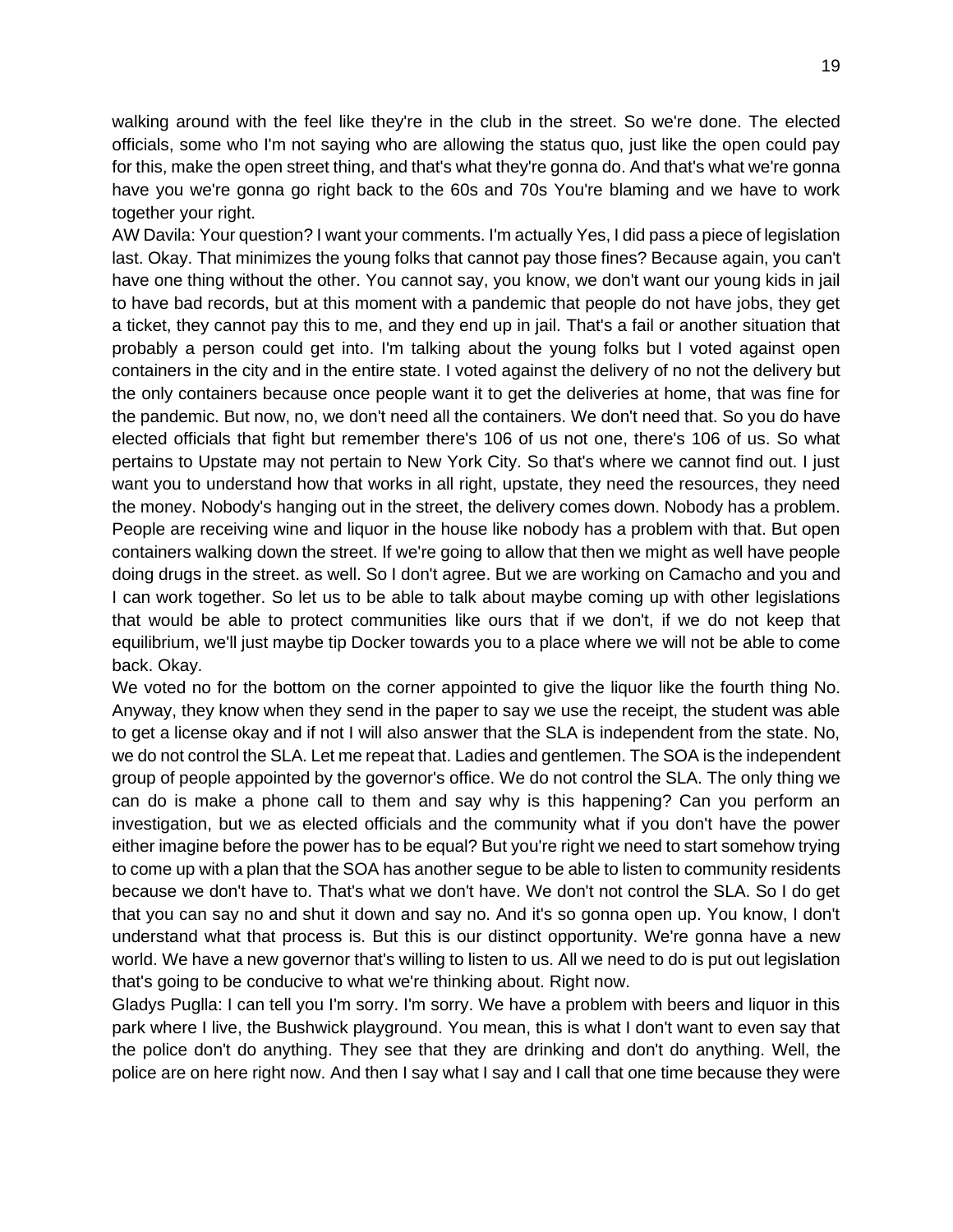walking around with the feel like they're in the club in the street. So we're done. The elected officials, some who I'm not saying who are allowing the status quo, just like the open could pay for this, make the open street thing, and that's what they're gonna do. And that's what we're gonna have you we're gonna go right back to the 60s and 70s You're blaming and we have to work together your right.

AW Davila: Your question? I want your comments. I'm actually Yes, I did pass a piece of legislation last. Okay. That minimizes the young folks that cannot pay those fines? Because again, you can't have one thing without the other. You cannot say, you know, we don't want our young kids in jail to have bad records, but at this moment with a pandemic that people do not have jobs, they get a ticket, they cannot pay this to me, and they end up in jail. That's a fail or another situation that probably a person could get into. I'm talking about the young folks but I voted against open containers in the city and in the entire state. I voted against the delivery of no not the delivery but the only containers because once people want it to get the deliveries at home, that was fine for the pandemic. But now, no, we don't need all the containers. We don't need that. So you do have elected officials that fight but remember there's 106 of us not one, there's 106 of us. So what pertains to Upstate may not pertain to New York City. So that's where we cannot find out. I just want you to understand how that works in all right, upstate, they need the resources, they need the money. Nobody's hanging out in the street, the delivery comes down. Nobody has a problem. People are receiving wine and liquor in the house like nobody has a problem with that. But open containers walking down the street. If we're going to allow that then we might as well have people doing drugs in the street. as well. So I don't agree. But we are working on Camacho and you and I can work together. So let us to be able to talk about maybe coming up with other legislations that would be able to protect communities like ours that if we don't, if we do not keep that equilibrium, we'll just maybe tip Docker towards you to a place where we will not be able to come back. Okay.

We voted no for the bottom on the corner appointed to give the liquor like the fourth thing No. Anyway, they know when they send in the paper to say we use the receipt, the student was able to get a license okay and if not I will also answer that the SLA is independent from the state. No, we do not control the SLA. Let me repeat that. Ladies and gentlemen. The SOA is the independent group of people appointed by the governor's office. We do not control the SLA. The only thing we can do is make a phone call to them and say why is this happening? Can you perform an investigation, but we as elected officials and the community what if you don't have the power either imagine before the power has to be equal? But you're right we need to start somehow trying to come up with a plan that the SOA has another segue to be able to listen to community residents because we don't have to. That's what we don't have. We don't not control the SLA. So I do get that you can say no and shut it down and say no. And it's so gonna open up. You know, I don't understand what that process is. But this is our distinct opportunity. We're gonna have a new world. We have a new governor that's willing to listen to us. All we need to do is put out legislation that's going to be conducive to what we're thinking about. Right now.

Gladys Puglla: I can tell you I'm sorry. I'm sorry. We have a problem with beers and liquor in this park where I live, the Bushwick playground. You mean, this is what I don't want to even say that the police don't do anything. They see that they are drinking and don't do anything. Well, the police are on here right now. And then I say what I say and I call that one time because they were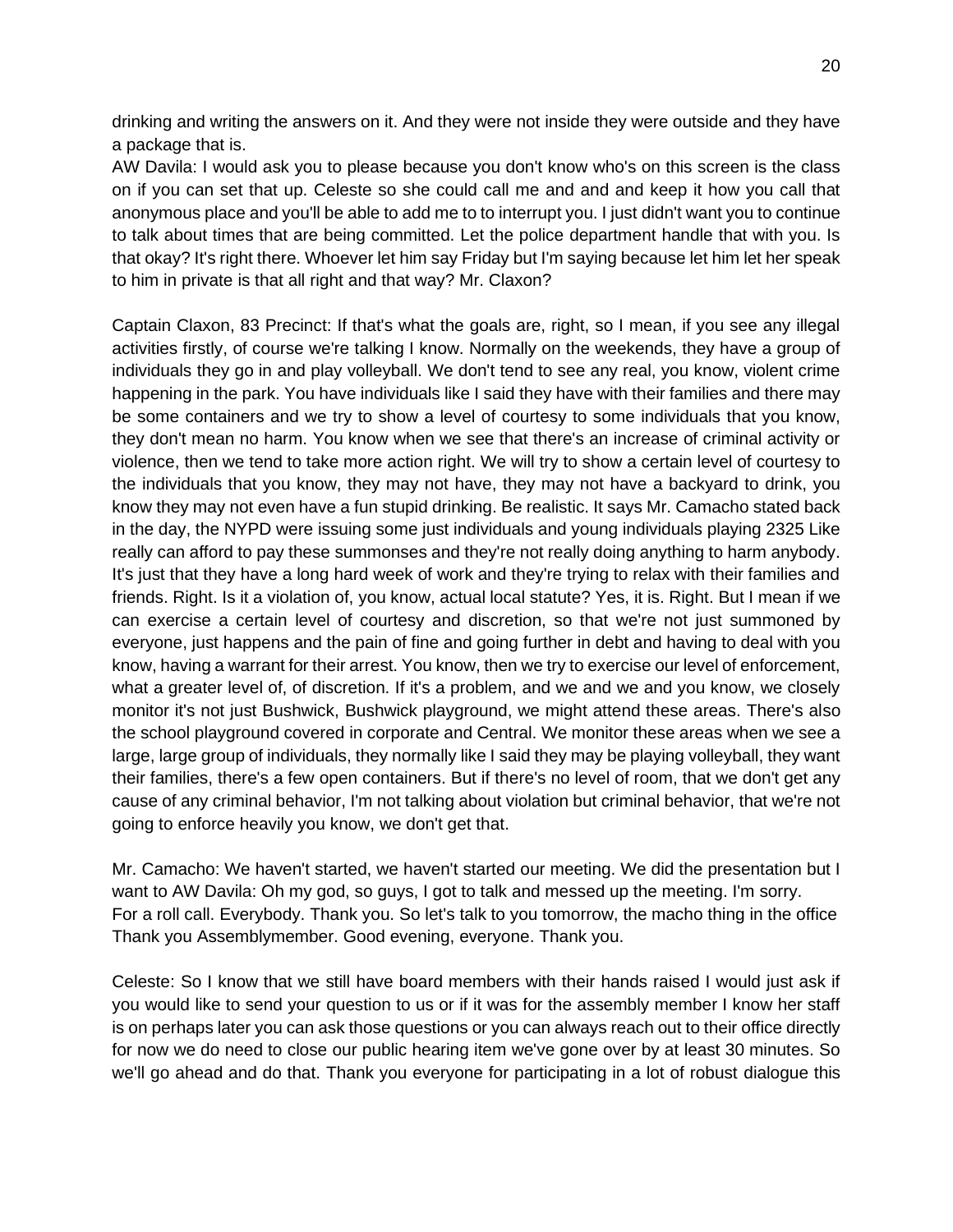drinking and writing the answers on it. And they were not inside they were outside and they have a package that is.

AW Davila: I would ask you to please because you don't know who's on this screen is the class on if you can set that up. Celeste so she could call me and and and keep it how you call that anonymous place and you'll be able to add me to to interrupt you. I just didn't want you to continue to talk about times that are being committed. Let the police department handle that with you. Is that okay? It's right there. Whoever let him say Friday but I'm saying because let him let her speak to him in private is that all right and that way? Mr. Claxon?

Captain Claxon, 83 Precinct: If that's what the goals are, right, so I mean, if you see any illegal activities firstly, of course we're talking I know. Normally on the weekends, they have a group of individuals they go in and play volleyball. We don't tend to see any real, you know, violent crime happening in the park. You have individuals like I said they have with their families and there may be some containers and we try to show a level of courtesy to some individuals that you know, they don't mean no harm. You know when we see that there's an increase of criminal activity or violence, then we tend to take more action right. We will try to show a certain level of courtesy to the individuals that you know, they may not have, they may not have a backyard to drink, you know they may not even have a fun stupid drinking. Be realistic. It says Mr. Camacho stated back in the day, the NYPD were issuing some just individuals and young individuals playing 2325 Like really can afford to pay these summonses and they're not really doing anything to harm anybody. It's just that they have a long hard week of work and they're trying to relax with their families and friends. Right. Is it a violation of, you know, actual local statute? Yes, it is. Right. But I mean if we can exercise a certain level of courtesy and discretion, so that we're not just summoned by everyone, just happens and the pain of fine and going further in debt and having to deal with you know, having a warrant for their arrest. You know, then we try to exercise our level of enforcement, what a greater level of, of discretion. If it's a problem, and we and we and you know, we closely monitor it's not just Bushwick, Bushwick playground, we might attend these areas. There's also the school playground covered in corporate and Central. We monitor these areas when we see a large, large group of individuals, they normally like I said they may be playing volleyball, they want their families, there's a few open containers. But if there's no level of room, that we don't get any cause of any criminal behavior, I'm not talking about violation but criminal behavior, that we're not going to enforce heavily you know, we don't get that.

Mr. Camacho: We haven't started, we haven't started our meeting. We did the presentation but I want to AW Davila: Oh my god, so guys, I got to talk and messed up the meeting. I'm sorry. For a roll call. Everybody. Thank you. So let's talk to you tomorrow, the macho thing in the office Thank you Assemblymember. Good evening, everyone. Thank you.

Celeste: So I know that we still have board members with their hands raised I would just ask if you would like to send your question to us or if it was for the assembly member I know her staff is on perhaps later you can ask those questions or you can always reach out to their office directly for now we do need to close our public hearing item we've gone over by at least 30 minutes. So we'll go ahead and do that. Thank you everyone for participating in a lot of robust dialogue this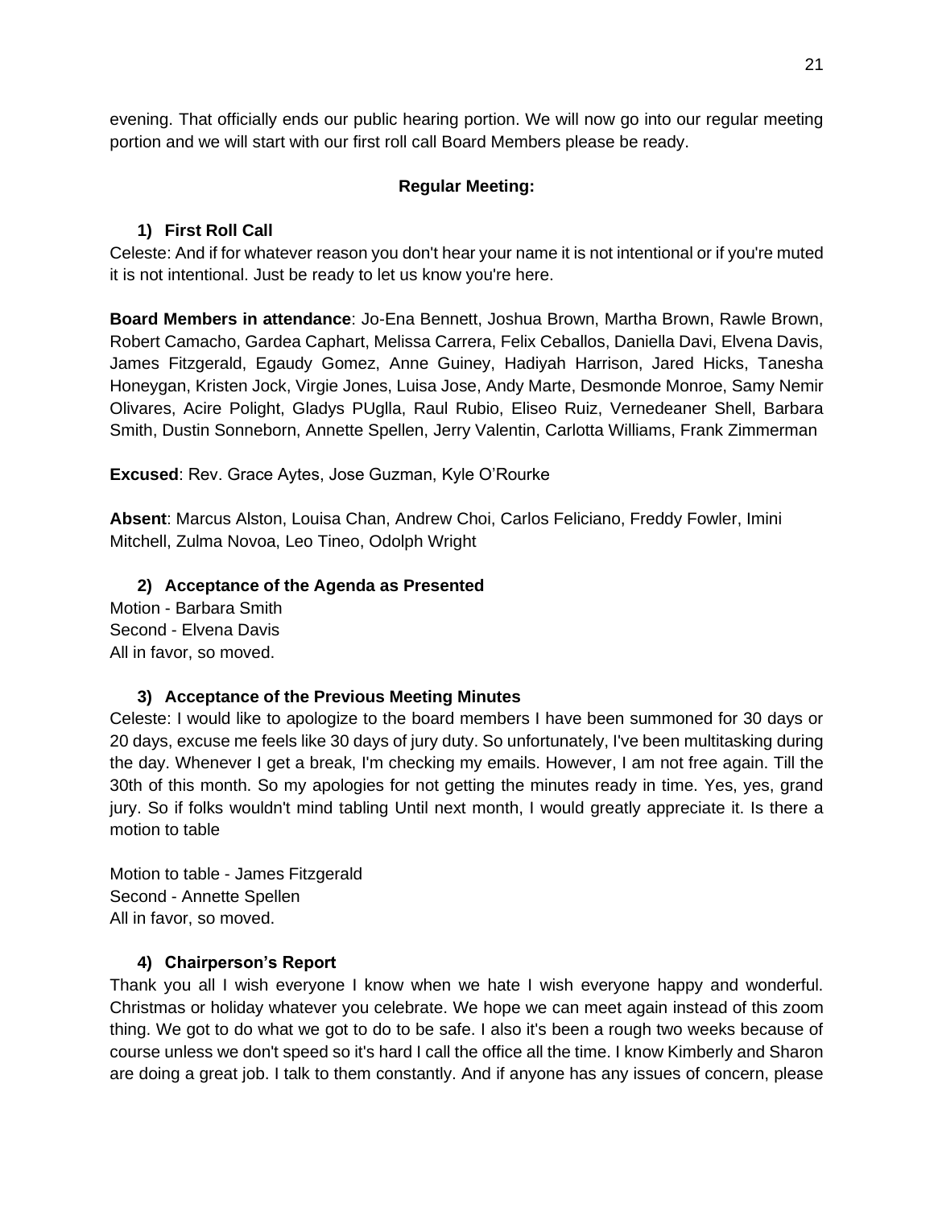evening. That officially ends our public hearing portion. We will now go into our regular meeting portion and we will start with our first roll call Board Members please be ready.

## Regular Meeting:

### 1) First Roll Call

Celeste: And if for whatever reason you don't hear your name it is not intentional or if you're muted it is not intentional. Just be ready to let us know you're here.

**Board Members in attendance**: Jo-Ena Bennett, Joshua Brown, Martha Brown, Rawle Brown, Robert Camacho, Gardea Caphart, Melissa Carrera, Felix Ceballos, Daniella Davi, Elvena Davis, James Fitzgerald, Egaudy Gomez, Anne Guiney, Hadiyah Harrison, Jared Hicks, Tanesha Honeygan, Kristen Jock, Virgie Jones, Luisa Jose, Andy Marte, Desmonde Monroe, Samy Nemir Olivares, Acire Polight, Gladys PUglla, Raul Rubio, Eliseo Ruiz, Vernedeaner Shell, Barbara Smith, Dustin Sonneborn, Annette Spellen, Jerry Valentin, Carlotta Williams, Frank Zimmerman

**Excused**: Rev. Grace Aytes, Jose Guzman, Kyle O'Rourke

**Absent**: Marcus Alston, Louisa Chan, Andrew Choi, Carlos Feliciano, Freddy Fowler, Imini Mitchell, Zulma Novoa, Leo Tineo, Odolph Wright

### 2) Acceptance of the Agenda as Presented

Motion - Barbara Smith
Second - Elvena Davis
All in favor, so moved.

### 3) Acceptance of the Previous Meeting Minutes

Celeste: I would like to apologize to the board members I have been summoned for 30 days or 20 days, excuse me feels like 30 days of jury duty. So unfortunately, I've been multitasking during the day. Whenever I get a break, I'm checking my emails. However, I am not free again. Till the 30th of this month. So my apologies for not getting the minutes ready in time. Yes, yes, grand jury. So if folks wouldn't mind tabling Until next month, I would greatly appreciate it. Is there a motion to table

Motion to table - James Fitzgerald
Second - Annette Spellen
All in favor, so moved.

### 4) Chairperson's Report

Thank you all I wish everyone I know when we hate I wish everyone happy and wonderful. Christmas or holiday whatever you celebrate. We hope we can meet again instead of this zoom thing. We got to do what we got to do to be safe. I also it's been a rough two weeks because of course unless we don't speed so it's hard I call the office all the time. I know Kimberly and Sharon are doing a great job. I talk to them constantly. And if anyone has any issues of concern, please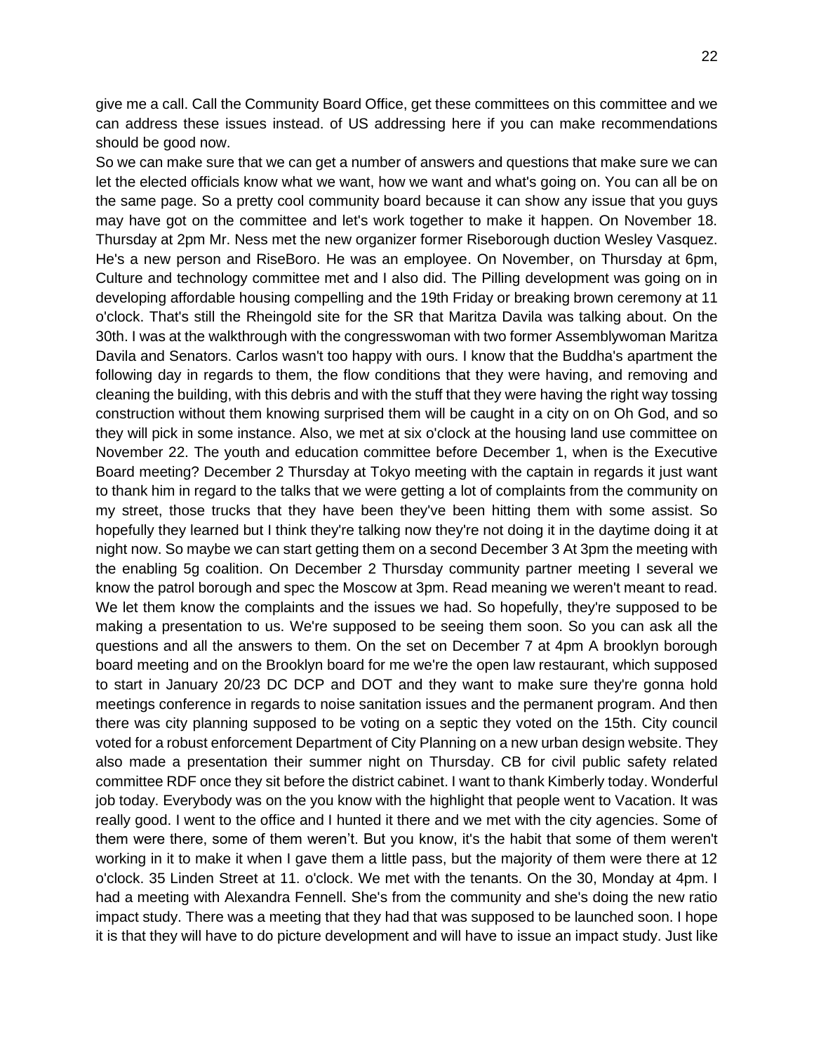give me a call. Call the Community Board Office, get these committees on this committee and we can address these issues instead. of US addressing here if you can make recommendations should be good now.

So we can make sure that we can get a number of answers and questions that make sure we can let the elected officials know what we want, how we want and what's going on. You can all be on the same page. So a pretty cool community board because it can show any issue that you guys may have got on the committee and let's work together to make it happen. On November 18. Thursday at 2pm Mr. Ness met the new organizer former Riseborough duction Wesley Vasquez. He's a new person and RiseBoro. He was an employee. On November, on Thursday at 6pm, Culture and technology committee met and I also did. The Pilling development was going on in developing affordable housing compelling and the 19th Friday or breaking brown ceremony at 11 o'clock. That's still the Rheingold site for the SR that Maritza Davila was talking about. On the 30th. I was at the walkthrough with the congresswoman with two former Assemblywoman Maritza Davila and Senators. Carlos wasn't too happy with ours. I know that the Buddha's apartment the following day in regards to them, the flow conditions that they were having, and removing and cleaning the building, with this debris and with the stuff that they were having the right way tossing construction without them knowing surprised them will be caught in a city on on Oh God, and so they will pick in some instance. Also, we met at six o'clock at the housing land use committee on November 22. The youth and education committee before December 1, when is the Executive Board meeting? December 2 Thursday at Tokyo meeting with the captain in regards it just want to thank him in regard to the talks that we were getting a lot of complaints from the community on my street, those trucks that they have been they've been hitting them with some assist. So hopefully they learned but I think they're talking now they're not doing it in the daytime doing it at night now. So maybe we can start getting them on a second December 3 At 3pm the meeting with the enabling 5g coalition. On December 2 Thursday community partner meeting I several we know the patrol borough and spec the Moscow at 3pm. Read meaning we weren't meant to read. We let them know the complaints and the issues we had. So hopefully, they're supposed to be making a presentation to us. We're supposed to be seeing them soon. So you can ask all the questions and all the answers to them. On the set on December 7 at 4pm A brooklyn borough board meeting and on the Brooklyn board for me we're the open law restaurant, which supposed to start in January 20/23 DC DCP and DOT and they want to make sure they're gonna hold meetings conference in regards to noise sanitation issues and the permanent program. And then there was city planning supposed to be voting on a septic they voted on the 15th. City council voted for a robust enforcement Department of City Planning on a new urban design website. They also made a presentation their summer night on Thursday. CB for civil public safety related committee RDF once they sit before the district cabinet. I want to thank Kimberly today. Wonderful job today. Everybody was on the you know with the highlight that people went to Vacation. It was really good. I went to the office and I hunted it there and we met with the city agencies. Some of them were there, some of them weren't. But you know, it's the habit that some of them weren't working in it to make it when I gave them a little pass, but the majority of them were there at 12 o'clock. 35 Linden Street at 11. o'clock. We met with the tenants. On the 30, Monday at 4pm. I had a meeting with Alexandra Fennell. She's from the community and she's doing the new ratio impact study. There was a meeting that they had that was supposed to be launched soon. I hope it is that they will have to do picture development and will have to issue an impact study. Just like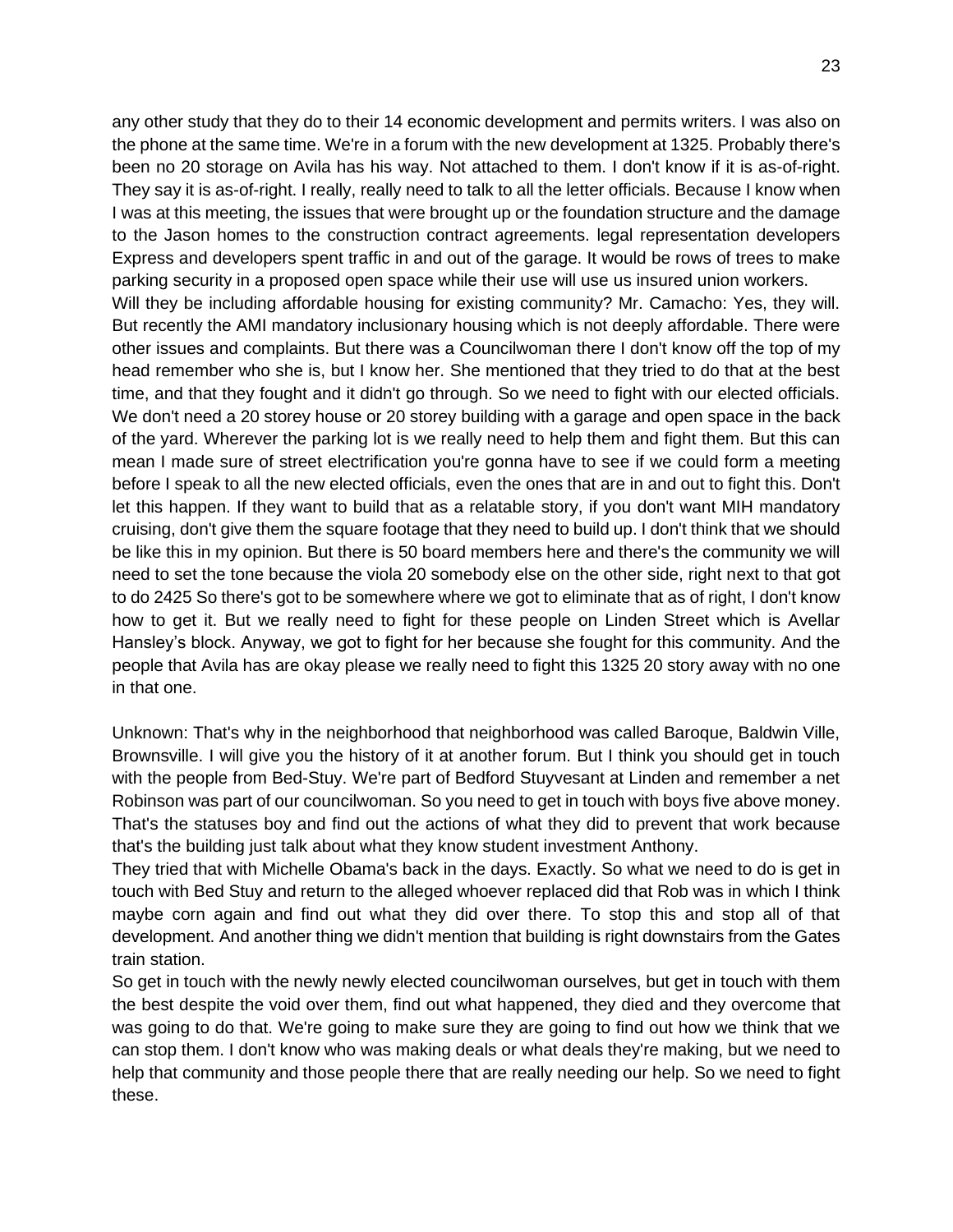any other study that they do to their 14 economic development and permits writers. I was also on the phone at the same time. We're in a forum with the new development at 1325. Probably there's been no 20 storage on Avila has his way. Not attached to them. I don't know if it is as-of-right. They say it is as-of-right. I really, really need to talk to all the letter officials. Because I know when I was at this meeting, the issues that were brought up or the foundation structure and the damage to the Jason homes to the construction contract agreements. legal representation developers Express and developers spent traffic in and out of the garage. It would be rows of trees to make parking security in a proposed open space while their use will use us insured union workers.
Will they be including affordable housing for existing community? Mr. Camacho: Yes, they will. But recently the AMI mandatory inclusionary housing which is not deeply affordable. There were other issues and complaints. But there was a Councilwoman there I don't know off the top of my head remember who she is, but I know her. She mentioned that they tried to do that at the best time, and that they fought and it didn't go through. So we need to fight with our elected officials. We don't need a 20 storey house or 20 storey building with a garage and open space in the back of the yard. Wherever the parking lot is we really need to help them and fight them. But this can mean I made sure of street electrification you're gonna have to see if we could form a meeting before I speak to all the new elected officials, even the ones that are in and out to fight this. Don't let this happen. If they want to build that as a relatable story, if you don't want MIH mandatory cruising, don't give them the square footage that they need to build up. I don't think that we should be like this in my opinion. But there is 50 board members here and there's the community we will need to set the tone because the viola 20 somebody else on the other side, right next to that got to do 2425 So there's got to be somewhere where we got to eliminate that as of right, I don't know how to get it. But we really need to fight for these people on Linden Street which is Avellar Hansley's block. Anyway, we got to fight for her because she fought for this community. And the people that Avila has are okay please we really need to fight this 1325 20 story away with no one in that one.

Unknown: That's why in the neighborhood that neighborhood was called Baroque, Baldwin Ville, Brownsville. I will give you the history of it at another forum. But I think you should get in touch with the people from Bed-Stuy. We're part of Bedford Stuyvesant at Linden and remember a net Robinson was part of our councilwoman. So you need to get in touch with boys five above money. That's the statuses boy and find out the actions of what they did to prevent that work because that's the building just talk about what they know student investment Anthony.
They tried that with Michelle Obama's back in the days. Exactly. So what we need to do is get in touch with Bed Stuy and return to the alleged whoever replaced did that Rob was in which I think maybe corn again and find out what they did over there. To stop this and stop all of that development. And another thing we didn't mention that building is right downstairs from the Gates train station.
So get in touch with the newly newly elected councilwoman ourselves, but get in touch with them the best despite the void over them, find out what happened, they died and they overcome that was going to do that. We're going to make sure they are going to find out how we think that we can stop them. I don't know who was making deals or what deals they're making, but we need to help that community and those people there that are really needing our help. So we need to fight these.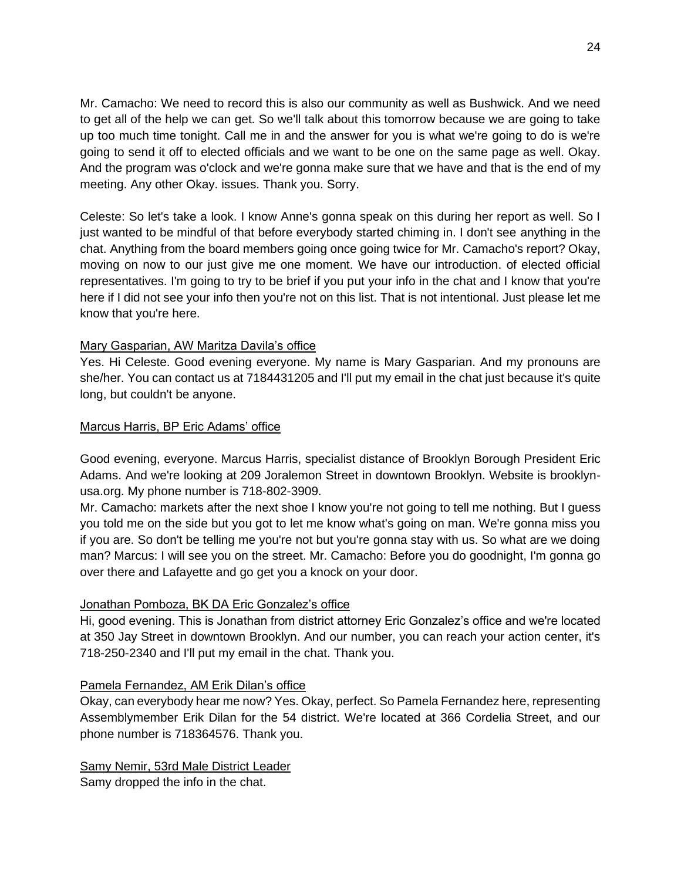Mr. Camacho: We need to record this is also our community as well as Bushwick. And we need to get all of the help we can get. So we'll talk about this tomorrow because we are going to take up too much time tonight. Call me in and the answer for you is what we're going to do is we're going to send it off to elected officials and we want to be one on the same page as well. Okay. And the program was o'clock and we're gonna make sure that we have and that is the end of my meeting. Any other Okay. issues. Thank you. Sorry.

Celeste: So let's take a look. I know Anne's gonna speak on this during her report as well. So I just wanted to be mindful of that before everybody started chiming in. I don't see anything in the chat. Anything from the board members going once going twice for Mr. Camacho's report? Okay, moving on now to our just give me one moment. We have our introduction. of elected official representatives. I'm going to try to be brief if you put your info in the chat and I know that you're here if I did not see your info then you're not on this list. That is not intentional. Just please let me know that you're here.

<u>Mary Gasparian, AW Maritza Davila's office</u>
Yes. Hi Celeste. Good evening everyone. My name is Mary Gasparian. And my pronouns are she/her. You can contact us at 7184431205 and I'll put my email in the chat just because it's quite long, but couldn't be anyone.

<u>Marcus Harris, BP Eric Adams' office</u>

Good evening, everyone. Marcus Harris, specialist distance of Brooklyn Borough President Eric Adams. And we're looking at 209 Joralemon Street in downtown Brooklyn. Website is brooklyn-usa.org. My phone number is 718-802-3909.
Mr. Camacho: markets after the next shoe I know you're not going to tell me nothing. But I guess you told me on the side but you got to let me know what's going on man. We're gonna miss you if you are. So don't be telling me you're not but you're gonna stay with us. So what are we doing man? Marcus: I will see you on the street. Mr. Camacho: Before you do goodnight, I'm gonna go over there and Lafayette and go get you a knock on your door.

<u>Jonathan Pomboza, BK DA Eric Gonzalez's office</u>
Hi, good evening. This is Jonathan from district attorney Eric Gonzalez's office and we're located at 350 Jay Street in downtown Brooklyn. And our number, you can reach your action center, it's 718-250-2340 and I'll put my email in the chat. Thank you.

<u>Pamela Fernandez, AM Erik Dilan's office</u>
Okay, can everybody hear me now? Yes. Okay, perfect. So Pamela Fernandez here, representing Assemblymember Erik Dilan for the 54 district. We're located at 366 Cordelia Street, and our phone number is 718364576. Thank you.

<u>Samy Nemir, 53rd Male District Leader</u>
Samy dropped the info in the chat.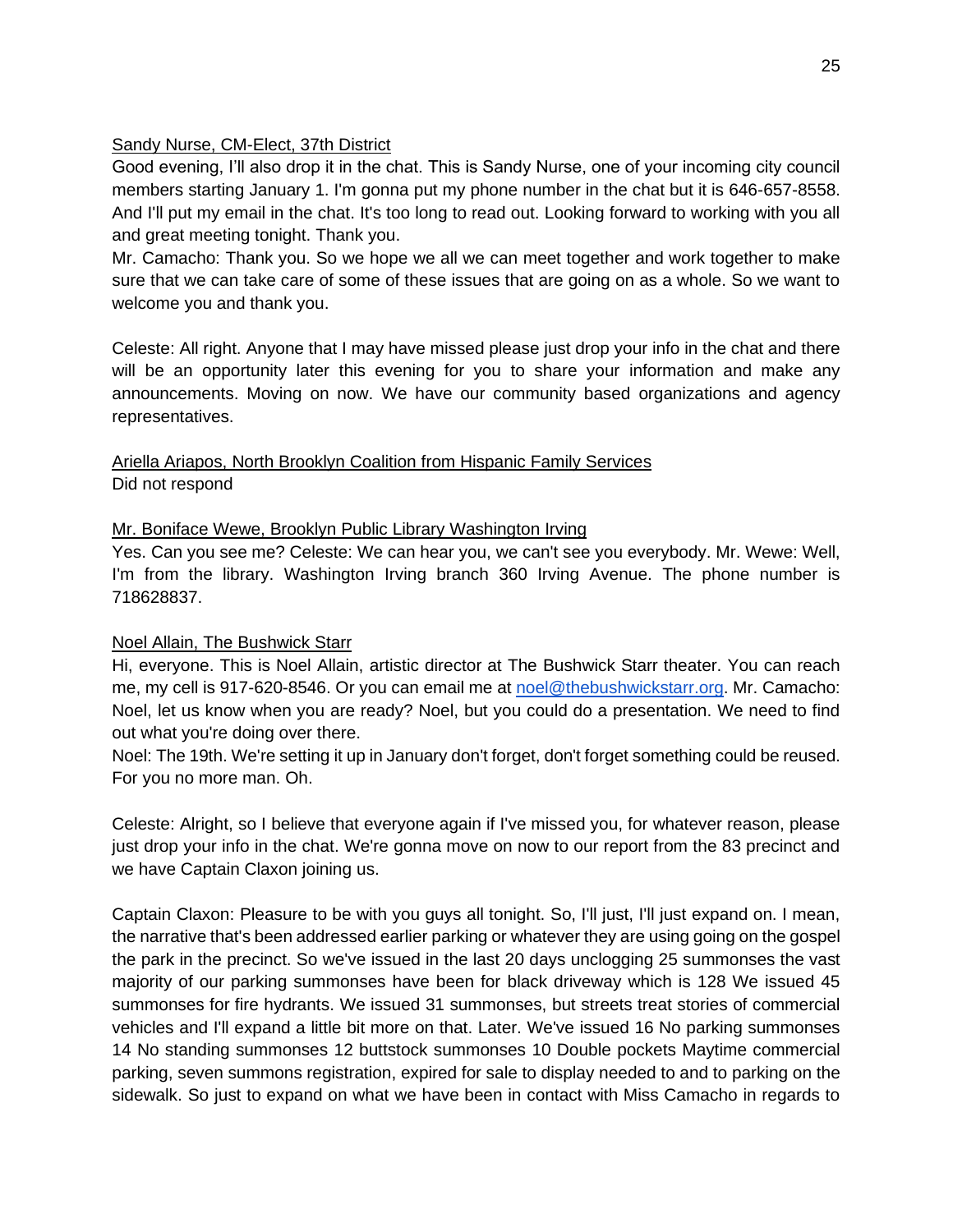<u>Sandy Nurse, CM-Elect, 37th District</u>
Good evening, I'll also drop it in the chat. This is Sandy Nurse, one of your incoming city council members starting January 1. I'm gonna put my phone number in the chat but it is 646-657-8558. And I'll put my email in the chat. It's too long to read out. Looking forward to working with you all and great meeting tonight. Thank you.
Mr. Camacho: Thank you. So we hope we all we can meet together and work together to make sure that we can take care of some of these issues that are going on as a whole. So we want to welcome you and thank you.

Celeste: All right. Anyone that I may have missed please just drop your info in the chat and there will be an opportunity later this evening for you to share your information and make any announcements. Moving on now. We have our community based organizations and agency representatives.

<u>Ariella Ariapos, North Brooklyn Coalition from Hispanic Family Services</u>
Did not respond

<u>Mr. Boniface Wewe, Brooklyn Public Library Washington Irving</u>
Yes. Can you see me? Celeste: We can hear you, we can't see you everybody. Mr. Wewe: Well, I'm from the library. Washington Irving branch 360 Irving Avenue. The phone number is 718628837.

<u>Noel Allain, The Bushwick Starr</u>
Hi, everyone. This is Noel Allain, artistic director at The Bushwick Starr theater. You can reach me, my cell is 917-620-8546. Or you can email me at noel@thebushwickstarr.org. Mr. Camacho: Noel, let us know when you are ready? Noel, but you could do a presentation. We need to find out what you're doing over there.
Noel: The 19th. We're setting it up in January don't forget, don't forget something could be reused. For you no more man. Oh.

Celeste: Alright, so I believe that everyone again if I've missed you, for whatever reason, please just drop your info in the chat. We're gonna move on now to our report from the 83 precinct and we have Captain Claxon joining us.

Captain Claxon: Pleasure to be with you guys all tonight. So, I'll just, I'll just expand on. I mean, the narrative that's been addressed earlier parking or whatever they are using going on the gospel the park in the precinct. So we've issued in the last 20 days unclogging 25 summonses the vast majority of our parking summonses have been for black driveway which is 128 We issued 45 summonses for fire hydrants. We issued 31 summonses, but streets treat stories of commercial vehicles and I'll expand a little bit more on that. Later. We've issued 16 No parking summonses 14 No standing summonses 12 buttstock summonses 10 Double pockets Maytime commercial parking, seven summons registration, expired for sale to display needed to and to parking on the sidewalk. So just to expand on what we have been in contact with Miss Camacho in regards to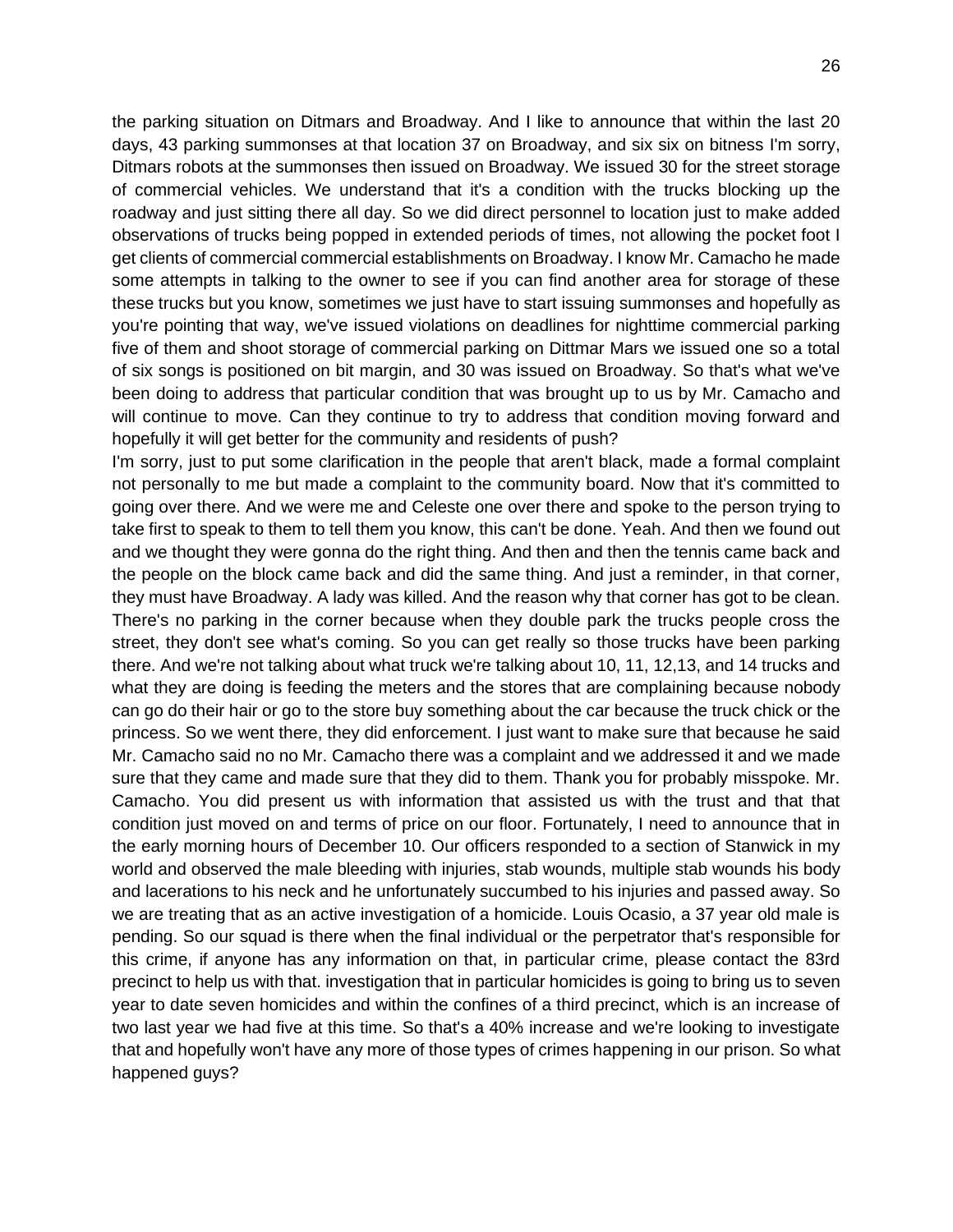the parking situation on Ditmars and Broadway. And I like to announce that within the last 20 days, 43 parking summonses at that location 37 on Broadway, and six six on bitness I'm sorry, Ditmars robots at the summonses then issued on Broadway. We issued 30 for the street storage of commercial vehicles. We understand that it's a condition with the trucks blocking up the roadway and just sitting there all day. So we did direct personnel to location just to make added observations of trucks being popped in extended periods of times, not allowing the pocket foot I get clients of commercial commercial establishments on Broadway. I know Mr. Camacho he made some attempts in talking to the owner to see if you can find another area for storage of these these trucks but you know, sometimes we just have to start issuing summonses and hopefully as you're pointing that way, we've issued violations on deadlines for nighttime commercial parking five of them and shoot storage of commercial parking on Dittmar Mars we issued one so a total of six songs is positioned on bit margin, and 30 was issued on Broadway. So that's what we've been doing to address that particular condition that was brought up to us by Mr. Camacho and will continue to move. Can they continue to try to address that condition moving forward and hopefully it will get better for the community and residents of push?

I'm sorry, just to put some clarification in the people that aren't black, made a formal complaint not personally to me but made a complaint to the community board. Now that it's committed to going over there. And we were me and Celeste one over there and spoke to the person trying to take first to speak to them to tell them you know, this can't be done. Yeah. And then we found out and we thought they were gonna do the right thing. And then and then the tennis came back and the people on the block came back and did the same thing. And just a reminder, in that corner, they must have Broadway. A lady was killed. And the reason why that corner has got to be clean. There's no parking in the corner because when they double park the trucks people cross the street, they don't see what's coming. So you can get really so those trucks have been parking there. And we're not talking about what truck we're talking about 10, 11, 12,13, and 14 trucks and what they are doing is feeding the meters and the stores that are complaining because nobody can go do their hair or go to the store buy something about the car because the truck chick or the princess. So we went there, they did enforcement. I just want to make sure that because he said Mr. Camacho said no no Mr. Camacho there was a complaint and we addressed it and we made sure that they came and made sure that they did to them. Thank you for probably misspoke. Mr. Camacho. You did present us with information that assisted us with the trust and that that condition just moved on and terms of price on our floor. Fortunately, I need to announce that in the early morning hours of December 10. Our officers responded to a section of Stanwick in my world and observed the male bleeding with injuries, stab wounds, multiple stab wounds his body and lacerations to his neck and he unfortunately succumbed to his injuries and passed away. So we are treating that as an active investigation of a homicide. Louis Ocasio, a 37 year old male is pending. So our squad is there when the final individual or the perpetrator that's responsible for this crime, if anyone has any information on that, in particular crime, please contact the 83rd precinct to help us with that. investigation that in particular homicides is going to bring us to seven year to date seven homicides and within the confines of a third precinct, which is an increase of two last year we had five at this time. So that's a 40% increase and we're looking to investigate that and hopefully won't have any more of those types of crimes happening in our prison. So what happened guys?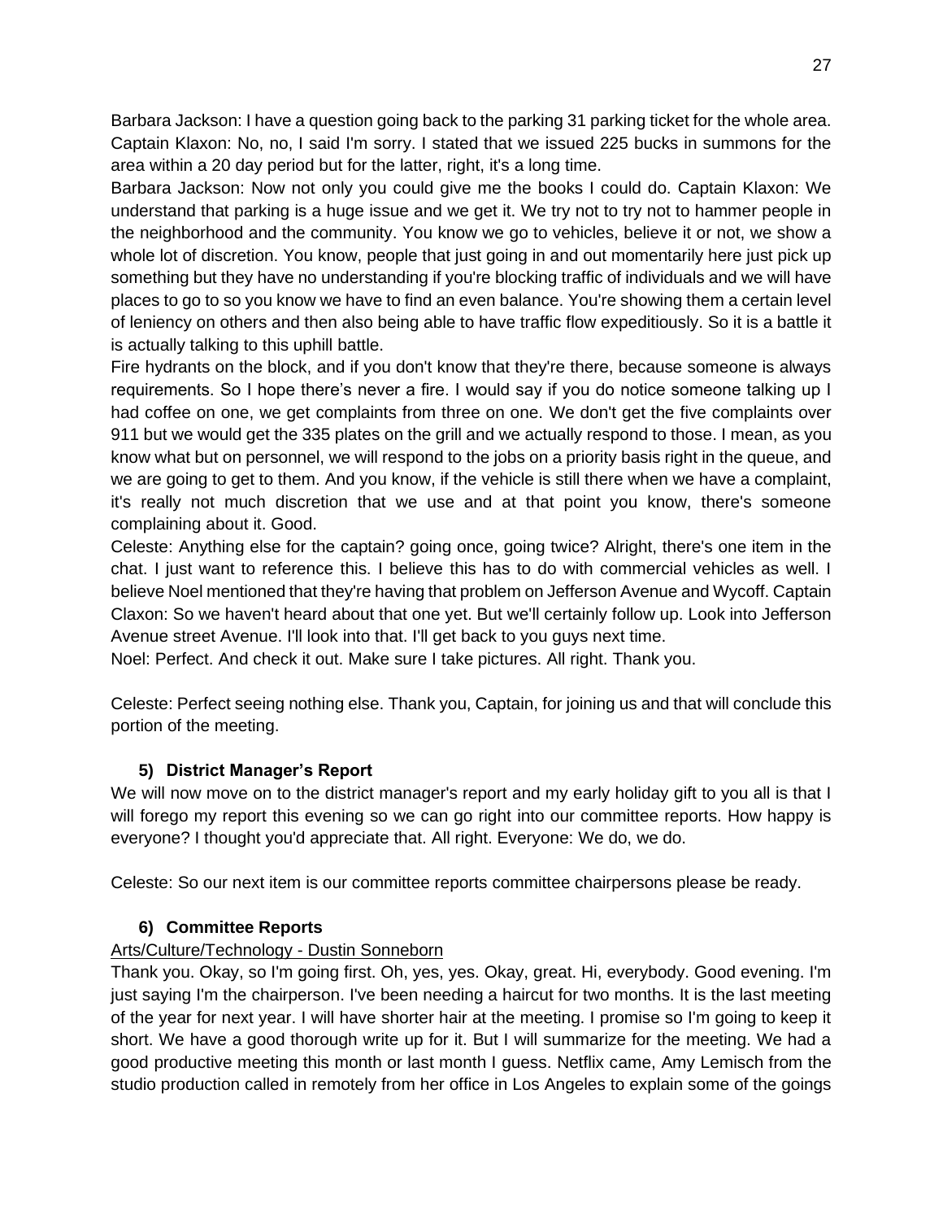Barbara Jackson: I have a question going back to the parking 31 parking ticket for the whole area. Captain Klaxon: No, no, I said I'm sorry. I stated that we issued 225 bucks in summons for the area within a 20 day period but for the latter, right, it's a long time.

Barbara Jackson: Now not only you could give me the books I could do. Captain Klaxon: We understand that parking is a huge issue and we get it. We try not to try not to hammer people in the neighborhood and the community. You know we go to vehicles, believe it or not, we show a whole lot of discretion. You know, people that just going in and out momentarily here just pick up something but they have no understanding if you're blocking traffic of individuals and we will have places to go to so you know we have to find an even balance. You're showing them a certain level of leniency on others and then also being able to have traffic flow expeditiously. So it is a battle it is actually talking to this uphill battle.

Fire hydrants on the block, and if you don't know that they're there, because someone is always requirements. So I hope there's never a fire. I would say if you do notice someone talking up I had coffee on one, we get complaints from three on one. We don't get the five complaints over 911 but we would get the 335 plates on the grill and we actually respond to those. I mean, as you know what but on personnel, we will respond to the jobs on a priority basis right in the queue, and we are going to get to them. And you know, if the vehicle is still there when we have a complaint, it's really not much discretion that we use and at that point you know, there's someone complaining about it. Good.

Celeste: Anything else for the captain? going once, going twice? Alright, there's one item in the chat. I just want to reference this. I believe this has to do with commercial vehicles as well. I believe Noel mentioned that they're having that problem on Jefferson Avenue and Wycoff. Captain Claxon: So we haven't heard about that one yet. But we'll certainly follow up. Look into Jefferson Avenue street Avenue. I'll look into that. I'll get back to you guys next time.

Noel: Perfect. And check it out. Make sure I take pictures. All right. Thank you.

Celeste: Perfect seeing nothing else. Thank you, Captain, for joining us and that will conclude this portion of the meeting.

### 5) District Manager's Report

We will now move on to the district manager's report and my early holiday gift to you all is that I will forego my report this evening so we can go right into our committee reports. How happy is everyone? I thought you'd appreciate that. All right. Everyone: We do, we do.

Celeste: So our next item is our committee reports committee chairpersons please be ready.

### 6) Committee Reports

Arts/Culture/Technology - Dustin Sonneborn

Thank you. Okay, so I'm going first. Oh, yes, yes. Okay, great. Hi, everybody. Good evening. I'm just saying I'm the chairperson. I've been needing a haircut for two months. It is the last meeting of the year for next year. I will have shorter hair at the meeting. I promise so I'm going to keep it short. We have a good thorough write up for it. But I will summarize for the meeting. We had a good productive meeting this month or last month I guess. Netflix came, Amy Lemisch from the studio production called in remotely from her office in Los Angeles to explain some of the goings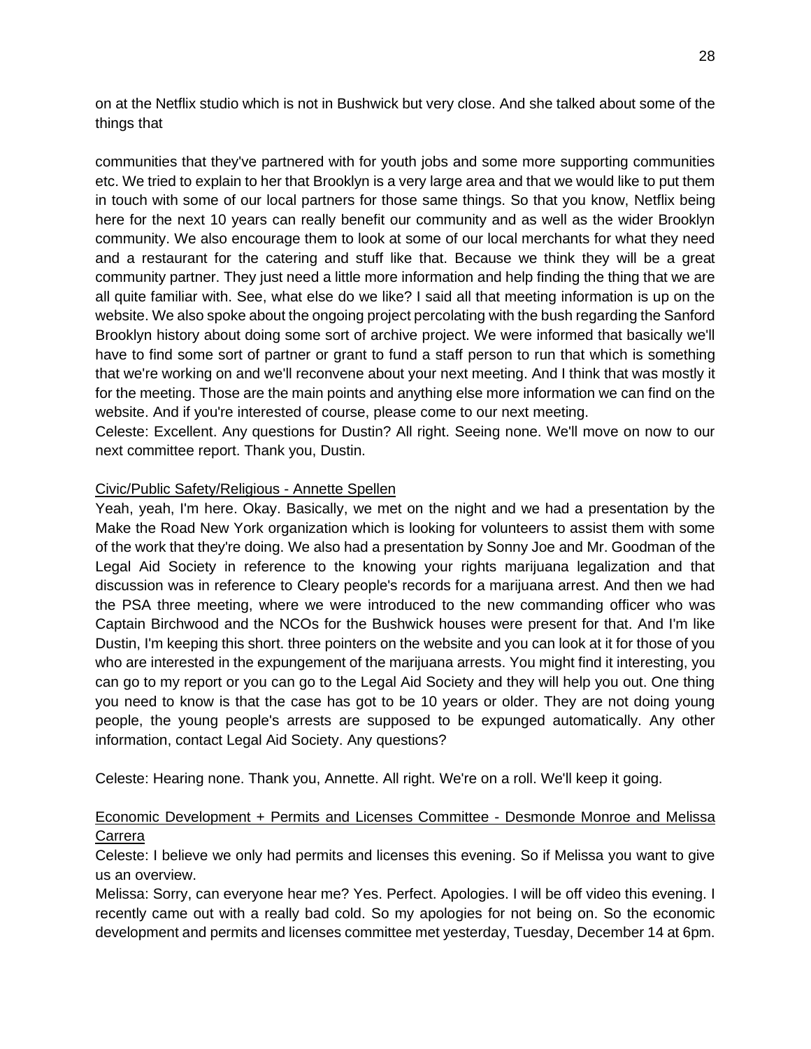on at the Netflix studio which is not in Bushwick but very close. And she talked about some of the things that

communities that they've partnered with for youth jobs and some more supporting communities etc. We tried to explain to her that Brooklyn is a very large area and that we would like to put them in touch with some of our local partners for those same things. So that you know, Netflix being here for the next 10 years can really benefit our community and as well as the wider Brooklyn community. We also encourage them to look at some of our local merchants for what they need and a restaurant for the catering and stuff like that. Because we think they will be a great community partner. They just need a little more information and help finding the thing that we are all quite familiar with. See, what else do we like? I said all that meeting information is up on the website. We also spoke about the ongoing project percolating with the bush regarding the Sanford Brooklyn history about doing some sort of archive project. We were informed that basically we'll have to find some sort of partner or grant to fund a staff person to run that which is something that we're working on and we'll reconvene about your next meeting. And I think that was mostly it for the meeting. Those are the main points and anything else more information we can find on the website. And if you're interested of course, please come to our next meeting.

Celeste: Excellent. Any questions for Dustin? All right. Seeing none. We'll move on now to our next committee report. Thank you, Dustin.

<u>Civic/Public Safety/Religious - Annette Spellen</u>

Yeah, yeah, I'm here. Okay. Basically, we met on the night and we had a presentation by the Make the Road New York organization which is looking for volunteers to assist them with some of the work that they're doing. We also had a presentation by Sonny Joe and Mr. Goodman of the Legal Aid Society in reference to the knowing your rights marijuana legalization and that discussion was in reference to Cleary people's records for a marijuana arrest. And then we had the PSA three meeting, where we were introduced to the new commanding officer who was Captain Birchwood and the NCOs for the Bushwick houses were present for that. And I'm like Dustin, I'm keeping this short. three pointers on the website and you can look at it for those of you who are interested in the expungement of the marijuana arrests. You might find it interesting, you can go to my report or you can go to the Legal Aid Society and they will help you out. One thing you need to know is that the case has got to be 10 years or older. They are not doing young people, the young people's arrests are supposed to be expunged automatically. Any other information, contact Legal Aid Society. Any questions?

Celeste: Hearing none. Thank you, Annette. All right. We're on a roll. We'll keep it going.

<u>Economic Development + Permits and Licenses Committee - Desmonde Monroe and Melissa Carrera</u>

Celeste: I believe we only had permits and licenses this evening. So if Melissa you want to give us an overview.

Melissa: Sorry, can everyone hear me? Yes. Perfect. Apologies. I will be off video this evening. I recently came out with a really bad cold. So my apologies for not being on. So the economic development and permits and licenses committee met yesterday, Tuesday, December 14 at 6pm.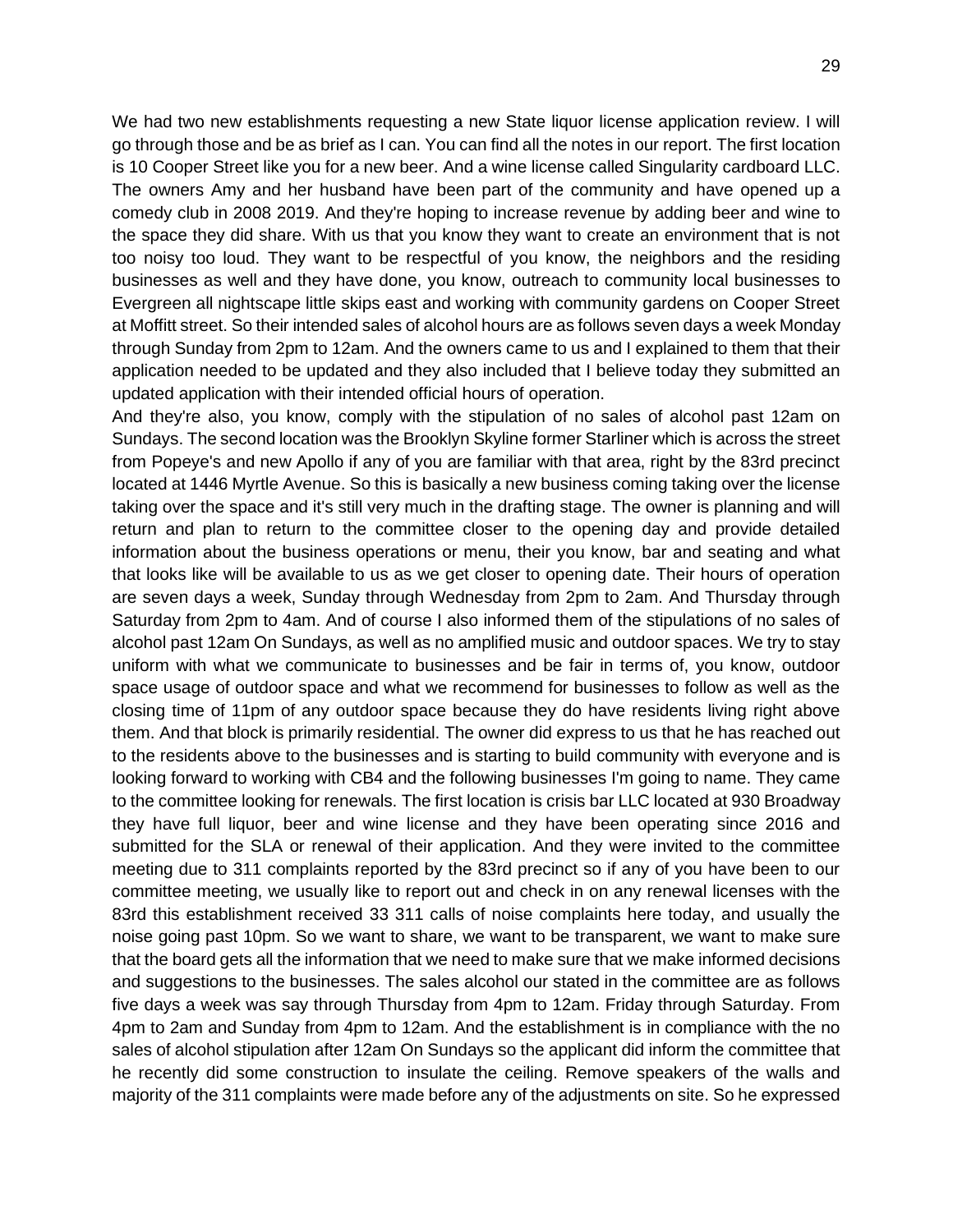We had two new establishments requesting a new State liquor license application review. I will go through those and be as brief as I can. You can find all the notes in our report. The first location is 10 Cooper Street like you for a new beer. And a wine license called Singularity cardboard LLC. The owners Amy and her husband have been part of the community and have opened up a comedy club in 2008 2019. And they're hoping to increase revenue by adding beer and wine to the space they did share. With us that you know they want to create an environment that is not too noisy too loud. They want to be respectful of you know, the neighbors and the residing businesses as well and they have done, you know, outreach to community local businesses to Evergreen all nightscape little skips east and working with community gardens on Cooper Street at Moffitt street. So their intended sales of alcohol hours are as follows seven days a week Monday through Sunday from 2pm to 12am. And the owners came to us and I explained to them that their application needed to be updated and they also included that I believe today they submitted an updated application with their intended official hours of operation.

And they're also, you know, comply with the stipulation of no sales of alcohol past 12am on Sundays. The second location was the Brooklyn Skyline former Starliner which is across the street from Popeye's and new Apollo if any of you are familiar with that area, right by the 83rd precinct located at 1446 Myrtle Avenue. So this is basically a new business coming taking over the license taking over the space and it's still very much in the drafting stage. The owner is planning and will return and plan to return to the committee closer to the opening day and provide detailed information about the business operations or menu, their you know, bar and seating and what that looks like will be available to us as we get closer to opening date. Their hours of operation are seven days a week, Sunday through Wednesday from 2pm to 2am. And Thursday through Saturday from 2pm to 4am. And of course I also informed them of the stipulations of no sales of alcohol past 12am On Sundays, as well as no amplified music and outdoor spaces. We try to stay uniform with what we communicate to businesses and be fair in terms of, you know, outdoor space usage of outdoor space and what we recommend for businesses to follow as well as the closing time of 11pm of any outdoor space because they do have residents living right above them. And that block is primarily residential. The owner did express to us that he has reached out to the residents above to the businesses and is starting to build community with everyone and is looking forward to working with CB4 and the following businesses I'm going to name. They came to the committee looking for renewals. The first location is crisis bar LLC located at 930 Broadway they have full liquor, beer and wine license and they have been operating since 2016 and submitted for the SLA or renewal of their application. And they were invited to the committee meeting due to 311 complaints reported by the 83rd precinct so if any of you have been to our committee meeting, we usually like to report out and check in on any renewal licenses with the 83rd this establishment received 33 311 calls of noise complaints here today, and usually the noise going past 10pm. So we want to share, we want to be transparent, we want to make sure that the board gets all the information that we need to make sure that we make informed decisions and suggestions to the businesses. The sales alcohol our stated in the committee are as follows five days a week was say through Thursday from 4pm to 12am. Friday through Saturday. From 4pm to 2am and Sunday from 4pm to 12am. And the establishment is in compliance with the no sales of alcohol stipulation after 12am On Sundays so the applicant did inform the committee that he recently did some construction to insulate the ceiling. Remove speakers of the walls and majority of the 311 complaints were made before any of the adjustments on site. So he expressed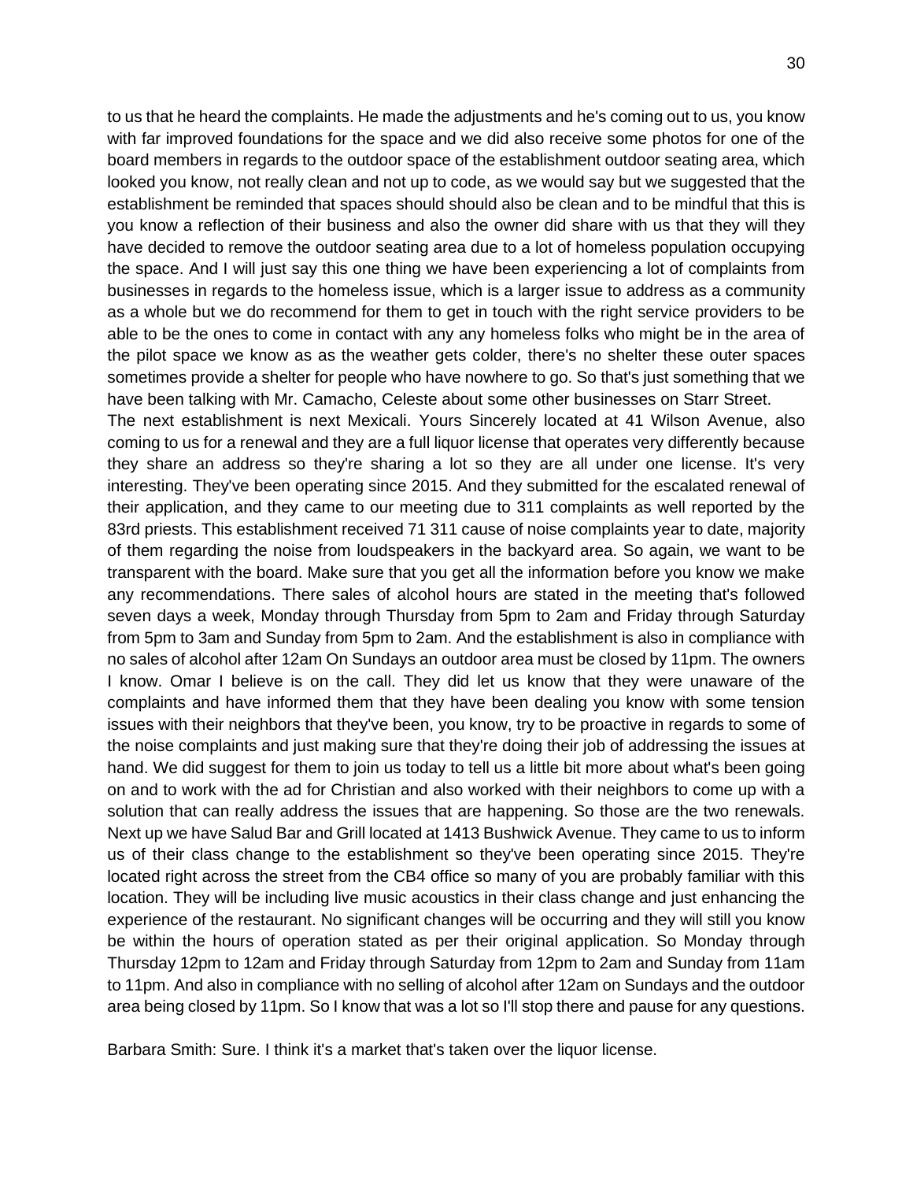to us that he heard the complaints. He made the adjustments and he's coming out to us, you know with far improved foundations for the space and we did also receive some photos for one of the board members in regards to the outdoor space of the establishment outdoor seating area, which looked you know, not really clean and not up to code, as we would say but we suggested that the establishment be reminded that spaces should should also be clean and to be mindful that this is you know a reflection of their business and also the owner did share with us that they will they have decided to remove the outdoor seating area due to a lot of homeless population occupying the space. And I will just say this one thing we have been experiencing a lot of complaints from businesses in regards to the homeless issue, which is a larger issue to address as a community as a whole but we do recommend for them to get in touch with the right service providers to be able to be the ones to come in contact with any any homeless folks who might be in the area of the pilot space we know as as the weather gets colder, there's no shelter these outer spaces sometimes provide a shelter for people who have nowhere to go. So that's just something that we have been talking with Mr. Camacho, Celeste about some other businesses on Starr Street.
The next establishment is next Mexicali. Yours Sincerely located at 41 Wilson Avenue, also coming to us for a renewal and they are a full liquor license that operates very differently because they share an address so they're sharing a lot so they are all under one license. It's very interesting. They've been operating since 2015. And they submitted for the escalated renewal of their application, and they came to our meeting due to 311 complaints as well reported by the 83rd priests. This establishment received 71 311 cause of noise complaints year to date, majority of them regarding the noise from loudspeakers in the backyard area. So again, we want to be transparent with the board. Make sure that you get all the information before you know we make any recommendations. There sales of alcohol hours are stated in the meeting that's followed seven days a week, Monday through Thursday from 5pm to 2am and Friday through Saturday from 5pm to 3am and Sunday from 5pm to 2am. And the establishment is also in compliance with no sales of alcohol after 12am On Sundays an outdoor area must be closed by 11pm. The owners I know. Omar I believe is on the call. They did let us know that they were unaware of the complaints and have informed them that they have been dealing you know with some tension issues with their neighbors that they've been, you know, try to be proactive in regards to some of the noise complaints and just making sure that they're doing their job of addressing the issues at hand. We did suggest for them to join us today to tell us a little bit more about what's been going on and to work with the ad for Christian and also worked with their neighbors to come up with a solution that can really address the issues that are happening. So those are the two renewals. Next up we have Salud Bar and Grill located at 1413 Bushwick Avenue. They came to us to inform us of their class change to the establishment so they've been operating since 2015. They're located right across the street from the CB4 office so many of you are probably familiar with this location. They will be including live music acoustics in their class change and just enhancing the experience of the restaurant. No significant changes will be occurring and they will still you know be within the hours of operation stated as per their original application. So Monday through Thursday 12pm to 12am and Friday through Saturday from 12pm to 2am and Sunday from 11am to 11pm. And also in compliance with no selling of alcohol after 12am on Sundays and the outdoor area being closed by 11pm. So I know that was a lot so I'll stop there and pause for any questions.

Barbara Smith: Sure. I think it's a market that's taken over the liquor license.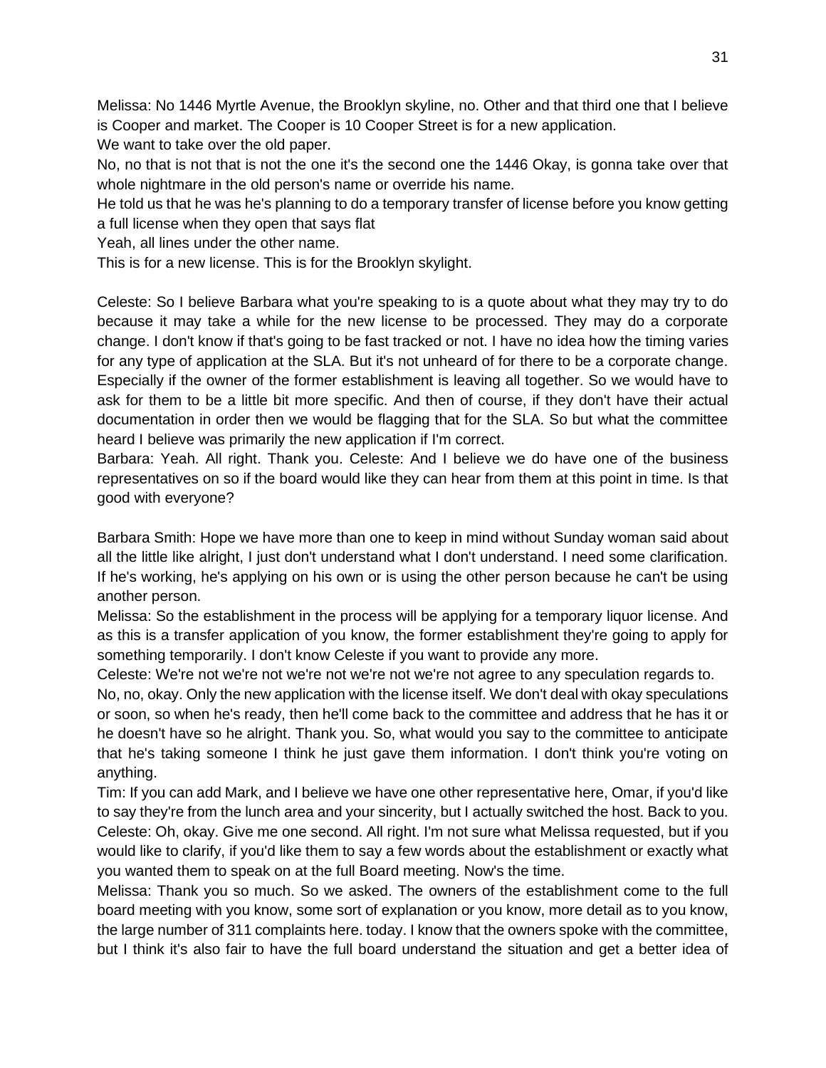Melissa: No 1446 Myrtle Avenue, the Brooklyn skyline, no. Other and that third one that I believe is Cooper and market. The Cooper is 10 Cooper Street is for a new application.

We want to take over the old paper.

No, no that is not that is not the one it's the second one the 1446 Okay, is gonna take over that whole nightmare in the old person's name or override his name.

He told us that he was he's planning to do a temporary transfer of license before you know getting a full license when they open that says flat

Yeah, all lines under the other name.

This is for a new license. This is for the Brooklyn skylight.

Celeste: So I believe Barbara what you're speaking to is a quote about what they may try to do because it may take a while for the new license to be processed. They may do a corporate change. I don't know if that's going to be fast tracked or not. I have no idea how the timing varies for any type of application at the SLA. But it's not unheard of for there to be a corporate change. Especially if the owner of the former establishment is leaving all together. So we would have to ask for them to be a little bit more specific. And then of course, if they don't have their actual documentation in order then we would be flagging that for the SLA. So but what the committee heard I believe was primarily the new application if I'm correct.

Barbara: Yeah. All right. Thank you. Celeste: And I believe we do have one of the business representatives on so if the board would like they can hear from them at this point in time. Is that good with everyone?

Barbara Smith: Hope we have more than one to keep in mind without Sunday woman said about all the little like alright, I just don't understand what I don't understand. I need some clarification. If he's working, he's applying on his own or is using the other person because he can't be using another person.

Melissa: So the establishment in the process will be applying for a temporary liquor license. And as this is a transfer application of you know, the former establishment they're going to apply for something temporarily. I don't know Celeste if you want to provide any more.

Celeste: We're not we're not we're not we're not we're not agree to any speculation regards to.

No, no, okay. Only the new application with the license itself. We don't deal with okay speculations or soon, so when he's ready, then he'll come back to the committee and address that he has it or he doesn't have so he alright. Thank you. So, what would you say to the committee to anticipate that he's taking someone I think he just gave them information. I don't think you're voting on anything.

Tim: If you can add Mark, and I believe we have one other representative here, Omar, if you'd like to say they're from the lunch area and your sincerity, but I actually switched the host. Back to you.

Celeste: Oh, okay. Give me one second. All right. I'm not sure what Melissa requested, but if you would like to clarify, if you'd like them to say a few words about the establishment or exactly what you wanted them to speak on at the full Board meeting. Now's the time.

Melissa: Thank you so much. So we asked. The owners of the establishment come to the full board meeting with you know, some sort of explanation or you know, more detail as to you know, the large number of 311 complaints here. today. I know that the owners spoke with the committee, but I think it's also fair to have the full board understand the situation and get a better idea of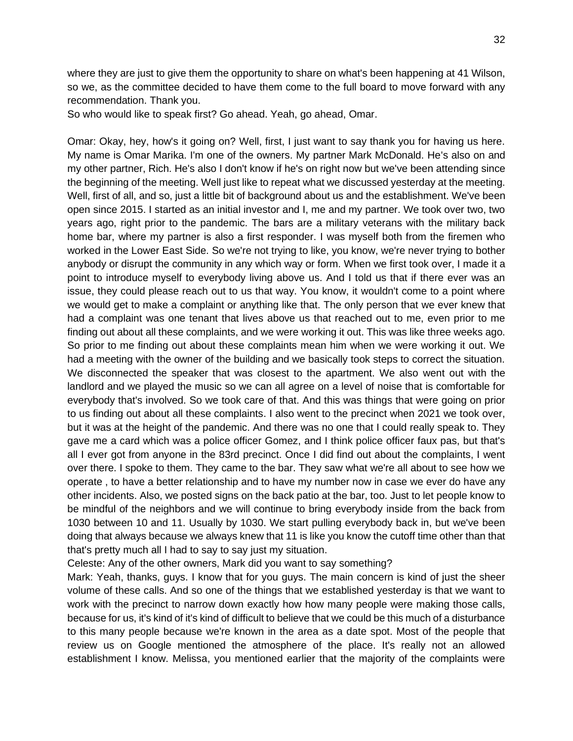where they are just to give them the opportunity to share on what's been happening at 41 Wilson, so we, as the committee decided to have them come to the full board to move forward with any recommendation. Thank you.

So who would like to speak first? Go ahead. Yeah, go ahead, Omar.

Omar: Okay, hey, how's it going on? Well, first, I just want to say thank you for having us here. My name is Omar Marika. I'm one of the owners. My partner Mark McDonald. He's also on and my other partner, Rich. He's also I don't know if he's on right now but we've been attending since the beginning of the meeting. Well just like to repeat what we discussed yesterday at the meeting. Well, first of all, and so, just a little bit of background about us and the establishment. We've been open since 2015. I started as an initial investor and I, me and my partner. We took over two, two years ago, right prior to the pandemic. The bars are a military veterans with the military back home bar, where my partner is also a first responder. I was myself both from the firemen who worked in the Lower East Side. So we're not trying to like, you know, we're never trying to bother anybody or disrupt the community in any which way or form. When we first took over, I made it a point to introduce myself to everybody living above us. And I told us that if there ever was an issue, they could please reach out to us that way. You know, it wouldn't come to a point where we would get to make a complaint or anything like that. The only person that we ever knew that had a complaint was one tenant that lives above us that reached out to me, even prior to me finding out about all these complaints, and we were working it out. This was like three weeks ago. So prior to me finding out about these complaints mean him when we were working it out. We had a meeting with the owner of the building and we basically took steps to correct the situation. We disconnected the speaker that was closest to the apartment. We also went out with the landlord and we played the music so we can all agree on a level of noise that is comfortable for everybody that's involved. So we took care of that. And this was things that were going on prior to us finding out about all these complaints. I also went to the precinct when 2021 we took over, but it was at the height of the pandemic. And there was no one that I could really speak to. They gave me a card which was a police officer Gomez, and I think police officer faux pas, but that's all I ever got from anyone in the 83rd precinct. Once I did find out about the complaints, I went over there. I spoke to them. They came to the bar. They saw what we're all about to see how we operate , to have a better relationship and to have my number now in case we ever do have any other incidents. Also, we posted signs on the back patio at the bar, too. Just to let people know to be mindful of the neighbors and we will continue to bring everybody inside from the back from 1030 between 10 and 11. Usually by 1030. We start pulling everybody back in, but we've been doing that always because we always knew that 11 is like you know the cutoff time other than that that's pretty much all I had to say to say just my situation.

Celeste: Any of the other owners, Mark did you want to say something?

Mark: Yeah, thanks, guys. I know that for you guys. The main concern is kind of just the sheer volume of these calls. And so one of the things that we established yesterday is that we want to work with the precinct to narrow down exactly how how many people were making those calls, because for us, it's kind of it's kind of difficult to believe that we could be this much of a disturbance to this many people because we're known in the area as a date spot. Most of the people that review us on Google mentioned the atmosphere of the place. It's really not an allowed establishment I know. Melissa, you mentioned earlier that the majority of the complaints were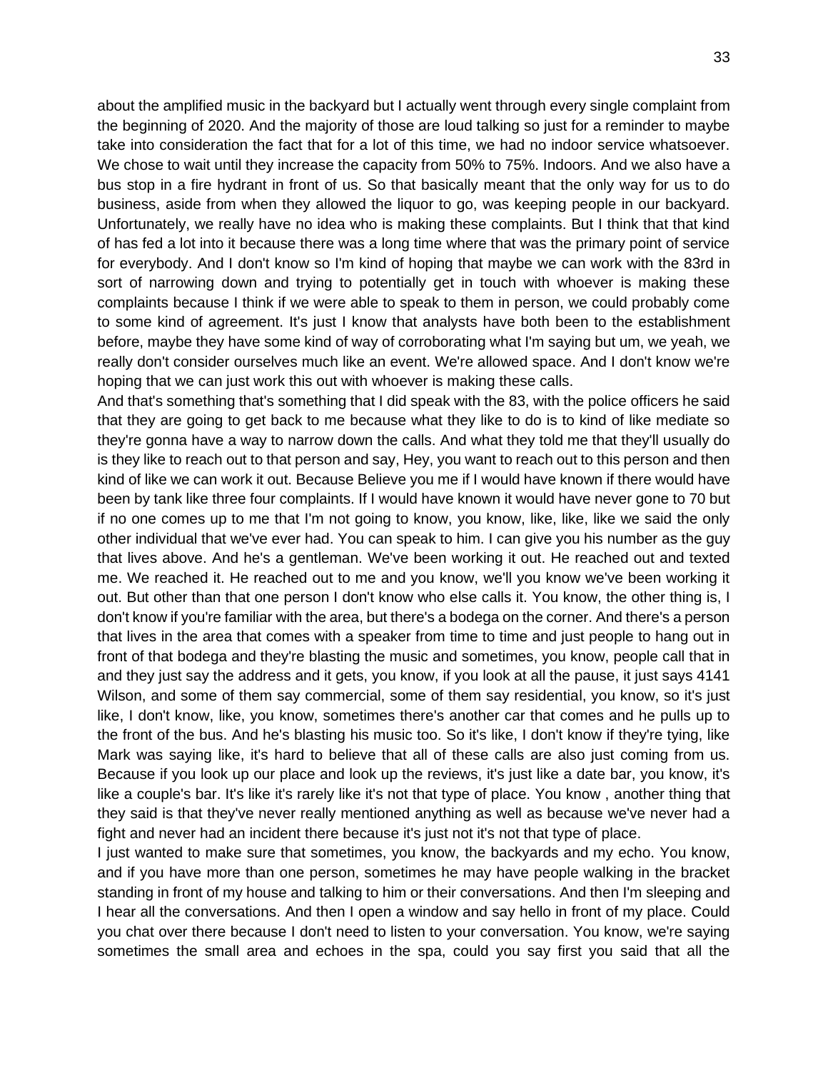about the amplified music in the backyard but I actually went through every single complaint from the beginning of 2020. And the majority of those are loud talking so just for a reminder to maybe take into consideration the fact that for a lot of this time, we had no indoor service whatsoever. We chose to wait until they increase the capacity from 50% to 75%. Indoors. And we also have a bus stop in a fire hydrant in front of us. So that basically meant that the only way for us to do business, aside from when they allowed the liquor to go, was keeping people in our backyard. Unfortunately, we really have no idea who is making these complaints. But I think that that kind of has fed a lot into it because there was a long time where that was the primary point of service for everybody. And I don't know so I'm kind of hoping that maybe we can work with the 83rd in sort of narrowing down and trying to potentially get in touch with whoever is making these complaints because I think if we were able to speak to them in person, we could probably come to some kind of agreement. It's just I know that analysts have both been to the establishment before, maybe they have some kind of way of corroborating what I'm saying but um, we yeah, we really don't consider ourselves much like an event. We're allowed space. And I don't know we're hoping that we can just work this out with whoever is making these calls.

And that's something that's something that I did speak with the 83, with the police officers he said that they are going to get back to me because what they like to do is to kind of like mediate so they're gonna have a way to narrow down the calls. And what they told me that they'll usually do is they like to reach out to that person and say, Hey, you want to reach out to this person and then kind of like we can work it out. Because Believe you me if I would have known if there would have been by tank like three four complaints. If I would have known it would have never gone to 70 but if no one comes up to me that I'm not going to know, you know, like, like, like we said the only other individual that we've ever had. You can speak to him. I can give you his number as the guy that lives above. And he's a gentleman. We've been working it out. He reached out and texted me. We reached it. He reached out to me and you know, we'll you know we've been working it out. But other than that one person I don't know who else calls it. You know, the other thing is, I don't know if you're familiar with the area, but there's a bodega on the corner. And there's a person that lives in the area that comes with a speaker from time to time and just people to hang out in front of that bodega and they're blasting the music and sometimes, you know, people call that in and they just say the address and it gets, you know, if you look at all the pause, it just says 4141 Wilson, and some of them say commercial, some of them say residential, you know, so it's just like, I don't know, like, you know, sometimes there's another car that comes and he pulls up to the front of the bus. And he's blasting his music too. So it's like, I don't know if they're tying, like Mark was saying like, it's hard to believe that all of these calls are also just coming from us. Because if you look up our place and look up the reviews, it's just like a date bar, you know, it's like a couple's bar. It's like it's rarely like it's not that type of place. You know , another thing that they said is that they've never really mentioned anything as well as because we've never had a fight and never had an incident there because it's just not it's not that type of place.

I just wanted to make sure that sometimes, you know, the backyards and my echo. You know, and if you have more than one person, sometimes he may have people walking in the bracket standing in front of my house and talking to him or their conversations. And then I'm sleeping and I hear all the conversations. And then I open a window and say hello in front of my place. Could you chat over there because I don't need to listen to your conversation. You know, we're saying sometimes the small area and echoes in the spa, could you say first you said that all the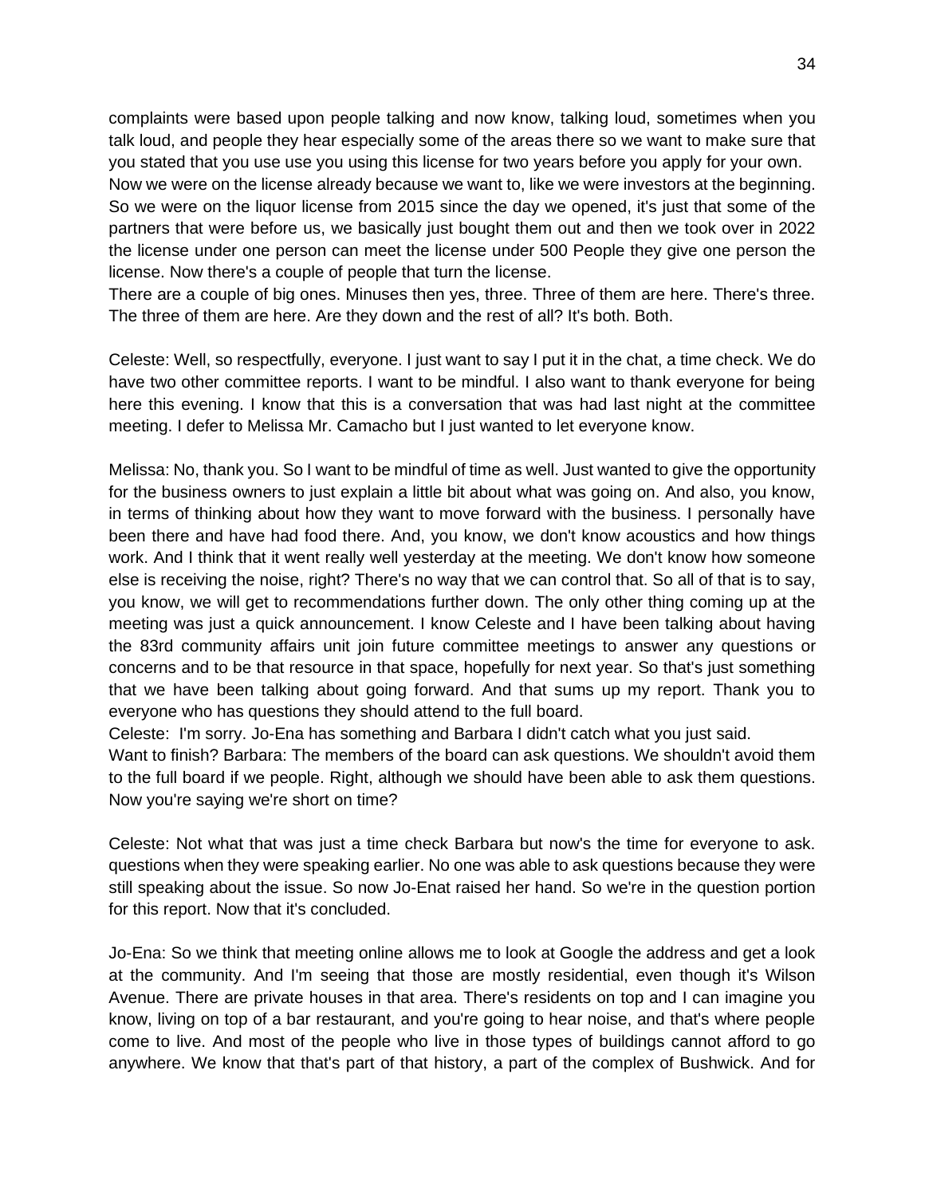complaints were based upon people talking and now know, talking loud, sometimes when you talk loud, and people they hear especially some of the areas there so we want to make sure that you stated that you use use you using this license for two years before you apply for your own.
Now we were on the license already because we want to, like we were investors at the beginning. So we were on the liquor license from 2015 since the day we opened, it's just that some of the partners that were before us, we basically just bought them out and then we took over in 2022 the license under one person can meet the license under 500 People they give one person the license. Now there's a couple of people that turn the license.
There are a couple of big ones. Minuses then yes, three. Three of them are here. There's three. The three of them are here. Are they down and the rest of all? It's both. Both.

Celeste: Well, so respectfully, everyone. I just want to say I put it in the chat, a time check. We do have two other committee reports. I want to be mindful. I also want to thank everyone for being here this evening. I know that this is a conversation that was had last night at the committee meeting. I defer to Melissa Mr. Camacho but I just wanted to let everyone know.

Melissa: No, thank you. So I want to be mindful of time as well. Just wanted to give the opportunity for the business owners to just explain a little bit about what was going on. And also, you know, in terms of thinking about how they want to move forward with the business. I personally have been there and have had food there. And, you know, we don't know acoustics and how things work. And I think that it went really well yesterday at the meeting. We don't know how someone else is receiving the noise, right? There's no way that we can control that. So all of that is to say, you know, we will get to recommendations further down. The only other thing coming up at the meeting was just a quick announcement. I know Celeste and I have been talking about having the 83rd community affairs unit join future committee meetings to answer any questions or concerns and to be that resource in that space, hopefully for next year. So that's just something that we have been talking about going forward. And that sums up my report. Thank you to everyone who has questions they should attend to the full board.
Celeste: I'm sorry. Jo-Ena has something and Barbara I didn't catch what you just said.
Want to finish? Barbara: The members of the board can ask questions. We shouldn't avoid them to the full board if we people. Right, although we should have been able to ask them questions. Now you're saying we're short on time?

Celeste: Not what that was just a time check Barbara but now's the time for everyone to ask. questions when they were speaking earlier. No one was able to ask questions because they were still speaking about the issue. So now Jo-Enat raised her hand. So we're in the question portion for this report. Now that it's concluded.

Jo-Ena: So we think that meeting online allows me to look at Google the address and get a look at the community. And I'm seeing that those are mostly residential, even though it's Wilson Avenue. There are private houses in that area. There's residents on top and I can imagine you know, living on top of a bar restaurant, and you're going to hear noise, and that's where people come to live. And most of the people who live in those types of buildings cannot afford to go anywhere. We know that that's part of that history, a part of the complex of Bushwick. And for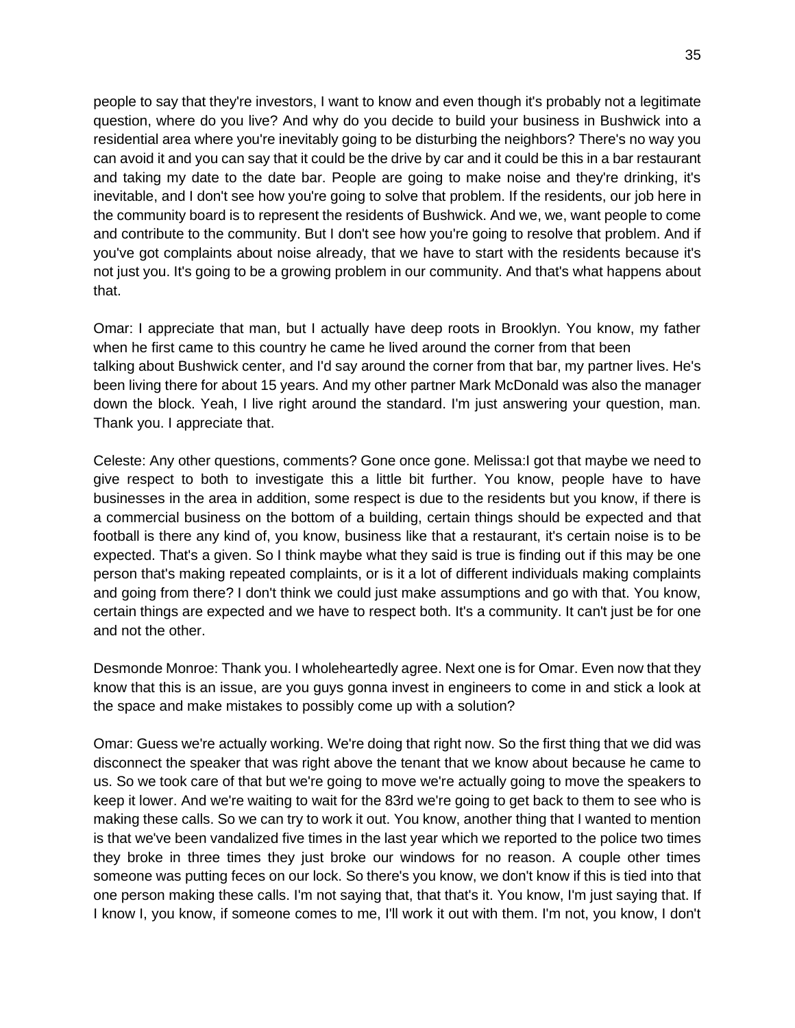people to say that they're investors, I want to know and even though it's probably not a legitimate question, where do you live? And why do you decide to build your business in Bushwick into a residential area where you're inevitably going to be disturbing the neighbors? There's no way you can avoid it and you can say that it could be the drive by car and it could be this in a bar restaurant and taking my date to the date bar. People are going to make noise and they're drinking, it's inevitable, and I don't see how you're going to solve that problem. If the residents, our job here in the community board is to represent the residents of Bushwick. And we, we, want people to come and contribute to the community. But I don't see how you're going to resolve that problem. And if you've got complaints about noise already, that we have to start with the residents because it's not just you. It's going to be a growing problem in our community. And that's what happens about that.

Omar: I appreciate that man, but I actually have deep roots in Brooklyn. You know, my father when he first came to this country he came he lived around the corner from that been talking about Bushwick center, and I'd say around the corner from that bar, my partner lives. He's been living there for about 15 years. And my other partner Mark McDonald was also the manager down the block. Yeah, I live right around the standard. I'm just answering your question, man. Thank you. I appreciate that.

Celeste: Any other questions, comments? Gone once gone. Melissa:I got that maybe we need to give respect to both to investigate this a little bit further. You know, people have to have businesses in the area in addition, some respect is due to the residents but you know, if there is a commercial business on the bottom of a building, certain things should be expected and that football is there any kind of, you know, business like that a restaurant, it's certain noise is to be expected. That's a given. So I think maybe what they said is true is finding out if this may be one person that's making repeated complaints, or is it a lot of different individuals making complaints and going from there? I don't think we could just make assumptions and go with that. You know, certain things are expected and we have to respect both. It's a community. It can't just be for one and not the other.

Desmonde Monroe: Thank you. I wholeheartedly agree. Next one is for Omar. Even now that they know that this is an issue, are you guys gonna invest in engineers to come in and stick a look at the space and make mistakes to possibly come up with a solution?

Omar: Guess we're actually working. We're doing that right now. So the first thing that we did was disconnect the speaker that was right above the tenant that we know about because he came to us. So we took care of that but we're going to move we're actually going to move the speakers to keep it lower. And we're waiting to wait for the 83rd we're going to get back to them to see who is making these calls. So we can try to work it out. You know, another thing that I wanted to mention is that we've been vandalized five times in the last year which we reported to the police two times they broke in three times they just broke our windows for no reason. A couple other times someone was putting feces on our lock. So there's you know, we don't know if this is tied into that one person making these calls. I'm not saying that, that that's it. You know, I'm just saying that. If I know I, you know, if someone comes to me, I'll work it out with them. I'm not, you know, I don't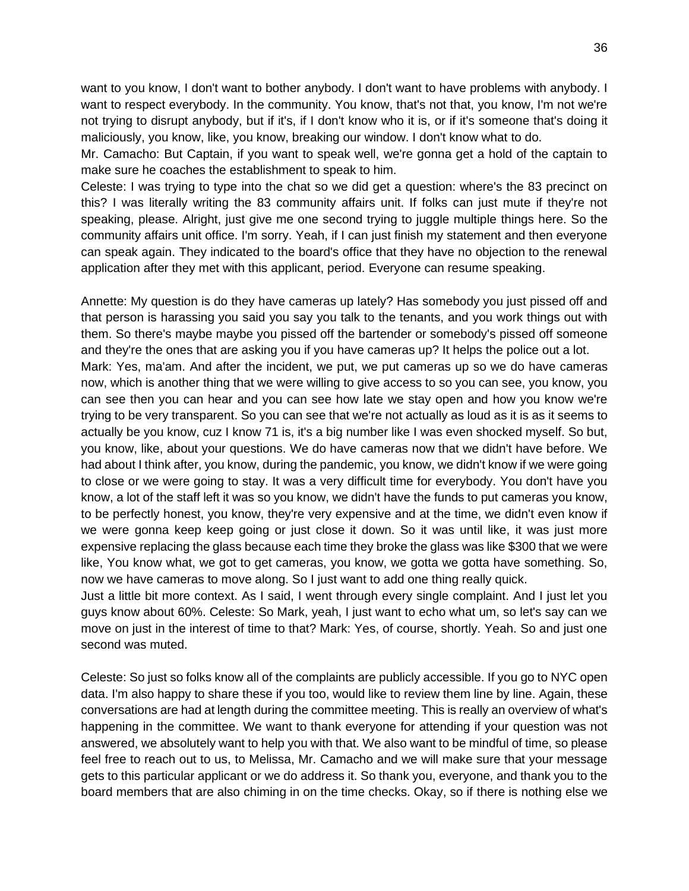want to you know, I don't want to bother anybody. I don't want to have problems with anybody. I want to respect everybody. In the community. You know, that's not that, you know, I'm not we're not trying to disrupt anybody, but if it's, if I don't know who it is, or if it's someone that's doing it maliciously, you know, like, you know, breaking our window. I don't know what to do.

Mr. Camacho: But Captain, if you want to speak well, we're gonna get a hold of the captain to make sure he coaches the establishment to speak to him.

Celeste: I was trying to type into the chat so we did get a question: where's the 83 precinct on this? I was literally writing the 83 community affairs unit. If folks can just mute if they're not speaking, please. Alright, just give me one second trying to juggle multiple things here. So the community affairs unit office. I'm sorry. Yeah, if I can just finish my statement and then everyone can speak again. They indicated to the board's office that they have no objection to the renewal application after they met with this applicant, period. Everyone can resume speaking.

Annette: My question is do they have cameras up lately? Has somebody you just pissed off and that person is harassing you said you say you talk to the tenants, and you work things out with them. So there's maybe maybe you pissed off the bartender or somebody's pissed off someone and they're the ones that are asking you if you have cameras up? It helps the police out a lot.

Mark: Yes, ma'am. And after the incident, we put, we put cameras up so we do have cameras now, which is another thing that we were willing to give access to so you can see, you know, you can see then you can hear and you can see how late we stay open and how you know we're trying to be very transparent. So you can see that we're not actually as loud as it is as it seems to actually be you know, cuz I know 71 is, it's a big number like I was even shocked myself. So but, you know, like, about your questions. We do have cameras now that we didn't have before. We had about I think after, you know, during the pandemic, you know, we didn't know if we were going to close or we were going to stay. It was a very difficult time for everybody. You don't have you know, a lot of the staff left it was so you know, we didn't have the funds to put cameras you know, to be perfectly honest, you know, they're very expensive and at the time, we didn't even know if we were gonna keep keep going or just close it down. So it was until like, it was just more expensive replacing the glass because each time they broke the glass was like $300 that we were like, You know what, we got to get cameras, you know, we gotta we gotta have something. So, now we have cameras to move along. So I just want to add one thing really quick.

Just a little bit more context. As I said, I went through every single complaint. And I just let you guys know about 60%. Celeste: So Mark, yeah, I just want to echo what um, so let's say can we move on just in the interest of time to that? Mark: Yes, of course, shortly. Yeah. So and just one second was muted.

Celeste: So just so folks know all of the complaints are publicly accessible. If you go to NYC open data. I'm also happy to share these if you too, would like to review them line by line. Again, these conversations are had at length during the committee meeting. This is really an overview of what's happening in the committee. We want to thank everyone for attending if your question was not answered, we absolutely want to help you with that. We also want to be mindful of time, so please feel free to reach out to us, to Melissa, Mr. Camacho and we will make sure that your message gets to this particular applicant or we do address it. So thank you, everyone, and thank you to the board members that are also chiming in on the time checks. Okay, so if there is nothing else we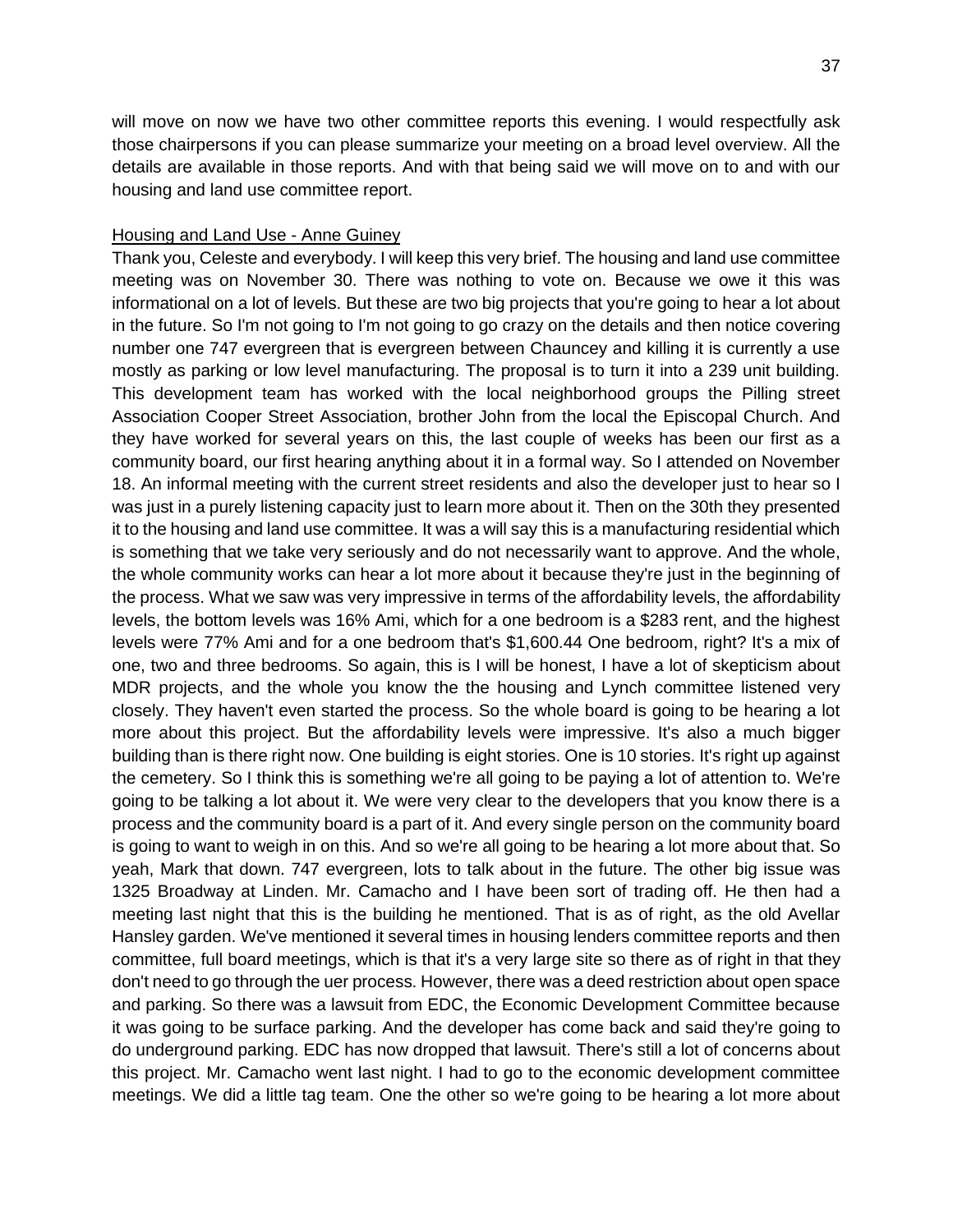will move on now we have two other committee reports this evening. I would respectfully ask those chairpersons if you can please summarize your meeting on a broad level overview. All the details are available in those reports. And with that being said we will move on to and with our housing and land use committee report.

Housing and Land Use - Anne Guiney

Thank you, Celeste and everybody. I will keep this very brief. The housing and land use committee meeting was on November 30. There was nothing to vote on. Because we owe it this was informational on a lot of levels. But these are two big projects that you're going to hear a lot about in the future. So I'm not going to I'm not going to go crazy on the details and then notice covering number one 747 evergreen that is evergreen between Chauncey and killing it is currently a use mostly as parking or low level manufacturing. The proposal is to turn it into a 239 unit building. This development team has worked with the local neighborhood groups the Pilling street Association Cooper Street Association, brother John from the local the Episcopal Church. And they have worked for several years on this, the last couple of weeks has been our first as a community board, our first hearing anything about it in a formal way. So I attended on November 18. An informal meeting with the current street residents and also the developer just to hear so I was just in a purely listening capacity just to learn more about it. Then on the 30th they presented it to the housing and land use committee. It was a will say this is a manufacturing residential which is something that we take very seriously and do not necessarily want to approve. And the whole, the whole community works can hear a lot more about it because they're just in the beginning of the process. What we saw was very impressive in terms of the affordability levels, the affordability levels, the bottom levels was 16% Ami, which for a one bedroom is a $283 rent, and the highest levels were 77% Ami and for a one bedroom that's $1,600.44 One bedroom, right? It's a mix of one, two and three bedrooms. So again, this is I will be honest, I have a lot of skepticism about MDR projects, and the whole you know the the housing and Lynch committee listened very closely. They haven't even started the process. So the whole board is going to be hearing a lot more about this project. But the affordability levels were impressive. It's also a much bigger building than is there right now. One building is eight stories. One is 10 stories. It's right up against the cemetery. So I think this is something we're all going to be paying a lot of attention to. We're going to be talking a lot about it. We were very clear to the developers that you know there is a process and the community board is a part of it. And every single person on the community board is going to want to weigh in on this. And so we're all going to be hearing a lot more about that. So yeah, Mark that down. 747 evergreen, lots to talk about in the future. The other big issue was 1325 Broadway at Linden. Mr. Camacho and I have been sort of trading off. He then had a meeting last night that this is the building he mentioned. That is as of right, as the old Avellar Hansley garden. We've mentioned it several times in housing lenders committee reports and then committee, full board meetings, which is that it's a very large site so there as of right in that they don't need to go through the uer process. However, there was a deed restriction about open space and parking. So there was a lawsuit from EDC, the Economic Development Committee because it was going to be surface parking. And the developer has come back and said they're going to do underground parking. EDC has now dropped that lawsuit. There's still a lot of concerns about this project. Mr. Camacho went last night. I had to go to the economic development committee meetings. We did a little tag team. One the other so we're going to be hearing a lot more about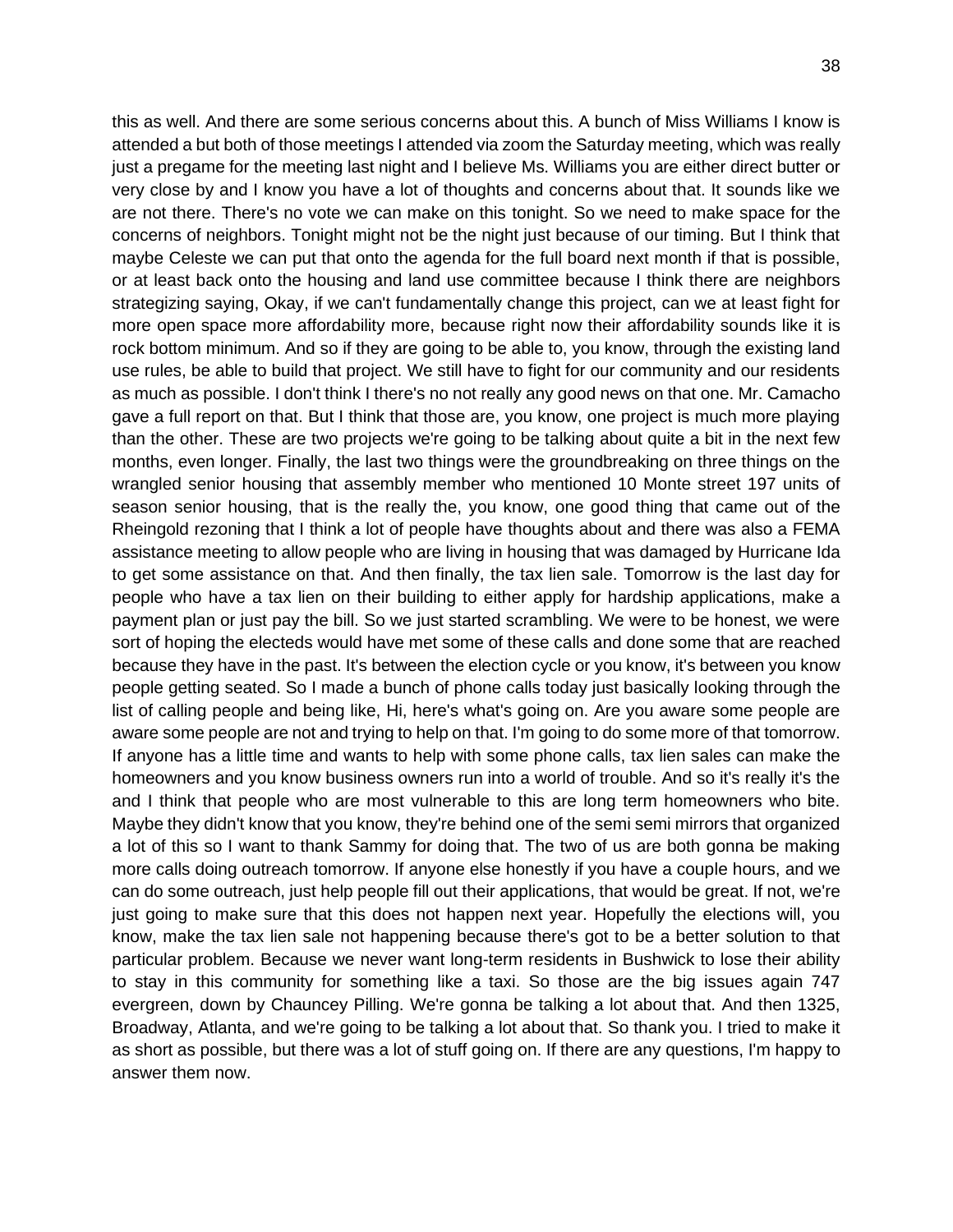this as well. And there are some serious concerns about this. A bunch of Miss Williams I know is attended a but both of those meetings I attended via zoom the Saturday meeting, which was really just a pregame for the meeting last night and I believe Ms. Williams you are either direct butter or very close by and I know you have a lot of thoughts and concerns about that. It sounds like we are not there. There's no vote we can make on this tonight. So we need to make space for the concerns of neighbors. Tonight might not be the night just because of our timing. But I think that maybe Celeste we can put that onto the agenda for the full board next month if that is possible, or at least back onto the housing and land use committee because I think there are neighbors strategizing saying, Okay, if we can't fundamentally change this project, can we at least fight for more open space more affordability more, because right now their affordability sounds like it is rock bottom minimum. And so if they are going to be able to, you know, through the existing land use rules, be able to build that project. We still have to fight for our community and our residents as much as possible. I don't think I there's no not really any good news on that one. Mr. Camacho gave a full report on that. But I think that those are, you know, one project is much more playing than the other. These are two projects we're going to be talking about quite a bit in the next few months, even longer. Finally, the last two things were the groundbreaking on three things on the wrangled senior housing that assembly member who mentioned 10 Monte street 197 units of season senior housing, that is the really the, you know, one good thing that came out of the Rheingold rezoning that I think a lot of people have thoughts about and there was also a FEMA assistance meeting to allow people who are living in housing that was damaged by Hurricane Ida to get some assistance on that. And then finally, the tax lien sale. Tomorrow is the last day for people who have a tax lien on their building to either apply for hardship applications, make a payment plan or just pay the bill. So we just started scrambling. We were to be honest, we were sort of hoping the electeds would have met some of these calls and done some that are reached because they have in the past. It's between the election cycle or you know, it's between you know people getting seated. So I made a bunch of phone calls today just basically looking through the list of calling people and being like, Hi, here's what's going on. Are you aware some people are aware some people are not and trying to help on that. I'm going to do some more of that tomorrow. If anyone has a little time and wants to help with some phone calls, tax lien sales can make the homeowners and you know business owners run into a world of trouble. And so it's really it's the and I think that people who are most vulnerable to this are long term homeowners who bite. Maybe they didn't know that you know, they're behind one of the semi semi mirrors that organized a lot of this so I want to thank Sammy for doing that. The two of us are both gonna be making more calls doing outreach tomorrow. If anyone else honestly if you have a couple hours, and we can do some outreach, just help people fill out their applications, that would be great. If not, we're just going to make sure that this does not happen next year. Hopefully the elections will, you know, make the tax lien sale not happening because there's got to be a better solution to that particular problem. Because we never want long-term residents in Bushwick to lose their ability to stay in this community for something like a taxi. So those are the big issues again 747 evergreen, down by Chauncey Pilling. We're gonna be talking a lot about that. And then 1325, Broadway, Atlanta, and we're going to be talking a lot about that. So thank you. I tried to make it as short as possible, but there was a lot of stuff going on. If there are any questions, I'm happy to answer them now.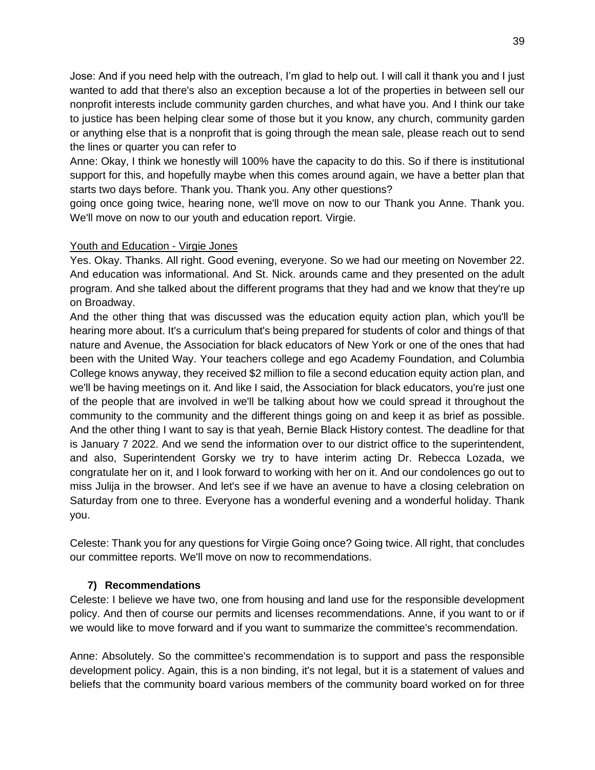Jose: And if you need help with the outreach, I'm glad to help out. I will call it thank you and I just wanted to add that there's also an exception because a lot of the properties in between sell our nonprofit interests include community garden churches, and what have you. And I think our take to justice has been helping clear some of those but it you know, any church, community garden or anything else that is a nonprofit that is going through the mean sale, please reach out to send the lines or quarter you can refer to

Anne: Okay, I think we honestly will 100% have the capacity to do this. So if there is institutional support for this, and hopefully maybe when this comes around again, we have a better plan that starts two days before. Thank you. Thank you. Any other questions?

going once going twice, hearing none, we'll move on now to our Thank you Anne. Thank you. We'll move on now to our youth and education report. Virgie.

<u>Youth and Education - Virgie Jones</u>

Yes. Okay. Thanks. All right. Good evening, everyone. So we had our meeting on November 22. And education was informational. And St. Nick. arounds came and they presented on the adult program. And she talked about the different programs that they had and we know that they're up on Broadway.

And the other thing that was discussed was the education equity action plan, which you'll be hearing more about. It's a curriculum that's being prepared for students of color and things of that nature and Avenue, the Association for black educators of New York or one of the ones that had been with the United Way. Your teachers college and ego Academy Foundation, and Columbia College knows anyway, they received $2 million to file a second education equity action plan, and we'll be having meetings on it. And like I said, the Association for black educators, you're just one of the people that are involved in we'll be talking about how we could spread it throughout the community to the community and the different things going on and keep it as brief as possible. And the other thing I want to say is that yeah, Bernie Black History contest. The deadline for that is January 7 2022. And we send the information over to our district office to the superintendent, and also, Superintendent Gorsky we try to have interim acting Dr. Rebecca Lozada, we congratulate her on it, and I look forward to working with her on it. And our condolences go out to miss Julija in the browser. And let's see if we have an avenue to have a closing celebration on Saturday from one to three. Everyone has a wonderful evening and a wonderful holiday. Thank you.

Celeste: Thank you for any questions for Virgie Going once? Going twice. All right, that concludes our committee reports. We'll move on now to recommendations.

### 7) Recommendations

Celeste: I believe we have two, one from housing and land use for the responsible development policy. And then of course our permits and licenses recommendations. Anne, if you want to or if we would like to move forward and if you want to summarize the committee's recommendation.

Anne: Absolutely. So the committee's recommendation is to support and pass the responsible development policy. Again, this is a non binding, it's not legal, but it is a statement of values and beliefs that the community board various members of the community board worked on for three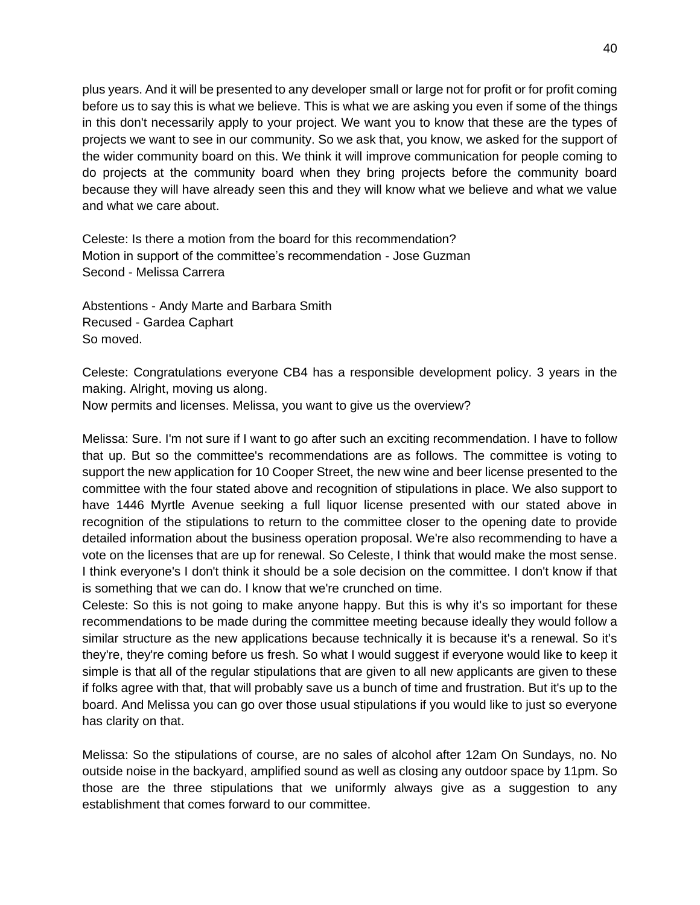plus years. And it will be presented to any developer small or large not for profit or for profit coming before us to say this is what we believe. This is what we are asking you even if some of the things in this don't necessarily apply to your project. We want you to know that these are the types of projects we want to see in our community. So we ask that, you know, we asked for the support of the wider community board on this. We think it will improve communication for people coming to do projects at the community board when they bring projects before the community board because they will have already seen this and they will know what we believe and what we value and what we care about.

Celeste: Is there a motion from the board for this recommendation?
Motion in support of the committee's recommendation - Jose Guzman
Second - Melissa Carrera

Abstentions - Andy Marte and Barbara Smith
Recused - Gardea Caphart
So moved.

Celeste: Congratulations everyone CB4 has a responsible development policy. 3 years in the making. Alright, moving us along.
Now permits and licenses. Melissa, you want to give us the overview?

Melissa: Sure. I'm not sure if I want to go after such an exciting recommendation. I have to follow that up. But so the committee's recommendations are as follows. The committee is voting to support the new application for 10 Cooper Street, the new wine and beer license presented to the committee with the four stated above and recognition of stipulations in place. We also support to have 1446 Myrtle Avenue seeking a full liquor license presented with our stated above in recognition of the stipulations to return to the committee closer to the opening date to provide detailed information about the business operation proposal. We're also recommending to have a vote on the licenses that are up for renewal. So Celeste, I think that would make the most sense. I think everyone's I don't think it should be a sole decision on the committee. I don't know if that is something that we can do. I know that we're crunched on time.
Celeste: So this is not going to make anyone happy. But this is why it's so important for these recommendations to be made during the committee meeting because ideally they would follow a similar structure as the new applications because technically it is because it's a renewal. So it's they're, they're coming before us fresh. So what I would suggest if everyone would like to keep it simple is that all of the regular stipulations that are given to all new applicants are given to these if folks agree with that, that will probably save us a bunch of time and frustration. But it's up to the board. And Melissa you can go over those usual stipulations if you would like to just so everyone has clarity on that.

Melissa: So the stipulations of course, are no sales of alcohol after 12am On Sundays, no. No outside noise in the backyard, amplified sound as well as closing any outdoor space by 11pm. So those are the three stipulations that we uniformly always give as a suggestion to any establishment that comes forward to our committee.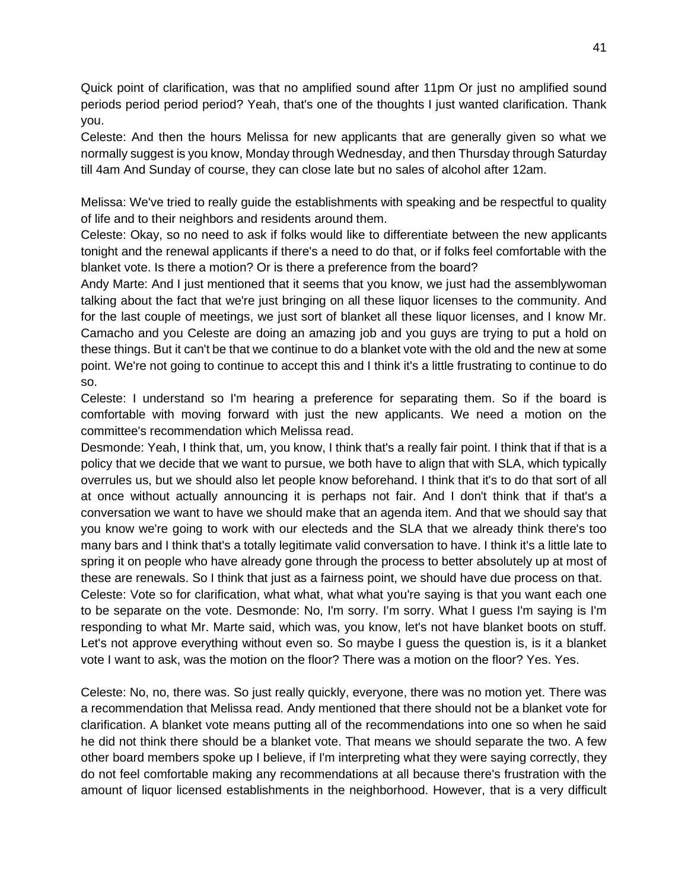Quick point of clarification, was that no amplified sound after 11pm Or just no amplified sound periods period period period? Yeah, that's one of the thoughts I just wanted clarification. Thank you.

Celeste: And then the hours Melissa for new applicants that are generally given so what we normally suggest is you know, Monday through Wednesday, and then Thursday through Saturday till 4am And Sunday of course, they can close late but no sales of alcohol after 12am.

Melissa: We've tried to really guide the establishments with speaking and be respectful to quality of life and to their neighbors and residents around them.

Celeste: Okay, so no need to ask if folks would like to differentiate between the new applicants tonight and the renewal applicants if there's a need to do that, or if folks feel comfortable with the blanket vote. Is there a motion? Or is there a preference from the board?

Andy Marte: And I just mentioned that it seems that you know, we just had the assemblywoman talking about the fact that we're just bringing on all these liquor licenses to the community. And for the last couple of meetings, we just sort of blanket all these liquor licenses, and I know Mr. Camacho and you Celeste are doing an amazing job and you guys are trying to put a hold on these things. But it can't be that we continue to do a blanket vote with the old and the new at some point. We're not going to continue to accept this and I think it's a little frustrating to continue to do so.

Celeste: I understand so I'm hearing a preference for separating them. So if the board is comfortable with moving forward with just the new applicants. We need a motion on the committee's recommendation which Melissa read.

Desmonde: Yeah, I think that, um, you know, I think that's a really fair point. I think that if that is a policy that we decide that we want to pursue, we both have to align that with SLA, which typically overrules us, but we should also let people know beforehand. I think that it's to do that sort of all at once without actually announcing it is perhaps not fair. And I don't think that if that's a conversation we want to have we should make that an agenda item. And that we should say that you know we're going to work with our electeds and the SLA that we already think there's too many bars and I think that's a totally legitimate valid conversation to have. I think it's a little late to spring it on people who have already gone through the process to better absolutely up at most of these are renewals. So I think that just as a fairness point, we should have due process on that.

Celeste: Vote so for clarification, what what, what what you're saying is that you want each one to be separate on the vote. Desmonde: No, I'm sorry. I'm sorry. What I guess I'm saying is I'm responding to what Mr. Marte said, which was, you know, let's not have blanket boots on stuff. Let's not approve everything without even so. So maybe I guess the question is, is it a blanket vote I want to ask, was the motion on the floor? There was a motion on the floor? Yes. Yes.

Celeste: No, no, there was. So just really quickly, everyone, there was no motion yet. There was a recommendation that Melissa read. Andy mentioned that there should not be a blanket vote for clarification. A blanket vote means putting all of the recommendations into one so when he said he did not think there should be a blanket vote. That means we should separate the two. A few other board members spoke up I believe, if I'm interpreting what they were saying correctly, they do not feel comfortable making any recommendations at all because there's frustration with the amount of liquor licensed establishments in the neighborhood. However, that is a very difficult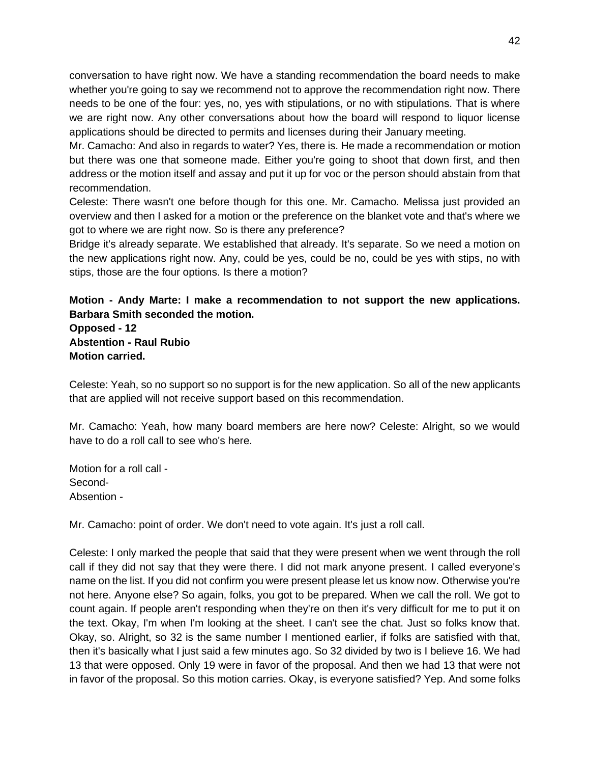conversation to have right now. We have a standing recommendation the board needs to make whether you're going to say we recommend not to approve the recommendation right now. There needs to be one of the four: yes, no, yes with stipulations, or no with stipulations. That is where we are right now. Any other conversations about how the board will respond to liquor license applications should be directed to permits and licenses during their January meeting.

Mr. Camacho: And also in regards to water? Yes, there is. He made a recommendation or motion but there was one that someone made. Either you're going to shoot that down first, and then address or the motion itself and assay and put it up for voc or the person should abstain from that recommendation.

Celeste: There wasn't one before though for this one. Mr. Camacho. Melissa just provided an overview and then I asked for a motion or the preference on the blanket vote and that's where we got to where we are right now. So is there any preference?

Bridge it's already separate. We established that already. It's separate. So we need a motion on the new applications right now. Any, could be yes, could be no, could be yes with stips, no with stips, those are the four options. Is there a motion?

**Motion - Andy Marte: I make a recommendation to not support the new applications. Barbara Smith seconded the motion.**
**Opposed - 12**
**Abstention - Raul Rubio**
**Motion carried.**

Celeste: Yeah, so no support so no support is for the new application. So all of the new applicants that are applied will not receive support based on this recommendation.

Mr. Camacho: Yeah, how many board members are here now? Celeste: Alright, so we would have to do a roll call to see who's here.

Motion for a roll call -
Second-
Absention -

Mr. Camacho: point of order. We don't need to vote again. It's just a roll call.

Celeste: I only marked the people that said that they were present when we went through the roll call if they did not say that they were there. I did not mark anyone present. I called everyone's name on the list. If you did not confirm you were present please let us know now. Otherwise you're not here. Anyone else? So again, folks, you got to be prepared. When we call the roll. We got to count again. If people aren't responding when they're on then it's very difficult for me to put it on the text. Okay, I'm when I'm looking at the sheet. I can't see the chat. Just so folks know that. Okay, so. Alright, so 32 is the same number I mentioned earlier, if folks are satisfied with that, then it's basically what I just said a few minutes ago. So 32 divided by two is I believe 16. We had 13 that were opposed. Only 19 were in favor of the proposal. And then we had 13 that were not in favor of the proposal. So this motion carries. Okay, is everyone satisfied? Yep. And some folks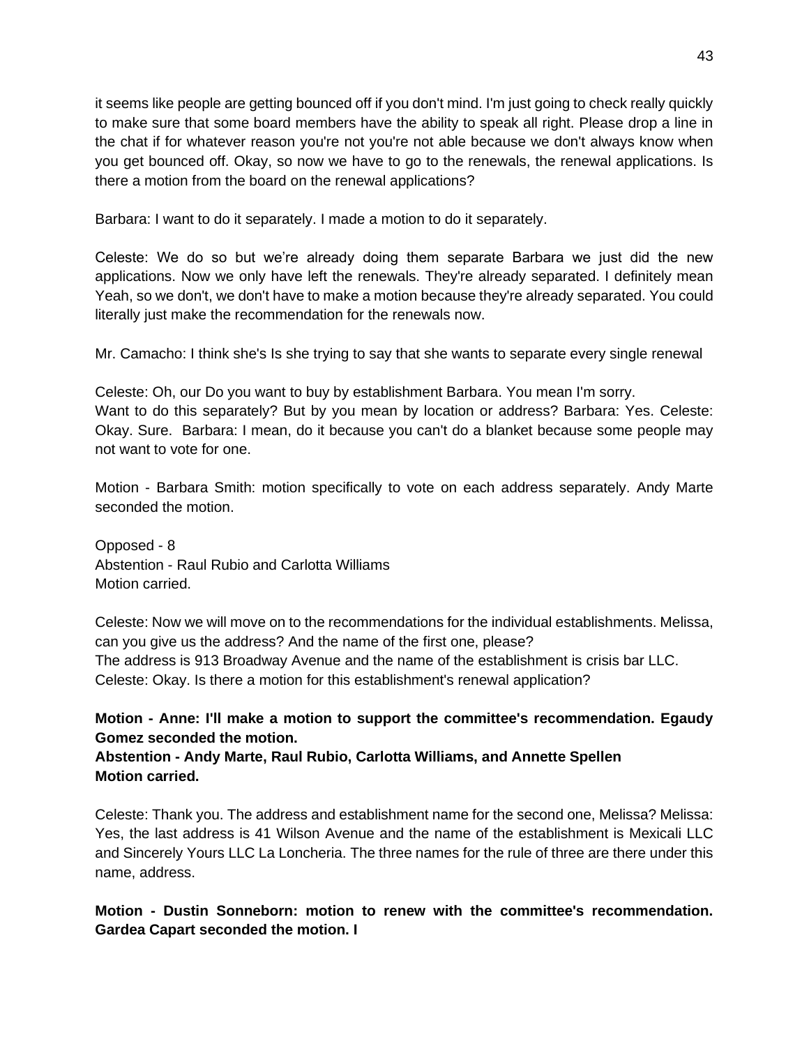it seems like people are getting bounced off if you don't mind. I'm just going to check really quickly to make sure that some board members have the ability to speak all right. Please drop a line in the chat if for whatever reason you're not you're not able because we don't always know when you get bounced off. Okay, so now we have to go to the renewals, the renewal applications. Is there a motion from the board on the renewal applications?

Barbara: I want to do it separately. I made a motion to do it separately.

Celeste: We do so but we're already doing them separate Barbara we just did the new applications. Now we only have left the renewals. They're already separated. I definitely mean Yeah, so we don't, we don't have to make a motion because they're already separated. You could literally just make the recommendation for the renewals now.

Mr. Camacho: I think she's Is she trying to say that she wants to separate every single renewal

Celeste: Oh, our Do you want to buy by establishment Barbara. You mean I'm sorry.
Want to do this separately? But by you mean by location or address? Barbara: Yes. Celeste: Okay. Sure. Barbara: I mean, do it because you can't do a blanket because some people may not want to vote for one.

Motion - Barbara Smith: motion specifically to vote on each address separately. Andy Marte seconded the motion.

Opposed - 8
Abstention - Raul Rubio and Carlotta Williams
Motion carried.

Celeste: Now we will move on to the recommendations for the individual establishments. Melissa, can you give us the address? And the name of the first one, please?
The address is 913 Broadway Avenue and the name of the establishment is crisis bar LLC.
Celeste: Okay. Is there a motion for this establishment's renewal application?

**Motion - Anne: I'll make a motion to support the committee's recommendation. Egaudy Gomez seconded the motion.**
**Abstention - Andy Marte, Raul Rubio, Carlotta Williams, and Annette Spellen**
**Motion carried.**

Celeste: Thank you. The address and establishment name for the second one, Melissa? Melissa: Yes, the last address is 41 Wilson Avenue and the name of the establishment is Mexicali LLC and Sincerely Yours LLC La Loncheria. The three names for the rule of three are there under this name, address.

**Motion - Dustin Sonneborn: motion to renew with the committee's recommendation. Gardea Capart seconded the motion. I**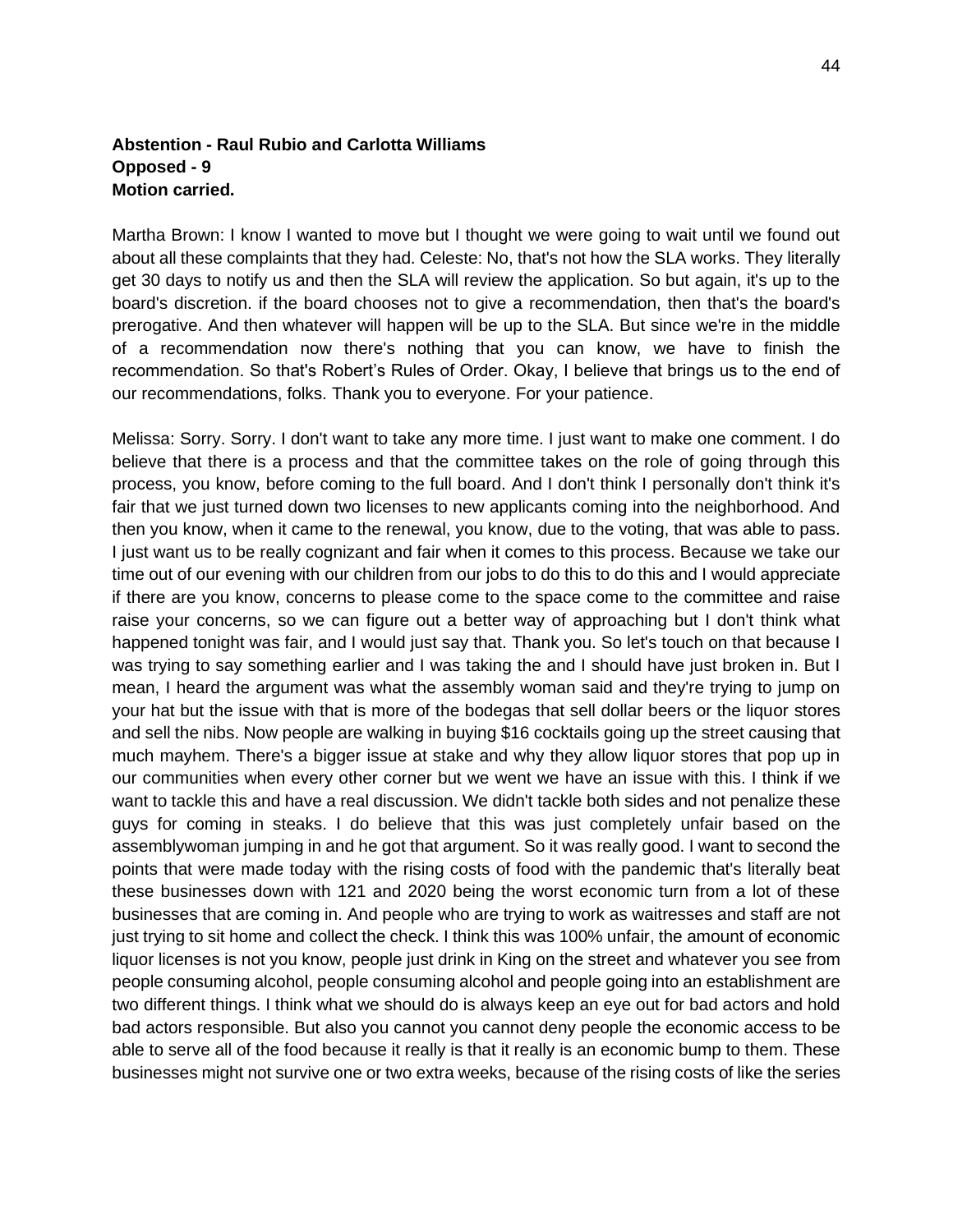**Abstention - Raul Rubio and Carlotta Williams**
**Opposed - 9**
**Motion carried.**

Martha Brown: I know I wanted to move but I thought we were going to wait until we found out about all these complaints that they had. Celeste: No, that's not how the SLA works. They literally get 30 days to notify us and then the SLA will review the application. So but again, it's up to the board's discretion. if the board chooses not to give a recommendation, then that's the board's prerogative. And then whatever will happen will be up to the SLA. But since we're in the middle of a recommendation now there's nothing that you can know, we have to finish the recommendation. So that's Robert's Rules of Order. Okay, I believe that brings us to the end of our recommendations, folks. Thank you to everyone. For your patience.

Melissa: Sorry. Sorry. I don't want to take any more time. I just want to make one comment. I do believe that there is a process and that the committee takes on the role of going through this process, you know, before coming to the full board. And I don't think I personally don't think it's fair that we just turned down two licenses to new applicants coming into the neighborhood. And then you know, when it came to the renewal, you know, due to the voting, that was able to pass. I just want us to be really cognizant and fair when it comes to this process. Because we take our time out of our evening with our children from our jobs to do this to do this and I would appreciate if there are you know, concerns to please come to the space come to the committee and raise raise your concerns, so we can figure out a better way of approaching but I don't think what happened tonight was fair, and I would just say that. Thank you. So let's touch on that because I was trying to say something earlier and I was taking the and I should have just broken in. But I mean, I heard the argument was what the assembly woman said and they're trying to jump on your hat but the issue with that is more of the bodegas that sell dollar beers or the liquor stores and sell the nibs. Now people are walking in buying $16 cocktails going up the street causing that much mayhem. There's a bigger issue at stake and why they allow liquor stores that pop up in our communities when every other corner but we went we have an issue with this. I think if we want to tackle this and have a real discussion. We didn't tackle both sides and not penalize these guys for coming in steaks. I do believe that this was just completely unfair based on the assemblywoman jumping in and he got that argument. So it was really good. I want to second the points that were made today with the rising costs of food with the pandemic that's literally beat these businesses down with 121 and 2020 being the worst economic turn from a lot of these businesses that are coming in. And people who are trying to work as waitresses and staff are not just trying to sit home and collect the check. I think this was 100% unfair, the amount of economic liquor licenses is not you know, people just drink in King on the street and whatever you see from people consuming alcohol, people consuming alcohol and people going into an establishment are two different things. I think what we should do is always keep an eye out for bad actors and hold bad actors responsible. But also you cannot you cannot deny people the economic access to be able to serve all of the food because it really is that it really is an economic bump to them. These businesses might not survive one or two extra weeks, because of the rising costs of like the series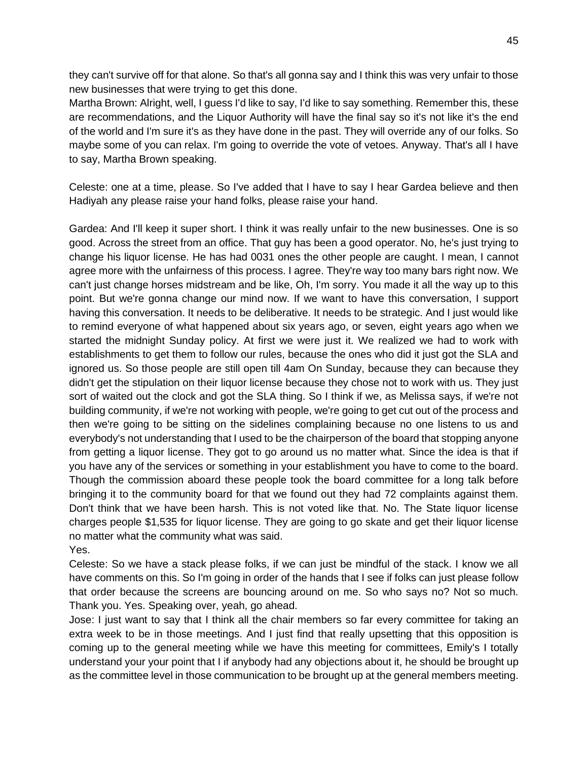they can't survive off for that alone. So that's all gonna say and I think this was very unfair to those new businesses that were trying to get this done.

Martha Brown: Alright, well, I guess I'd like to say, I'd like to say something. Remember this, these are recommendations, and the Liquor Authority will have the final say so it's not like it's the end of the world and I'm sure it's as they have done in the past. They will override any of our folks. So maybe some of you can relax. I'm going to override the vote of vetoes. Anyway. That's all I have to say, Martha Brown speaking.

Celeste: one at a time, please. So I've added that I have to say I hear Gardea believe and then Hadiyah any please raise your hand folks, please raise your hand.

Gardea: And I'll keep it super short. I think it was really unfair to the new businesses. One is so good. Across the street from an office. That guy has been a good operator. No, he's just trying to change his liquor license. He has had 0031 ones the other people are caught. I mean, I cannot agree more with the unfairness of this process. I agree. They're way too many bars right now. We can't just change horses midstream and be like, Oh, I'm sorry. You made it all the way up to this point. But we're gonna change our mind now. If we want to have this conversation, I support having this conversation. It needs to be deliberative. It needs to be strategic. And I just would like to remind everyone of what happened about six years ago, or seven, eight years ago when we started the midnight Sunday policy. At first we were just it. We realized we had to work with establishments to get them to follow our rules, because the ones who did it just got the SLA and ignored us. So those people are still open till 4am On Sunday, because they can because they didn't get the stipulation on their liquor license because they chose not to work with us. They just sort of waited out the clock and got the SLA thing. So I think if we, as Melissa says, if we're not building community, if we're not working with people, we're going to get cut out of the process and then we're going to be sitting on the sidelines complaining because no one listens to us and everybody's not understanding that I used to be the chairperson of the board that stopping anyone from getting a liquor license. They got to go around us no matter what. Since the idea is that if you have any of the services or something in your establishment you have to come to the board. Though the commission aboard these people took the board committee for a long talk before bringing it to the community board for that we found out they had 72 complaints against them. Don't think that we have been harsh. This is not voted like that. No. The State liquor license charges people $1,535 for liquor license. They are going to go skate and get their liquor license no matter what the community what was said.

Yes.

Celeste: So we have a stack please folks, if we can just be mindful of the stack. I know we all have comments on this. So I'm going in order of the hands that I see if folks can just please follow that order because the screens are bouncing around on me. So who says no? Not so much. Thank you. Yes. Speaking over, yeah, go ahead.

Jose: I just want to say that I think all the chair members so far every committee for taking an extra week to be in those meetings. And I just find that really upsetting that this opposition is coming up to the general meeting while we have this meeting for committees, Emily's I totally understand your your point that I if anybody had any objections about it, he should be brought up as the committee level in those communication to be brought up at the general members meeting.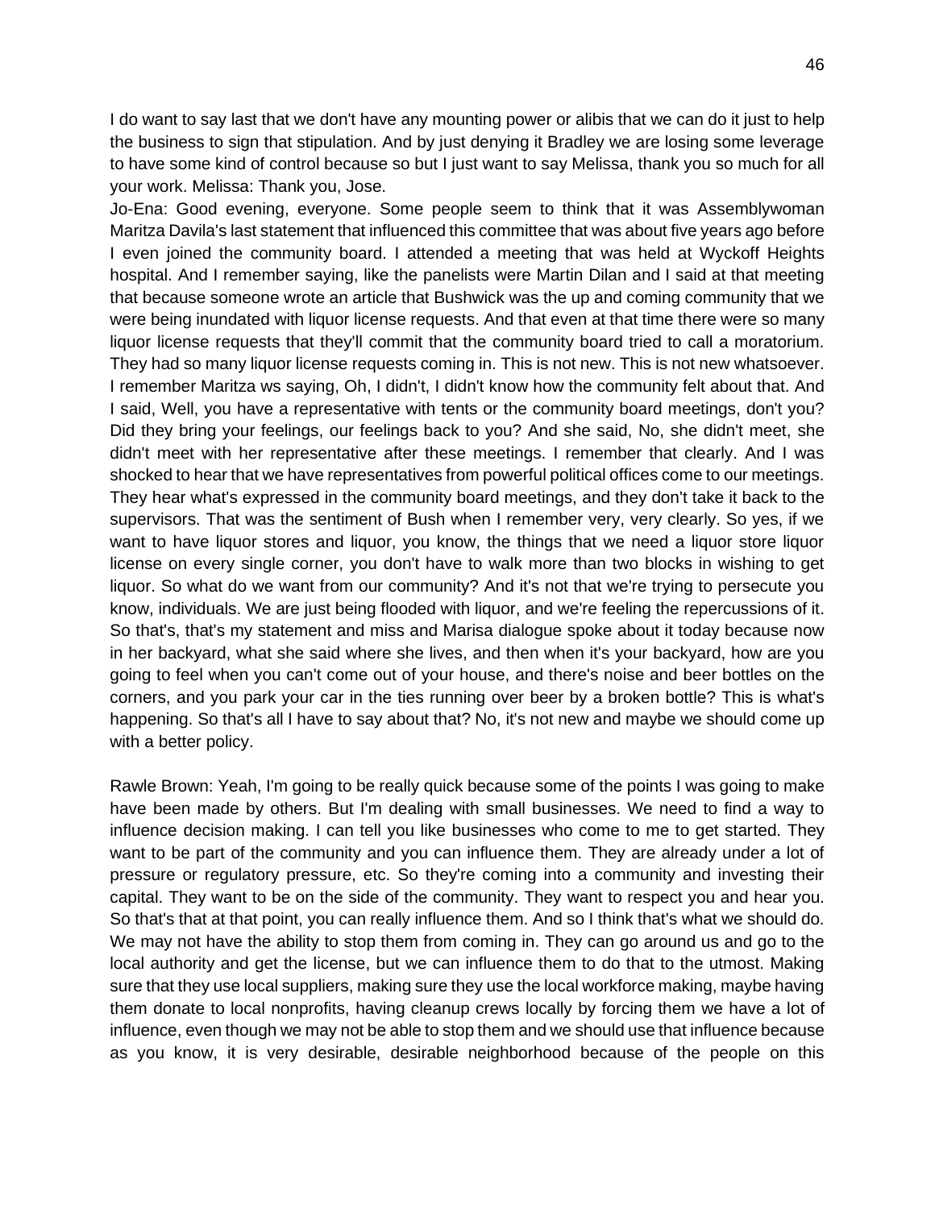I do want to say last that we don't have any mounting power or alibis that we can do it just to help the business to sign that stipulation. And by just denying it Bradley we are losing some leverage to have some kind of control because so but I just want to say Melissa, thank you so much for all your work. Melissa: Thank you, Jose.

Jo-Ena: Good evening, everyone. Some people seem to think that it was Assemblywoman Maritza Davila's last statement that influenced this committee that was about five years ago before I even joined the community board. I attended a meeting that was held at Wyckoff Heights hospital. And I remember saying, like the panelists were Martin Dilan and I said at that meeting that because someone wrote an article that Bushwick was the up and coming community that we were being inundated with liquor license requests. And that even at that time there were so many liquor license requests that they'll commit that the community board tried to call a moratorium. They had so many liquor license requests coming in. This is not new. This is not new whatsoever. I remember Maritza ws saying, Oh, I didn't, I didn't know how the community felt about that. And I said, Well, you have a representative with tents or the community board meetings, don't you? Did they bring your feelings, our feelings back to you? And she said, No, she didn't meet, she didn't meet with her representative after these meetings. I remember that clearly. And I was shocked to hear that we have representatives from powerful political offices come to our meetings. They hear what's expressed in the community board meetings, and they don't take it back to the supervisors. That was the sentiment of Bush when I remember very, very clearly. So yes, if we want to have liquor stores and liquor, you know, the things that we need a liquor store liquor license on every single corner, you don't have to walk more than two blocks in wishing to get liquor. So what do we want from our community? And it's not that we're trying to persecute you know, individuals. We are just being flooded with liquor, and we're feeling the repercussions of it. So that's, that's my statement and miss and Marisa dialogue spoke about it today because now in her backyard, what she said where she lives, and then when it's your backyard, how are you going to feel when you can't come out of your house, and there's noise and beer bottles on the corners, and you park your car in the ties running over beer by a broken bottle? This is what's happening. So that's all I have to say about that? No, it's not new and maybe we should come up with a better policy.

Rawle Brown: Yeah, I'm going to be really quick because some of the points I was going to make have been made by others. But I'm dealing with small businesses. We need to find a way to influence decision making. I can tell you like businesses who come to me to get started. They want to be part of the community and you can influence them. They are already under a lot of pressure or regulatory pressure, etc. So they're coming into a community and investing their capital. They want to be on the side of the community. They want to respect you and hear you. So that's that at that point, you can really influence them. And so I think that's what we should do. We may not have the ability to stop them from coming in. They can go around us and go to the local authority and get the license, but we can influence them to do that to the utmost. Making sure that they use local suppliers, making sure they use the local workforce making, maybe having them donate to local nonprofits, having cleanup crews locally by forcing them we have a lot of influence, even though we may not be able to stop them and we should use that influence because as you know, it is very desirable, desirable neighborhood because of the people on this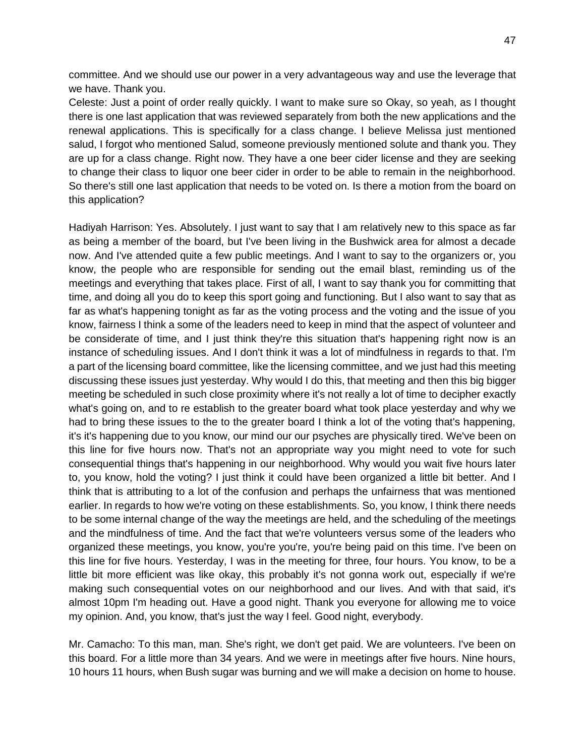committee. And we should use our power in a very advantageous way and use the leverage that we have. Thank you.

Celeste: Just a point of order really quickly. I want to make sure so Okay, so yeah, as I thought there is one last application that was reviewed separately from both the new applications and the renewal applications. This is specifically for a class change. I believe Melissa just mentioned salud, I forgot who mentioned Salud, someone previously mentioned solute and thank you. They are up for a class change. Right now. They have a one beer cider license and they are seeking to change their class to liquor one beer cider in order to be able to remain in the neighborhood. So there's still one last application that needs to be voted on. Is there a motion from the board on this application?

Hadiyah Harrison: Yes. Absolutely. I just want to say that I am relatively new to this space as far as being a member of the board, but I've been living in the Bushwick area for almost a decade now. And I've attended quite a few public meetings. And I want to say to the organizers or, you know, the people who are responsible for sending out the email blast, reminding us of the meetings and everything that takes place. First of all, I want to say thank you for committing that time, and doing all you do to keep this sport going and functioning. But I also want to say that as far as what's happening tonight as far as the voting process and the voting and the issue of you know, fairness I think a some of the leaders need to keep in mind that the aspect of volunteer and be considerate of time, and I just think they're this situation that's happening right now is an instance of scheduling issues. And I don't think it was a lot of mindfulness in regards to that. I'm a part of the licensing board committee, like the licensing committee, and we just had this meeting discussing these issues just yesterday. Why would I do this, that meeting and then this big bigger meeting be scheduled in such close proximity where it's not really a lot of time to decipher exactly what's going on, and to re establish to the greater board what took place yesterday and why we had to bring these issues to the to the to the greater board I think a lot of the voting that's happening, it's it's happening due to you know, our mind our our psyches are physically tired. We've been on this line for five hours now. That's not an appropriate way you might need to vote for such consequential things that's happening in our neighborhood. Why would you wait five hours later to, you know, hold the voting? I just think it could have been organized a little bit better. And I think that is attributing to a lot of the confusion and perhaps the unfairness that was mentioned earlier. In regards to how we're voting on these establishments. So, you know, I think there needs to be some internal change of the way the meetings are held, and the scheduling of the meetings and the mindfulness of time. And the fact that we're volunteers versus some of the leaders who organized these meetings, you know, you're you're, you're being paid on this time. I've been on this line for five hours. Yesterday, I was in the meeting for three, four hours. You know, to be a little bit more efficient was like okay, this probably it's not gonna work out, especially if we're making such consequential votes on our neighborhood and our lives. And with that said, it's almost 10pm I'm heading out. Have a good night. Thank you everyone for allowing me to voice my opinion. And, you know, that's just the way I feel. Good night, everybody.

Mr. Camacho: To this man, man. She's right, we don't get paid. We are volunteers. I've been on this board. For a little more than 34 years. And we were in meetings after five hours. Nine hours, 10 hours 11 hours, when Bush sugar was burning and we will make a decision on home to house.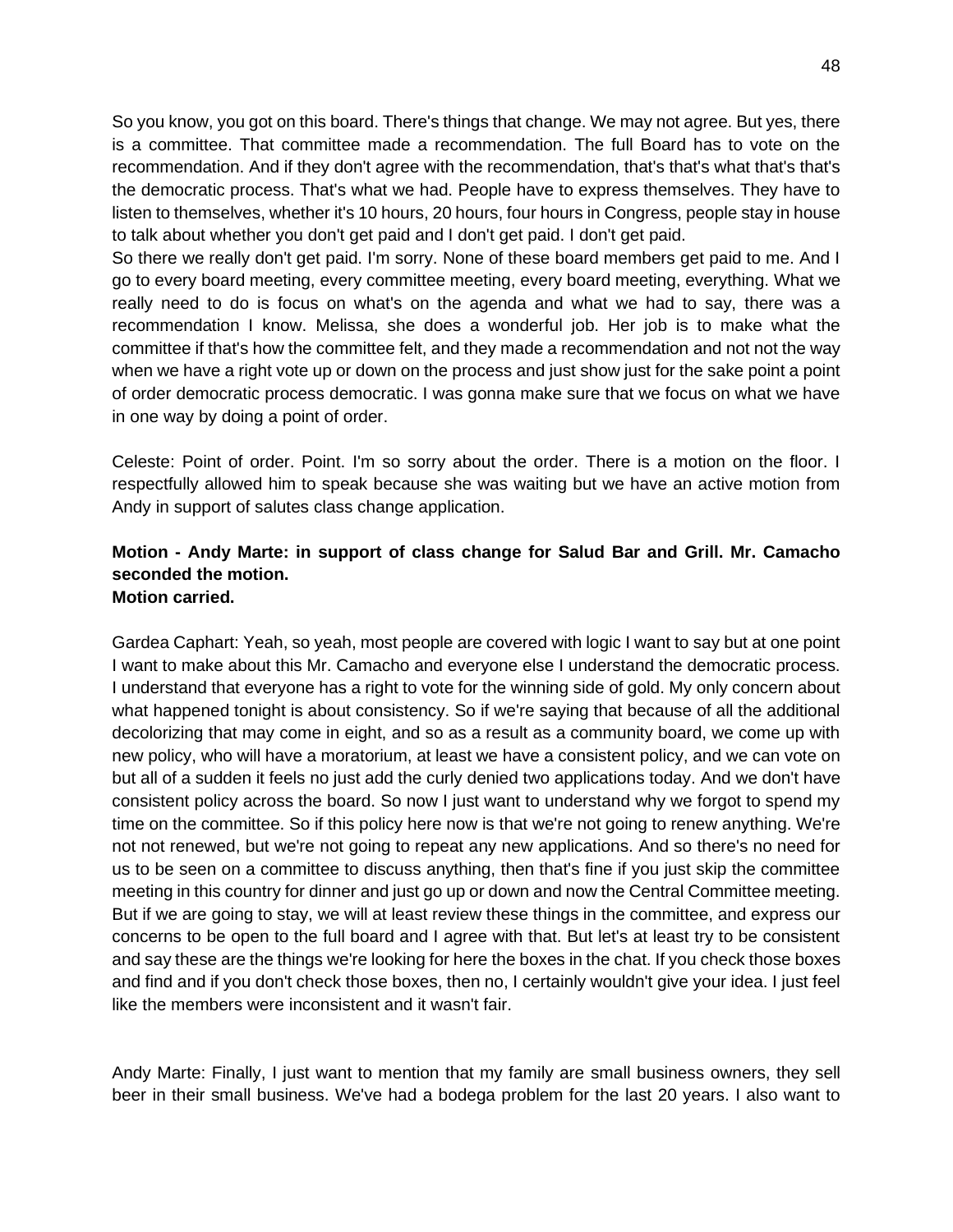So you know, you got on this board. There's things that change. We may not agree. But yes, there is a committee. That committee made a recommendation. The full Board has to vote on the recommendation. And if they don't agree with the recommendation, that's that's what that's that's the democratic process. That's what we had. People have to express themselves. They have to listen to themselves, whether it's 10 hours, 20 hours, four hours in Congress, people stay in house to talk about whether you don't get paid and I don't get paid. I don't get paid.
So there we really don't get paid. I'm sorry. None of these board members get paid to me. And I go to every board meeting, every committee meeting, every board meeting, everything. What we really need to do is focus on what's on the agenda and what we had to say, there was a recommendation I know. Melissa, she does a wonderful job. Her job is to make what the committee if that's how the committee felt, and they made a recommendation and not not the way when we have a right vote up or down on the process and just show just for the sake point a point of order democratic process democratic. I was gonna make sure that we focus on what we have in one way by doing a point of order.

Celeste: Point of order. Point. I'm so sorry about the order. There is a motion on the floor. I respectfully allowed him to speak because she was waiting but we have an active motion from Andy in support of salutes class change application.

**Motion - Andy Marte: in support of class change for Salud Bar and Grill. Mr. Camacho seconded the motion.**
**Motion carried.**

Gardea Caphart: Yeah, so yeah, most people are covered with logic I want to say but at one point I want to make about this Mr. Camacho and everyone else I understand the democratic process. I understand that everyone has a right to vote for the winning side of gold. My only concern about what happened tonight is about consistency. So if we're saying that because of all the additional decolorizing that may come in eight, and so as a result as a community board, we come up with new policy, who will have a moratorium, at least we have a consistent policy, and we can vote on but all of a sudden it feels no just add the curly denied two applications today. And we don't have consistent policy across the board. So now I just want to understand why we forgot to spend my time on the committee. So if this policy here now is that we're not going to renew anything. We're not not renewed, but we're not going to repeat any new applications. And so there's no need for us to be seen on a committee to discuss anything, then that's fine if you just skip the committee meeting in this country for dinner and just go up or down and now the Central Committee meeting. But if we are going to stay, we will at least review these things in the committee, and express our concerns to be open to the full board and I agree with that. But let's at least try to be consistent and say these are the things we're looking for here the boxes in the chat. If you check those boxes and find and if you don't check those boxes, then no, I certainly wouldn't give your idea. I just feel like the members were inconsistent and it wasn't fair.

Andy Marte: Finally, I just want to mention that my family are small business owners, they sell beer in their small business. We've had a bodega problem for the last 20 years. I also want to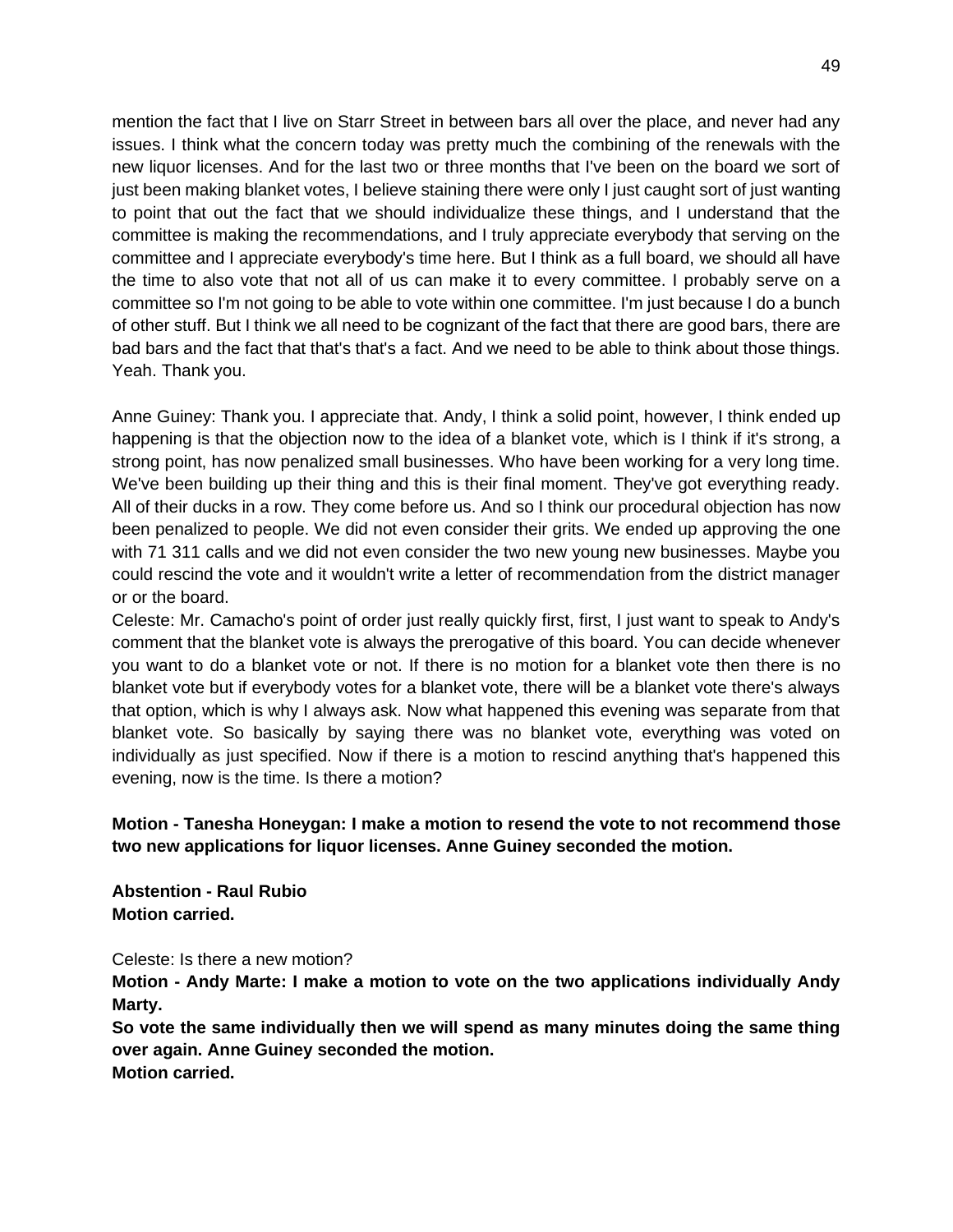mention the fact that I live on Starr Street in between bars all over the place, and never had any issues. I think what the concern today was pretty much the combining of the renewals with the new liquor licenses. And for the last two or three months that I've been on the board we sort of just been making blanket votes, I believe staining there were only I just caught sort of just wanting to point that out the fact that we should individualize these things, and I understand that the committee is making the recommendations, and I truly appreciate everybody that serving on the committee and I appreciate everybody's time here. But I think as a full board, we should all have the time to also vote that not all of us can make it to every committee. I probably serve on a committee so I'm not going to be able to vote within one committee. I'm just because I do a bunch of other stuff. But I think we all need to be cognizant of the fact that there are good bars, there are bad bars and the fact that that's that's a fact. And we need to be able to think about those things. Yeah. Thank you.

Anne Guiney: Thank you. I appreciate that. Andy, I think a solid point, however, I think ended up happening is that the objection now to the idea of a blanket vote, which is I think if it's strong, a strong point, has now penalized small businesses. Who have been working for a very long time. We've been building up their thing and this is their final moment. They've got everything ready. All of their ducks in a row. They come before us. And so I think our procedural objection has now been penalized to people. We did not even consider their grits. We ended up approving the one with 71 311 calls and we did not even consider the two new young new businesses. Maybe you could rescind the vote and it wouldn't write a letter of recommendation from the district manager or or the board.

Celeste: Mr. Camacho's point of order just really quickly first, first, I just want to speak to Andy's comment that the blanket vote is always the prerogative of this board. You can decide whenever you want to do a blanket vote or not. If there is no motion for a blanket vote then there is no blanket vote but if everybody votes for a blanket vote, there will be a blanket vote there's always that option, which is why I always ask. Now what happened this evening was separate from that blanket vote. So basically by saying there was no blanket vote, everything was voted on individually as just specified. Now if there is a motion to rescind anything that's happened this evening, now is the time. Is there a motion?

**Motion - Tanesha Honeygan: I make a motion to resend the vote to not recommend those two new applications for liquor licenses. Anne Guiney seconded the motion.**

**Abstention - Raul Rubio**
**Motion carried.**

Celeste: Is there a new motion?

**Motion - Andy Marte: I make a motion to vote on the two applications individually Andy Marty.**
**So vote the same individually then we will spend as many minutes doing the same thing over again. Anne Guiney seconded the motion.**
**Motion carried.**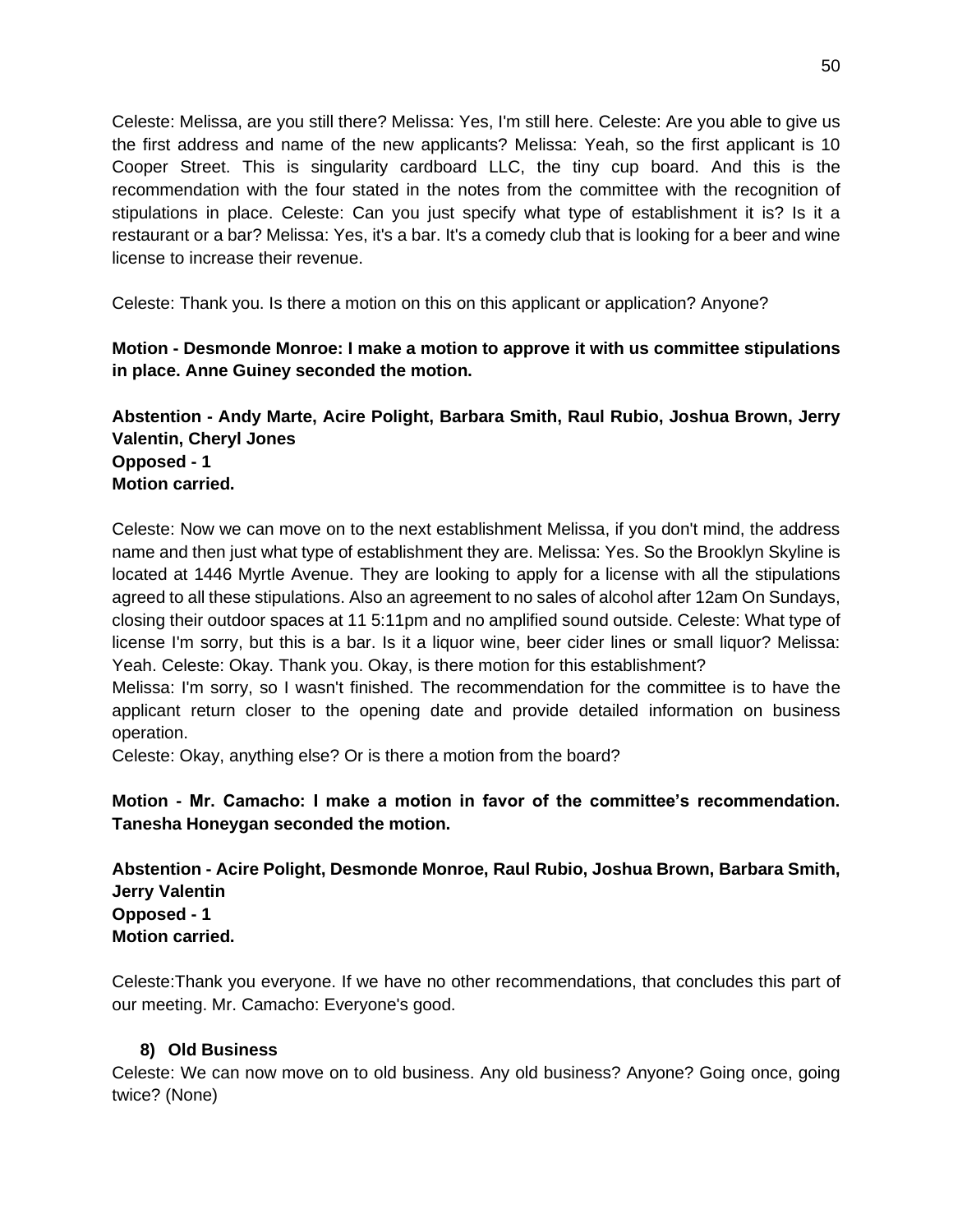Celeste: Melissa, are you still there? Melissa: Yes, I'm still here. Celeste: Are you able to give us the first address and name of the new applicants? Melissa: Yeah, so the first applicant is 10 Cooper Street. This is singularity cardboard LLC, the tiny cup board. And this is the recommendation with the four stated in the notes from the committee with the recognition of stipulations in place. Celeste: Can you just specify what type of establishment it is? Is it a restaurant or a bar? Melissa: Yes, it's a bar. It's a comedy club that is looking for a beer and wine license to increase their revenue.

Celeste: Thank you. Is there a motion on this on this applicant or application? Anyone?

**Motion - Desmonde Monroe: I make a motion to approve it with us committee stipulations in place. Anne Guiney seconded the motion.**

**Abstention - Andy Marte, Acire Polight, Barbara Smith, Raul Rubio, Joshua Brown, Jerry Valentin, Cheryl Jones**
**Opposed - 1**
**Motion carried.**

Celeste: Now we can move on to the next establishment Melissa, if you don't mind, the address name and then just what type of establishment they are. Melissa: Yes. So the Brooklyn Skyline is located at 1446 Myrtle Avenue. They are looking to apply for a license with all the stipulations agreed to all these stipulations. Also an agreement to no sales of alcohol after 12am On Sundays, closing their outdoor spaces at 11 5:11pm and no amplified sound outside. Celeste: What type of license I'm sorry, but this is a bar. Is it a liquor wine, beer cider lines or small liquor? Melissa: Yeah. Celeste: Okay. Thank you. Okay, is there motion for this establishment?
Melissa: I'm sorry, so I wasn't finished. The recommendation for the committee is to have the applicant return closer to the opening date and provide detailed information on business operation.
Celeste: Okay, anything else? Or is there a motion from the board?

**Motion - Mr. Camacho: I make a motion in favor of the committee's recommendation. Tanesha Honeygan seconded the motion.**

**Abstention - Acire Polight, Desmonde Monroe, Raul Rubio, Joshua Brown, Barbara Smith, Jerry Valentin**
**Opposed - 1**
**Motion carried.**

Celeste:Thank you everyone. If we have no other recommendations, that concludes this part of our meeting. Mr. Camacho: Everyone's good.

### 8) Old Business

Celeste: We can now move on to old business. Any old business? Anyone? Going once, going twice? (None)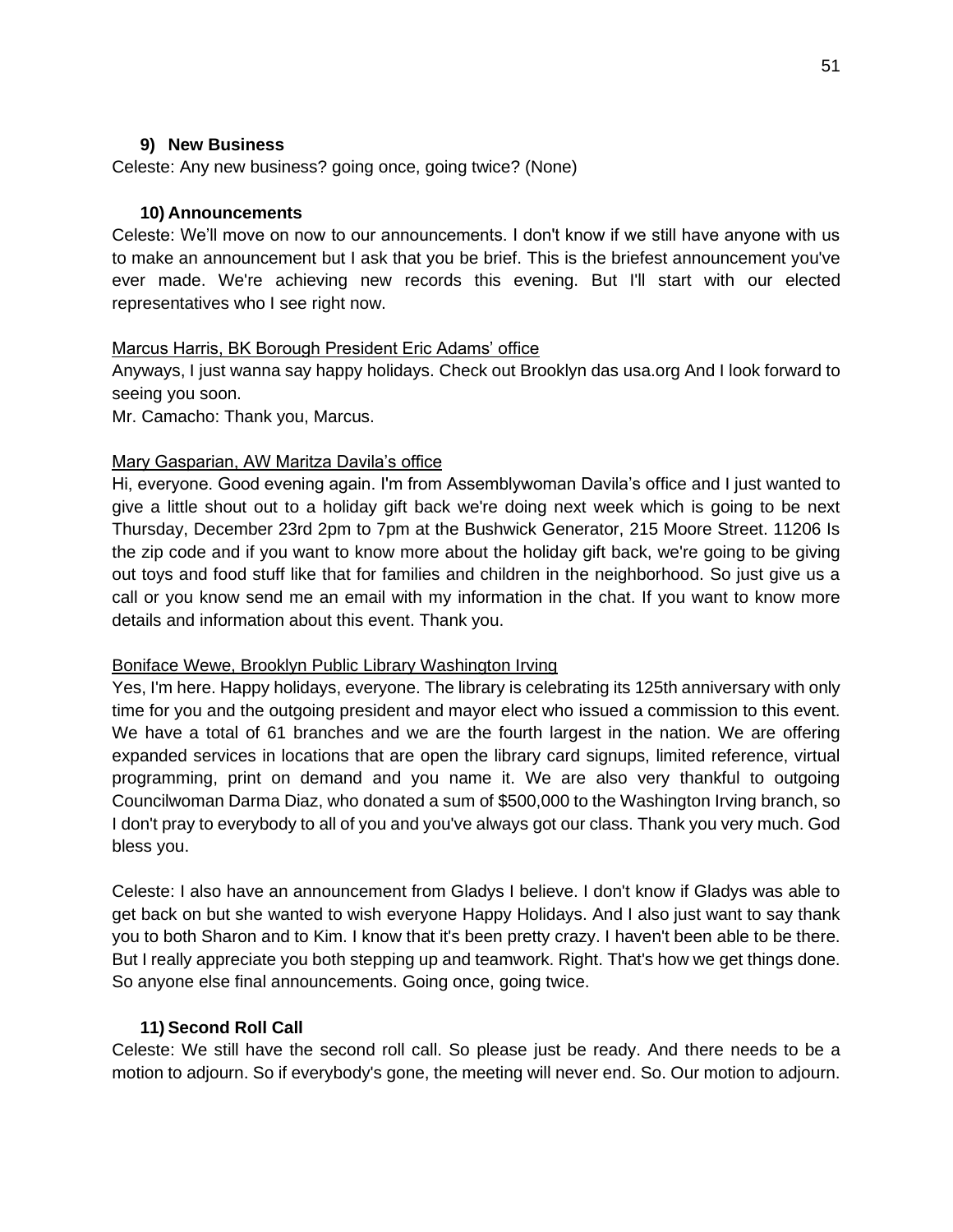### 9) New Business

Celeste: Any new business? going once, going twice? (None)

### 10) Announcements

Celeste: We'll move on now to our announcements. I don't know if we still have anyone with us to make an announcement but I ask that you be brief. This is the briefest announcement you've ever made. We're achieving new records this evening. But I'll start with our elected representatives who I see right now.

Marcus Harris, BK Borough President Eric Adams' office

Anyways, I just wanna say happy holidays. Check out Brooklyn das usa.org And I look forward to seeing you soon.

Mr. Camacho: Thank you, Marcus.

Mary Gasparian, AW Maritza Davila's office

Hi, everyone. Good evening again. I'm from Assemblywoman Davila's office and I just wanted to give a little shout out to a holiday gift back we're doing next week which is going to be next Thursday, December 23rd 2pm to 7pm at the Bushwick Generator, 215 Moore Street. 11206 Is the zip code and if you want to know more about the holiday gift back, we're going to be giving out toys and food stuff like that for families and children in the neighborhood. So just give us a call or you know send me an email with my information in the chat. If you want to know more details and information about this event. Thank you.

Boniface Wewe, Brooklyn Public Library Washington Irving

Yes, I'm here. Happy holidays, everyone. The library is celebrating its 125th anniversary with only time for you and the outgoing president and mayor elect who issued a commission to this event. We have a total of 61 branches and we are the fourth largest in the nation. We are offering expanded services in locations that are open the library card signups, limited reference, virtual programming, print on demand and you name it. We are also very thankful to outgoing Councilwoman Darma Diaz, who donated a sum of $500,000 to the Washington Irving branch, so I don't pray to everybody to all of you and you've always got our class. Thank you very much. God bless you.

Celeste: I also have an announcement from Gladys I believe. I don't know if Gladys was able to get back on but she wanted to wish everyone Happy Holidays. And I also just want to say thank you to both Sharon and to Kim. I know that it's been pretty crazy. I haven't been able to be there. But I really appreciate you both stepping up and teamwork. Right. That's how we get things done. So anyone else final announcements. Going once, going twice.

### 11) Second Roll Call

Celeste: We still have the second roll call. So please just be ready. And there needs to be a motion to adjourn. So if everybody's gone, the meeting will never end. So. Our motion to adjourn.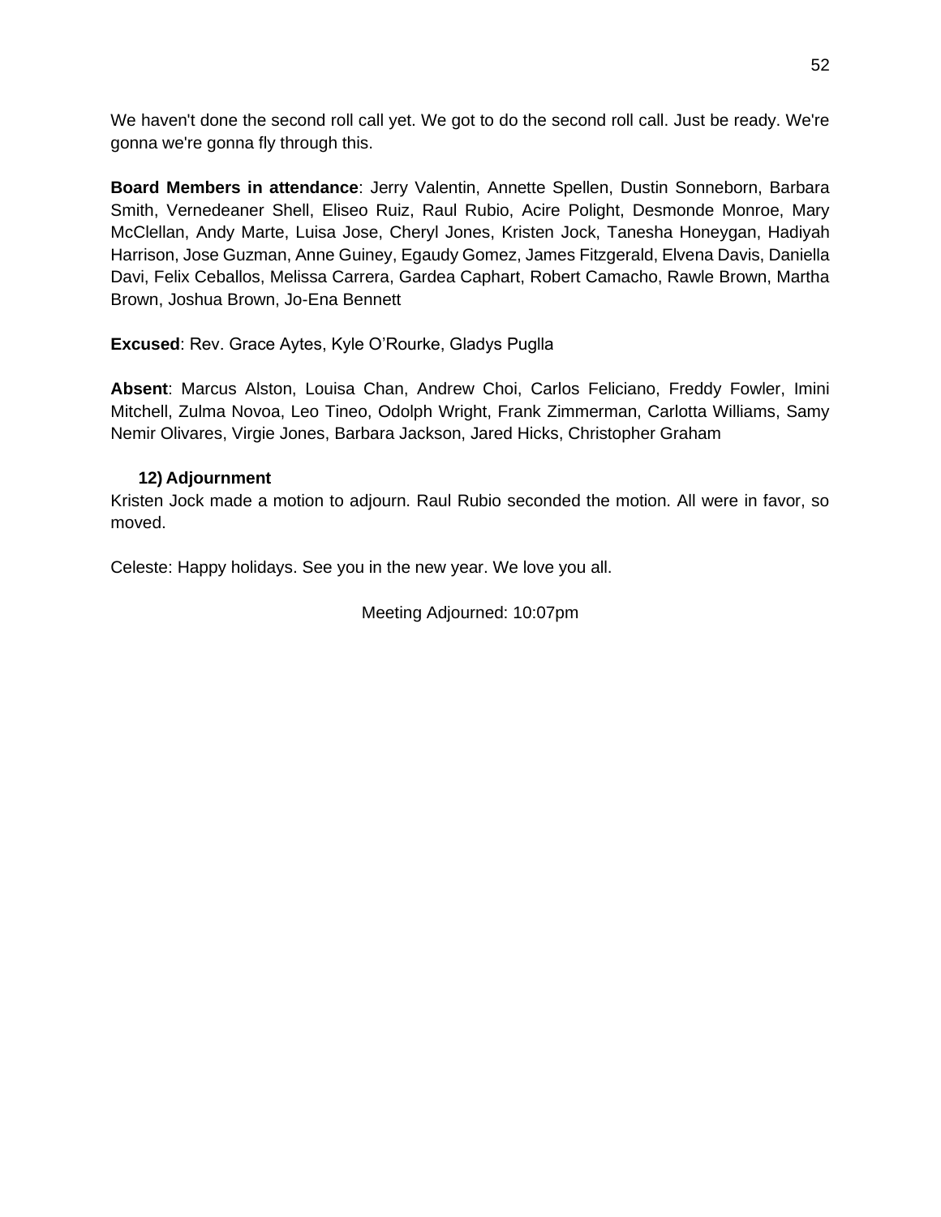We haven't done the second roll call yet. We got to do the second roll call. Just be ready. We're gonna we're gonna fly through this.

**Board Members in attendance**: Jerry Valentin, Annette Spellen, Dustin Sonneborn, Barbara Smith, Vernedeaner Shell, Eliseo Ruiz, Raul Rubio, Acire Polight, Desmonde Monroe, Mary McClellan, Andy Marte, Luisa Jose, Cheryl Jones, Kristen Jock, Tanesha Honeygan, Hadiyah Harrison, Jose Guzman, Anne Guiney, Egaudy Gomez, James Fitzgerald, Elvena Davis, Daniella Davi, Felix Ceballos, Melissa Carrera, Gardea Caphart, Robert Camacho, Rawle Brown, Martha Brown, Joshua Brown, Jo-Ena Bennett

**Excused**: Rev. Grace Aytes, Kyle O'Rourke, Gladys Puglla

**Absent**: Marcus Alston, Louisa Chan, Andrew Choi, Carlos Feliciano, Freddy Fowler, Imini Mitchell, Zulma Novoa, Leo Tineo, Odolph Wright, Frank Zimmerman, Carlotta Williams, Samy Nemir Olivares, Virgie Jones, Barbara Jackson, Jared Hicks, Christopher Graham

**12) Adjournment**

Kristen Jock made a motion to adjourn. Raul Rubio seconded the motion. All were in favor, so moved.

Celeste: Happy holidays. See you in the new year. We love you all.

Meeting Adjourned: 10:07pm